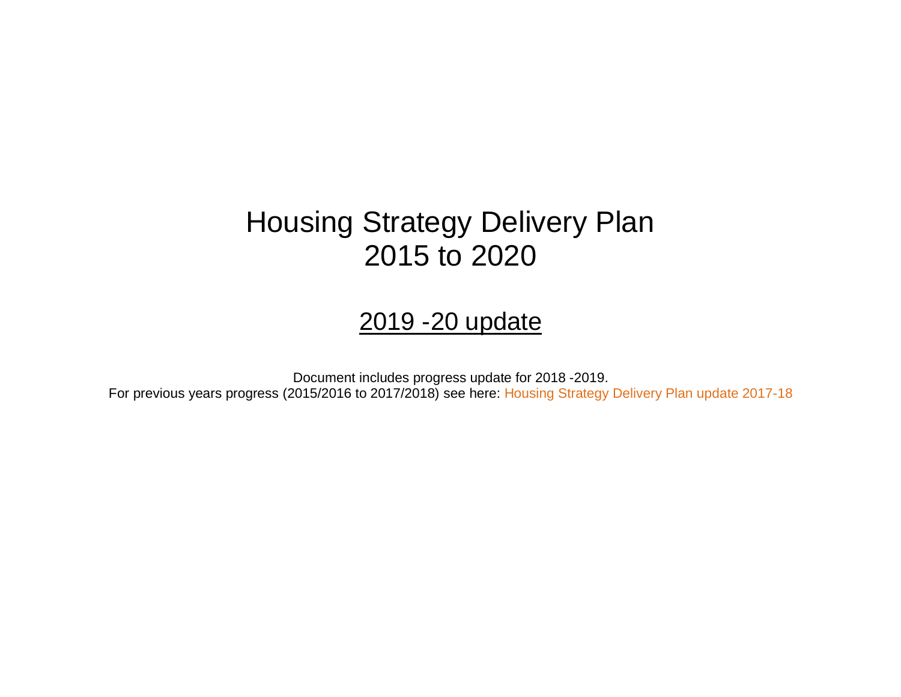# Housing Strategy Delivery Plan
# 2015 to 2020

## 2019 -20 update

Document includes progress update for 2018 -2019.
For previous years progress (2015/2016 to 2017/2018) see here: Housing Strategy Delivery Plan update 2017-18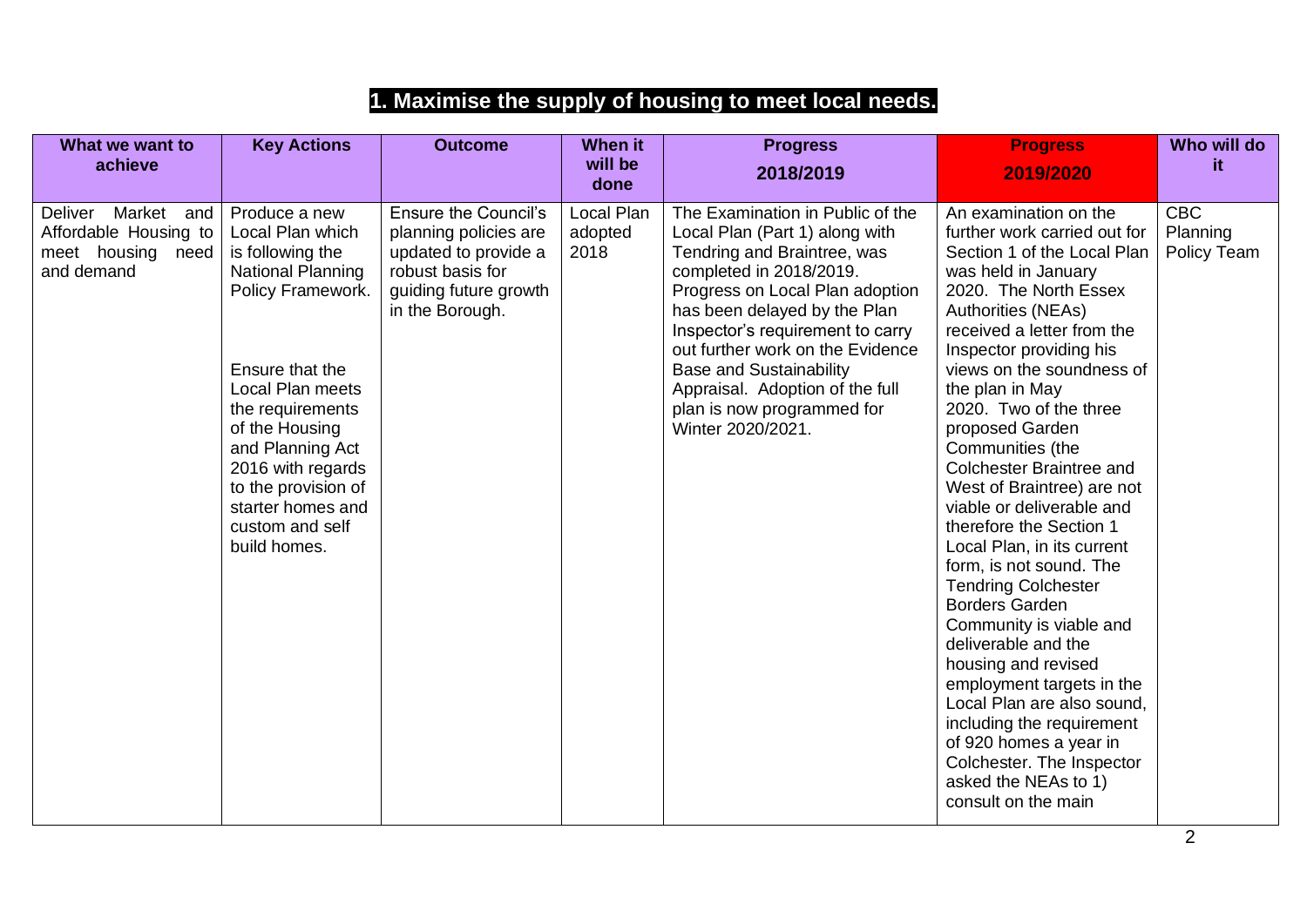## 1. Maximise the supply of housing to meet local needs.

| What we want to achieve | Key Actions | Outcome | When it will be done | Progress 2018/2019 | Progress 2019/2020 | Who will do it |
|---|---|---|---|---|---|---|
| Deliver Market and Affordable Housing to meet housing need and demand | Produce a new Local Plan which is following the National Planning Policy Framework.<br><br>Ensure that the Local Plan meets the requirements of the Housing and Planning Act 2016 with regards to the provision of starter homes and custom and self build homes. | Ensure the Council's planning policies are updated to provide a robust basis for guiding future growth in the Borough. | Local Plan adopted 2018 | The Examination in Public of the Local Plan (Part 1) along with Tendring and Braintree, was completed in 2018/2019. Progress on Local Plan adoption has been delayed by the Plan Inspector's requirement to carry out further work on the Evidence Base and Sustainability Appraisal. Adoption of the full plan is now programmed for Winter 2020/2021. | An examination on the further work carried out for Section 1 of the Local Plan was held in January 2020. The North Essex Authorities (NEAs) received a letter from the Inspector providing his views on the soundness of the plan in May 2020. Two of the three proposed Garden Communities (the Colchester Braintree and West of Braintree) are not viable or deliverable and therefore the Section 1 Local Plan, in its current form, is not sound. The Tendring Colchester Borders Garden Community is viable and deliverable and the housing and revised employment targets in the Local Plan are also sound, including the requirement of 920 homes a year in Colchester. The Inspector asked the NEAs to 1) consult on the main | CBC Planning Policy Team |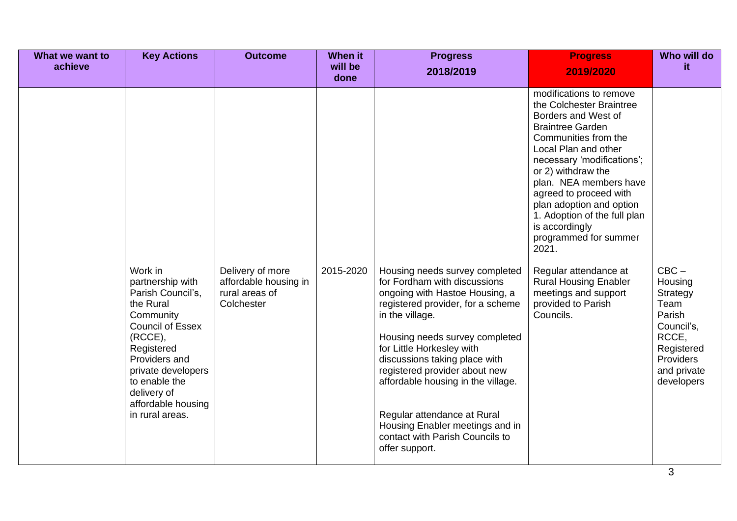| What we want to achieve | Key Actions | Outcome | When it will be done | Progress 2018/2019 | Progress 2019/2020 | Who will do it |
|---|---|---|---|---|---|---|
| | | | | | modifications to remove the Colchester Braintree Borders and West of Braintree Garden Communities from the Local Plan and other necessary 'modifications'; or 2) withdraw the plan. NEA members have agreed to proceed with plan adoption and option 1. Adoption of the full plan is accordingly programmed for summer 2021. | |
| | Work in partnership with Parish Council's, the Rural Community Council of Essex (RCCE), Registered Providers and private developers to enable the delivery of affordable housing in rural areas. | Delivery of more affordable housing in rural areas of Colchester | 2015-2020 | Housing needs survey completed for Fordham with discussions ongoing with Hastoe Housing, a registered provider, for a scheme in the village.<br><br>Housing needs survey completed for Little Horkesley with discussions taking place with registered provider about new affordable housing in the village.<br><br>Regular attendance at Rural Housing Enabler meetings and in contact with Parish Councils to offer support. | Regular attendance at Rural Housing Enabler meetings and support provided to Parish Councils. | CBC – Housing Strategy Team Parish Council's, RCCE, Registered Providers and private developers |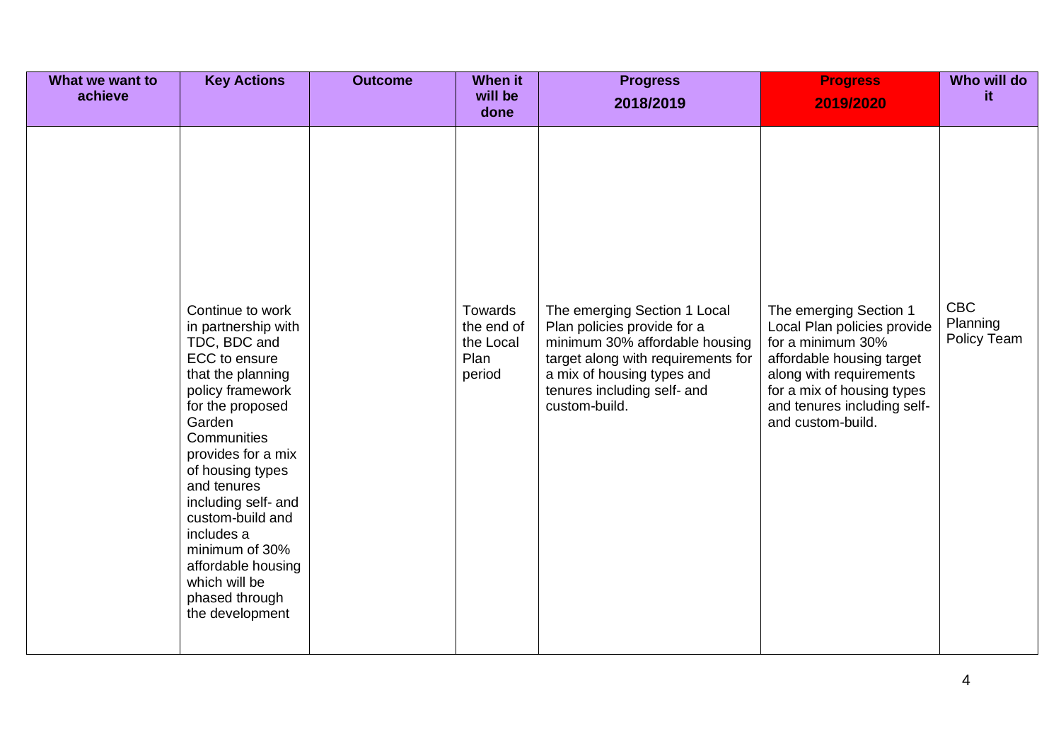| What we want to achieve | Key Actions | Outcome | When it will be done | Progress 2018/2019 | Progress 2019/2020 | Who will do it |
|---|---|---|---|---|---|---|
| | Continue to work in partnership with TDC, BDC and ECC to ensure that the planning policy framework for the proposed Garden Communities provides for a mix of housing types and tenures including self- and custom-build and includes a minimum of 30% affordable housing which will be phased through the development | | Towards the end of the Local Plan period | The emerging Section 1 Local Plan policies provide for a minimum 30% affordable housing target along with requirements for a mix of housing types and tenures including self- and custom-build. | The emerging Section 1 Local Plan policies provide for a minimum 30% affordable housing target along with requirements for a mix of housing types and tenures including self- and custom-build. | CBC Planning Policy Team |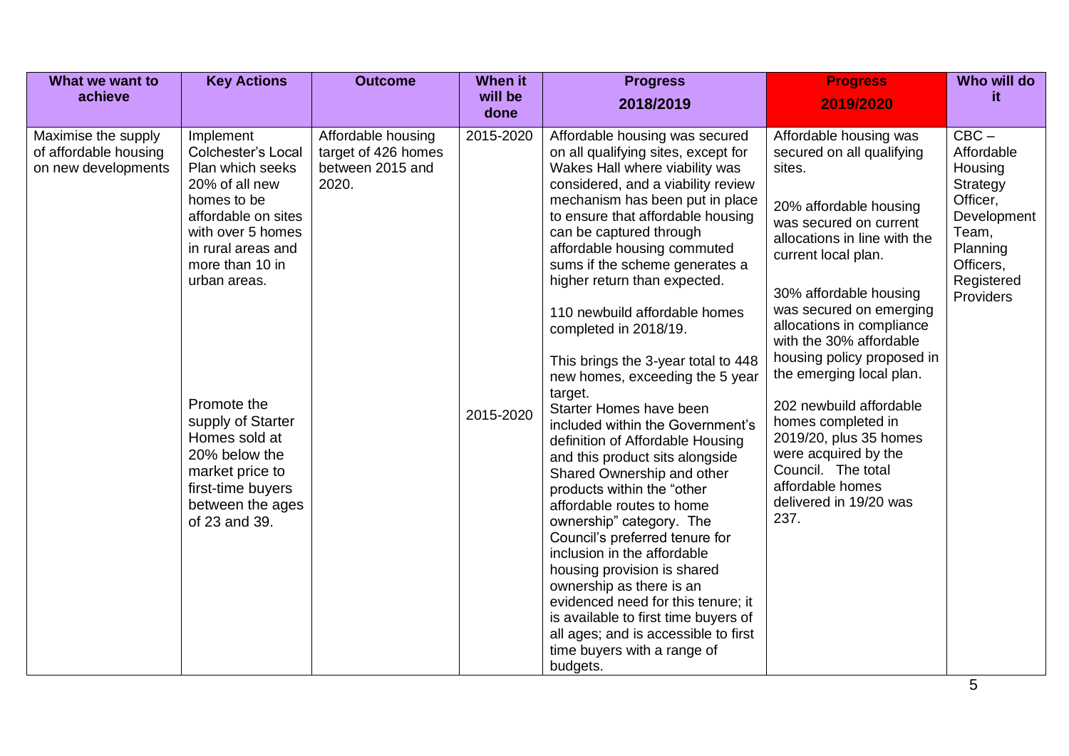| What we want to achieve | Key Actions | Outcome | When it will be done | Progress 2018/2019 | Progress 2019/2020 | Who will do it |
|---|---|---|---|---|---|---|
| Maximise the supply of affordable housing on new developments | Implement Colchester's Local Plan which seeks 20% of all new homes to be affordable on sites with over 5 homes in rural areas and more than 10 in urban areas. | Affordable housing target of 426 homes between 2015 and 2020. | 2015-2020 | Affordable housing was secured on all qualifying sites, except for Wakes Hall where viability was considered, and a viability review mechanism has been put in place to ensure that affordable housing can be captured through affordable housing commuted sums if the scheme generates a higher return than expected.<br><br>110 newbuild affordable homes completed in 2018/19.<br><br>This brings the 3-year total to 448 new homes, exceeding the 5 year target. | Affordable housing was secured on all qualifying sites.<br><br>20% affordable housing was secured on current allocations in line with the current local plan.<br><br>30% affordable housing was secured on emerging allocations in compliance with the 30% affordable housing policy proposed in the emerging local plan.<br><br>202 newbuild affordable homes completed in 2019/20, plus 35 homes were acquired by the Council. The total affordable homes delivered in 19/20 was 237. | CBC – Affordable Housing Strategy Officer, Development Team, Planning Officers, Registered Providers |
| | Promote the supply of Starter Homes sold at 20% below the market price to first-time buyers between the ages of 23 and 39. | | 2015-2020 | Starter Homes have been included within the Government's definition of Affordable Housing and this product sits alongside Shared Ownership and other products within the "other affordable routes to home ownership" category. The Council's preferred tenure for inclusion in the affordable housing provision is shared ownership as there is an evidenced need for this tenure; it is available to first time buyers of all ages; and is accessible to first time buyers with a range of budgets. | | |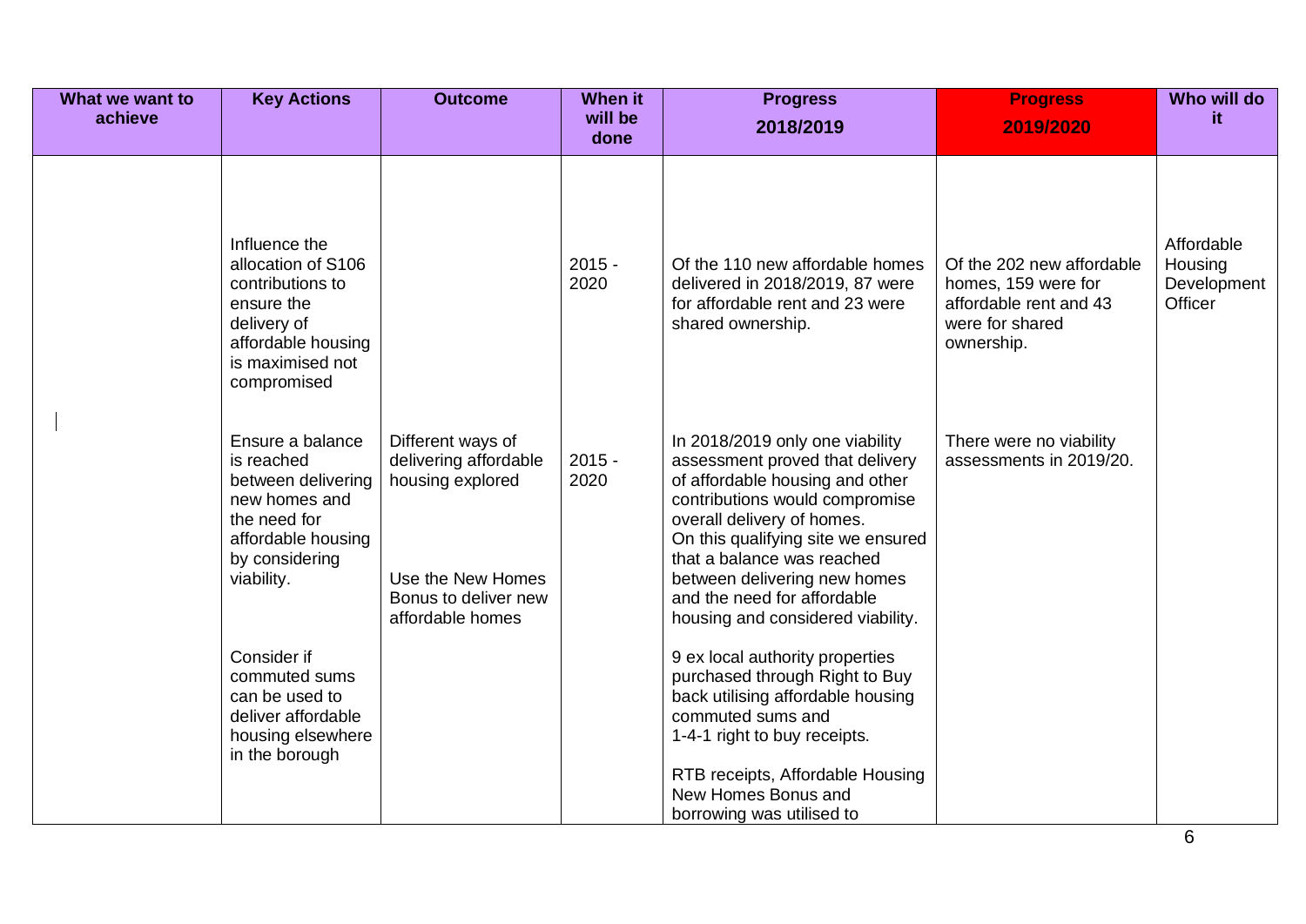| What we want to achieve | Key Actions | Outcome | When it will be done | Progress 2018/2019 | Progress 2019/2020 | Who will do it |
|---|---|---|---|---|---|---|
| | Influence the allocation of S106 contributions to ensure the delivery of affordable housing is maximised not compromised | | 2015 - 2020 | Of the 110 new affordable homes delivered in 2018/2019, 87 were for affordable rent and 23 were shared ownership. | Of the 202 new affordable homes, 159 were for affordable rent and 43 were for shared ownership. | Affordable Housing Development Officer |
| | Ensure a balance is reached between delivering new homes and the need for affordable housing by considering viability. | Different ways of delivering affordable housing explored<br><br>Use the New Homes Bonus to deliver new affordable homes | 2015 - 2020 | In 2018/2019 only one viability assessment proved that delivery of affordable housing and other contributions would compromise overall delivery of homes. On this qualifying site we ensured that a balance was reached between delivering new homes and the need for affordable housing and considered viability. | There were no viability assessments in 2019/20. | |
| | Consider if commuted sums can be used to deliver affordable housing elsewhere in the borough | | | 9 ex local authority properties purchased through Right to Buy back utilising affordable housing commuted sums and 1-4-1 right to buy receipts.<br><br>RTB receipts, Affordable Housing New Homes Bonus and borrowing was utilised to | | |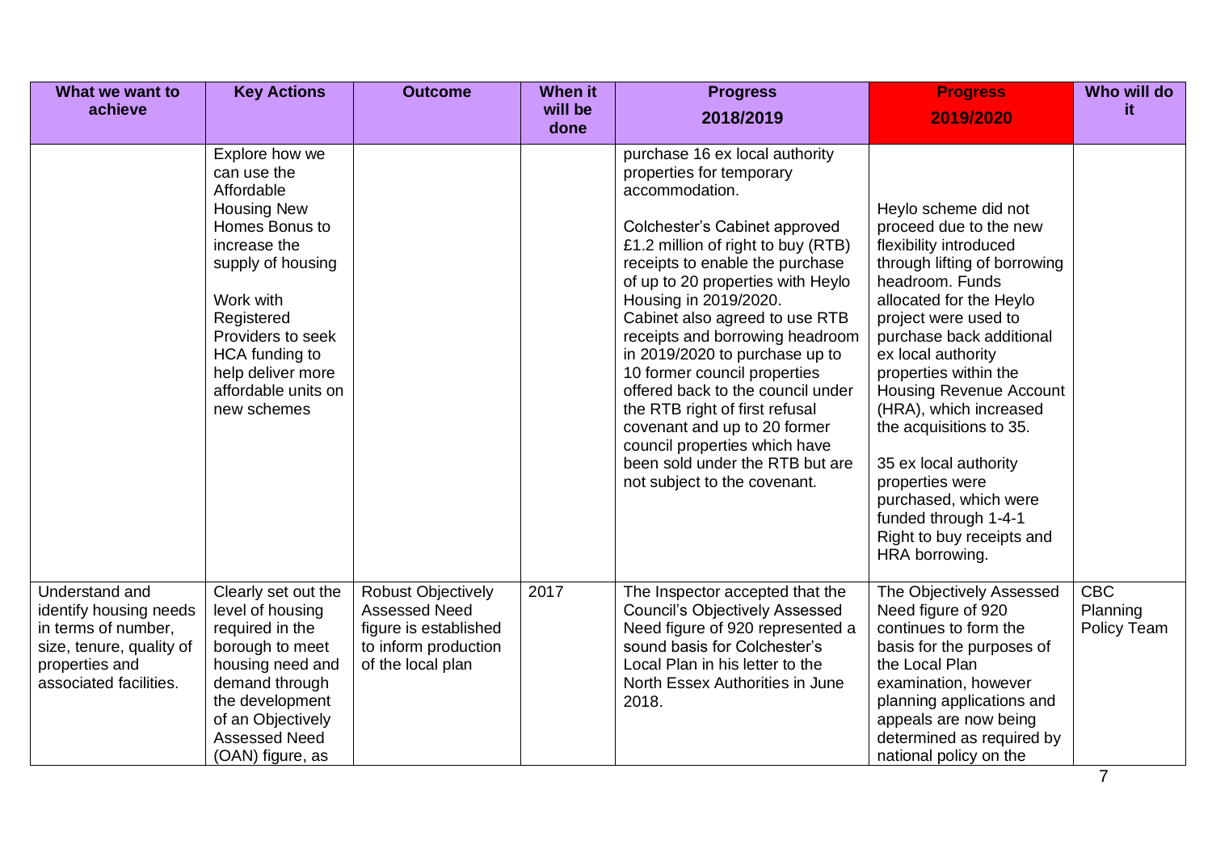| What we want to achieve | Key Actions | Outcome | When it will be done | Progress 2018/2019 | Progress 2019/2020 | Who will do it |
|---|---|---|---|---|---|---|
| | Explore how we can use the Affordable Housing New Homes Bonus to increase the supply of housing<br><br>Work with Registered Providers to seek HCA funding to help deliver more affordable units on new schemes | | | purchase 16 ex local authority properties for temporary accommodation.<br><br>Colchester's Cabinet approved £1.2 million of right to buy (RTB) receipts to enable the purchase of up to 20 properties with Heylo Housing in 2019/2020. Cabinet also agreed to use RTB receipts and borrowing headroom in 2019/2020 to purchase up to 10 former council properties offered back to the council under the RTB right of first refusal covenant and up to 20 former council properties which have been sold under the RTB but are not subject to the covenant. | Heylo scheme did not proceed due to the new flexibility introduced through lifting of borrowing headroom. Funds allocated for the Heylo project were used to purchase back additional ex local authority properties within the Housing Revenue Account (HRA), which increased the acquisitions to 35.<br><br>35 ex local authority properties were purchased, which were funded through 1-4-1 Right to buy receipts and HRA borrowing. | |
| Understand and identify housing needs in terms of number, size, tenure, quality of properties and associated facilities. | Clearly set out the level of housing required in the borough to meet housing need and demand through the development of an Objectively Assessed Need (OAN) figure, as | Robust Objectively Assessed Need figure is established to inform production of the local plan | 2017 | The Inspector accepted that the Council's Objectively Assessed Need figure of 920 represented a sound basis for Colchester's Local Plan in his letter to the North Essex Authorities in June 2018. | The Objectively Assessed Need figure of 920 continues to form the basis for the purposes of the Local Plan examination, however planning applications and appeals are now being determined as required by national policy on the | CBC Planning Policy Team |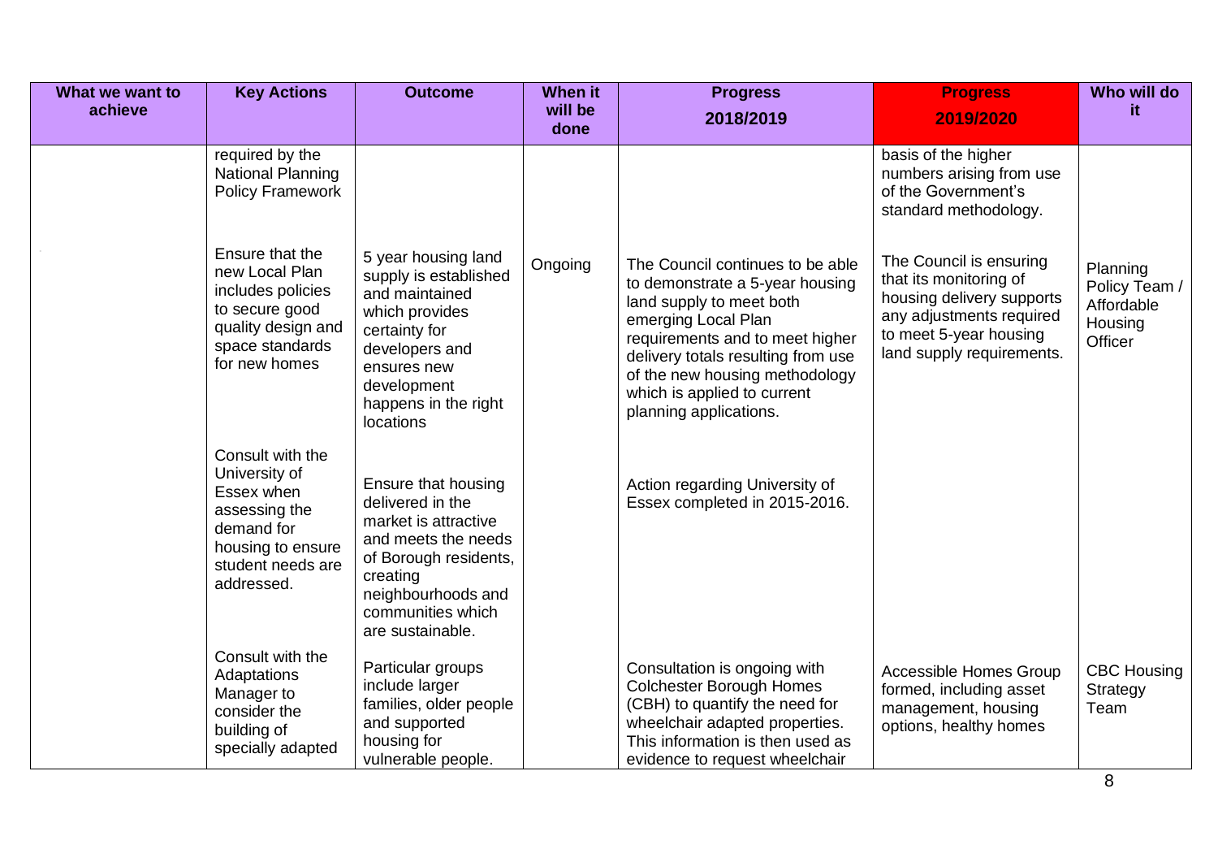| What we want to achieve | Key Actions | Outcome | When it will be done | Progress 2018/2019 | Progress 2019/2020 | Who will do it |
|---|---|---|---|---|---|---|
| | required by the National Planning Policy Framework | | | | basis of the higher numbers arising from use of the Government's standard methodology. | |
| | Ensure that the new Local Plan includes policies to secure good quality design and space standards for new homes | 5 year housing land supply is established and maintained which provides certainty for developers and ensures new development happens in the right locations | Ongoing | The Council continues to be able to demonstrate a 5-year housing land supply to meet both emerging Local Plan requirements and to meet higher delivery totals resulting from use of the new housing methodology which is applied to current planning applications. | The Council is ensuring that its monitoring of housing delivery supports any adjustments required to meet 5-year housing land supply requirements. | Planning Policy Team / Affordable Housing Officer |
| | Consult with the University of Essex when assessing the demand for housing to ensure student needs are addressed. | Ensure that housing delivered in the market is attractive and meets the needs of Borough residents, creating neighbourhoods and communities which are sustainable. | | Action regarding University of Essex completed in 2015-2016. | | |
| | Consult with the Adaptations Manager to consider the building of specially adapted | Particular groups include larger families, older people and supported housing for vulnerable people. | | Consultation is ongoing with Colchester Borough Homes (CBH) to quantify the need for wheelchair adapted properties. This information is then used as evidence to request wheelchair | Accessible Homes Group formed, including asset management, housing options, healthy homes | CBC Housing Strategy Team |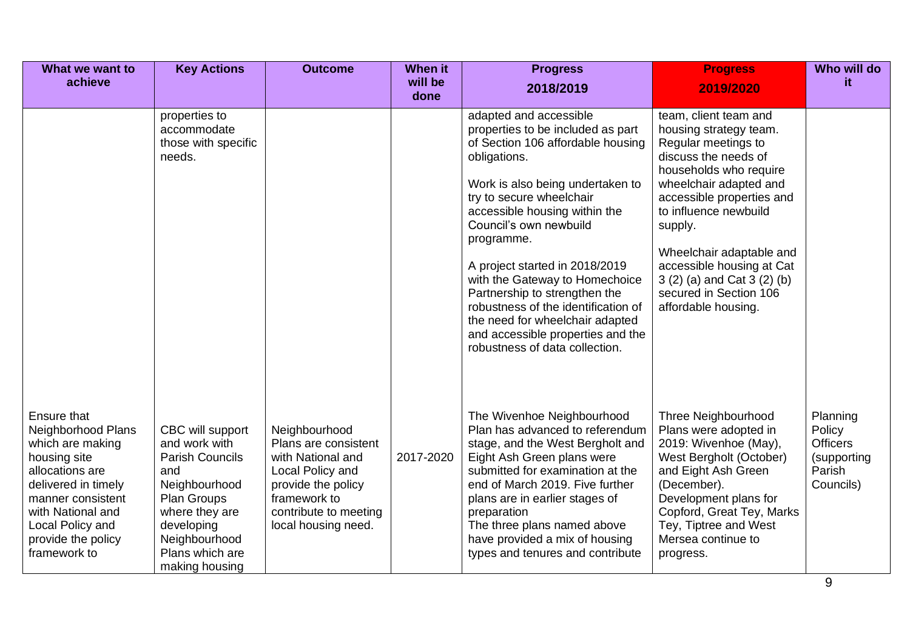| What we want to achieve | Key Actions | Outcome | When it will be done | Progress 2018/2019 | Progress 2019/2020 | Who will do it |
|---|---|---|---|---|---|---|
| | properties to accommodate those with specific needs. | | | adapted and accessible properties to be included as part of Section 106 affordable housing obligations.<br><br>Work is also being undertaken to try to secure wheelchair accessible housing within the Council's own newbuild programme.<br><br>A project started in 2018/2019 with the Gateway to Homechoice Partnership to strengthen the robustness of the identification of the need for wheelchair adapted and accessible properties and the robustness of data collection. | team, client team and housing strategy team. Regular meetings to discuss the needs of households who require wheelchair adapted and accessible properties and to influence newbuild supply.<br><br>Wheelchair adaptable and accessible housing at Cat 3 (2) (a) and Cat 3 (2) (b) secured in Section 106 affordable housing. | |
| Ensure that Neighborhood Plans which are making housing site allocations are delivered in timely manner consistent with National and Local Policy and provide the policy framework to | CBC will support and work with Parish Councils and Neighbourhood Plan Groups where they are developing Neighbourhood Plans which are making housing | Neighbourhood Plans are consistent with National and Local Policy and provide the policy framework to contribute to meeting local housing need. | 2017-2020 | The Wivenhoe Neighbourhood Plan has advanced to referendum stage, and the West Bergholt and Eight Ash Green plans were submitted for examination at the end of March 2019. Five further plans are in earlier stages of preparation<br>The three plans named above have provided a mix of housing types and tenures and contribute | Three Neighbourhood Plans were adopted in 2019: Wivenhoe (May), West Bergholt (October) and Eight Ash Green (December). Development plans for Copford, Great Tey, Marks Tey, Tiptree and West Mersea continue to progress. | Planning Policy Officers (supporting Parish Councils) |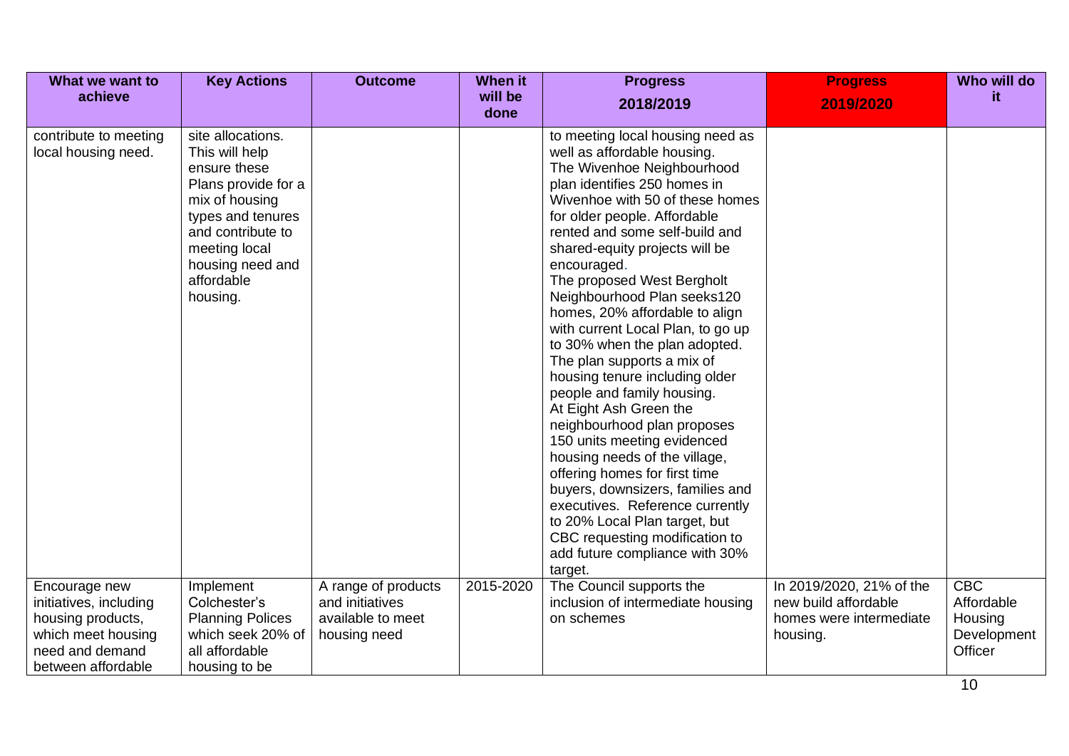| What we want to achieve | Key Actions | Outcome | When it will be done | Progress 2018/2019 | Progress 2019/2020 | Who will do it |
|---|---|---|---|---|---|---|
| contribute to meeting local housing need. | site allocations. This will help ensure these Plans provide for a mix of housing types and tenures and contribute to meeting local housing need and affordable housing. | | | to meeting local housing need as well as affordable housing. The Wivenhoe Neighbourhood plan identifies 250 homes in Wivenhoe with 50 of these homes for older people. Affordable rented and some self-build and shared-equity projects will be encouraged. The proposed West Bergholt Neighbourhood Plan seeks120 homes, 20% affordable to align with current Local Plan, to go up to 30% when the plan adopted. The plan supports a mix of housing tenure including older people and family housing. At Eight Ash Green the neighbourhood plan proposes 150 units meeting evidenced housing needs of the village, offering homes for first time buyers, downsizers, families and executives. Reference currently to 20% Local Plan target, but CBC requesting modification to add future compliance with 30% target. | | |
| Encourage new initiatives, including housing products, which meet housing need and demand between affordable | Implement Colchester's Planning Polices which seek 20% of all affordable housing to be | A range of products and initiatives available to meet housing need | 2015-2020 | The Council supports the inclusion of intermediate housing on schemes | In 2019/2020, 21% of the new build affordable homes were intermediate housing. | CBC Affordable Housing Development Officer |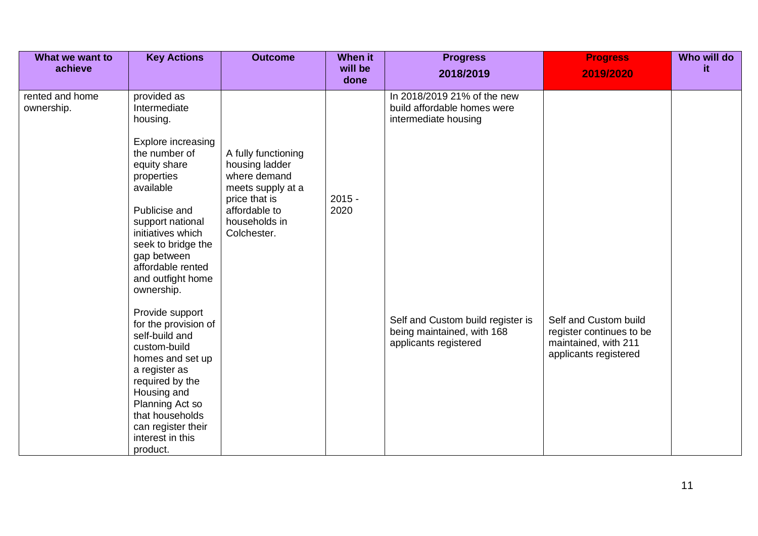| What we want to achieve | Key Actions | Outcome | When it will be done | Progress 2018/2019 | Progress 2019/2020 | Who will do it |
|---|---|---|---|---|---|---|
| rented and home ownership. | provided as Intermediate housing. | | | In 2018/2019 21% of the new build affordable homes were intermediate housing | | |
| | Explore increasing the number of equity share properties available | A fully functioning housing ladder where demand meets supply at a price that is affordable to households in Colchester. | 2015 - 2020 | | | |
| | Publicise and support national initiatives which seek to bridge the gap between affordable rented and outfight home ownership. | | | | | |
| | Provide support for the provision of self-build and custom-build homes and set up a register as required by the Housing and Planning Act so that households can register their interest in this product. | | | Self and Custom build register is being maintained, with 168 applicants registered | Self and Custom build register continues to be maintained, with 211 applicants registered | |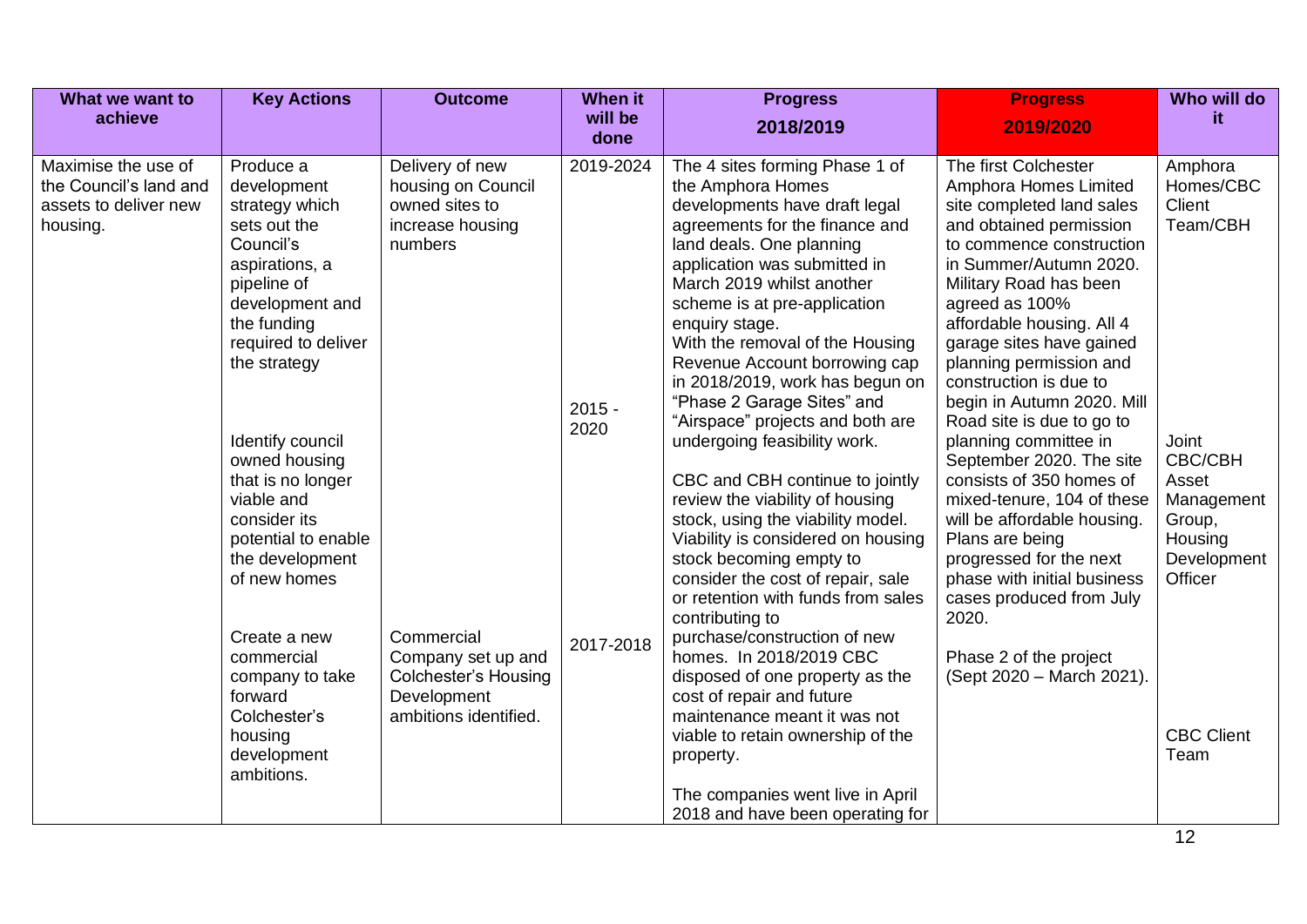| What we want to achieve | Key Actions | Outcome | When it will be done | Progress 2018/2019 | Progress 2019/2020 | Who will do it |
|---|---|---|---|---|---|---|
| Maximise the use of the Council's land and assets to deliver new housing. | Produce a development strategy which sets out the Council's aspirations, a pipeline of development and the funding required to deliver the strategy | Delivery of new housing on Council owned sites to increase housing numbers | 2019-2024 | The 4 sites forming Phase 1 of the Amphora Homes developments have draft legal agreements for the finance and land deals. One planning application was submitted in March 2019 whilst another scheme is at pre-application enquiry stage. With the removal of the Housing Revenue Account borrowing cap in 2018/2019, work has begun on "Phase 2 Garage Sites" and "Airspace" projects and both are undergoing feasibility work. | The first Colchester Amphora Homes Limited site completed land sales and obtained permission to commence construction in Summer/Autumn 2020. Military Road has been agreed as 100% affordable housing. All 4 garage sites have gained planning permission and construction is due to begin in Autumn 2020. Mill Road site is due to go to planning committee in September 2020. The site consists of 350 homes of mixed-tenure, 104 of these will be affordable housing. Plans are being progressed for the next phase with initial business cases produced from July 2020. | Amphora Homes/CBC Client Team/CBH |
| | Identify council owned housing that is no longer viable and consider its potential to enable the development of new homes | | 2015 - 2020 | CBC and CBH continue to jointly review the viability of housing stock, using the viability model. Viability is considered on housing stock becoming empty to consider the cost of repair, sale or retention with funds from sales contributing to purchase/construction of new homes. In 2018/2019 CBC disposed of one property as the cost of repair and future maintenance meant it was not viable to retain ownership of the property. | Phase 2 of the project (Sept 2020 – March 2021). | Joint CBC/CBH Asset Management Group, Housing Development Officer |
| | Create a new commercial company to take forward Colchester's housing development ambitions. | Commercial Company set up and Colchester's Housing Development ambitions identified. | 2017-2018 | The companies went live in April 2018 and have been operating for | | CBC Client Team |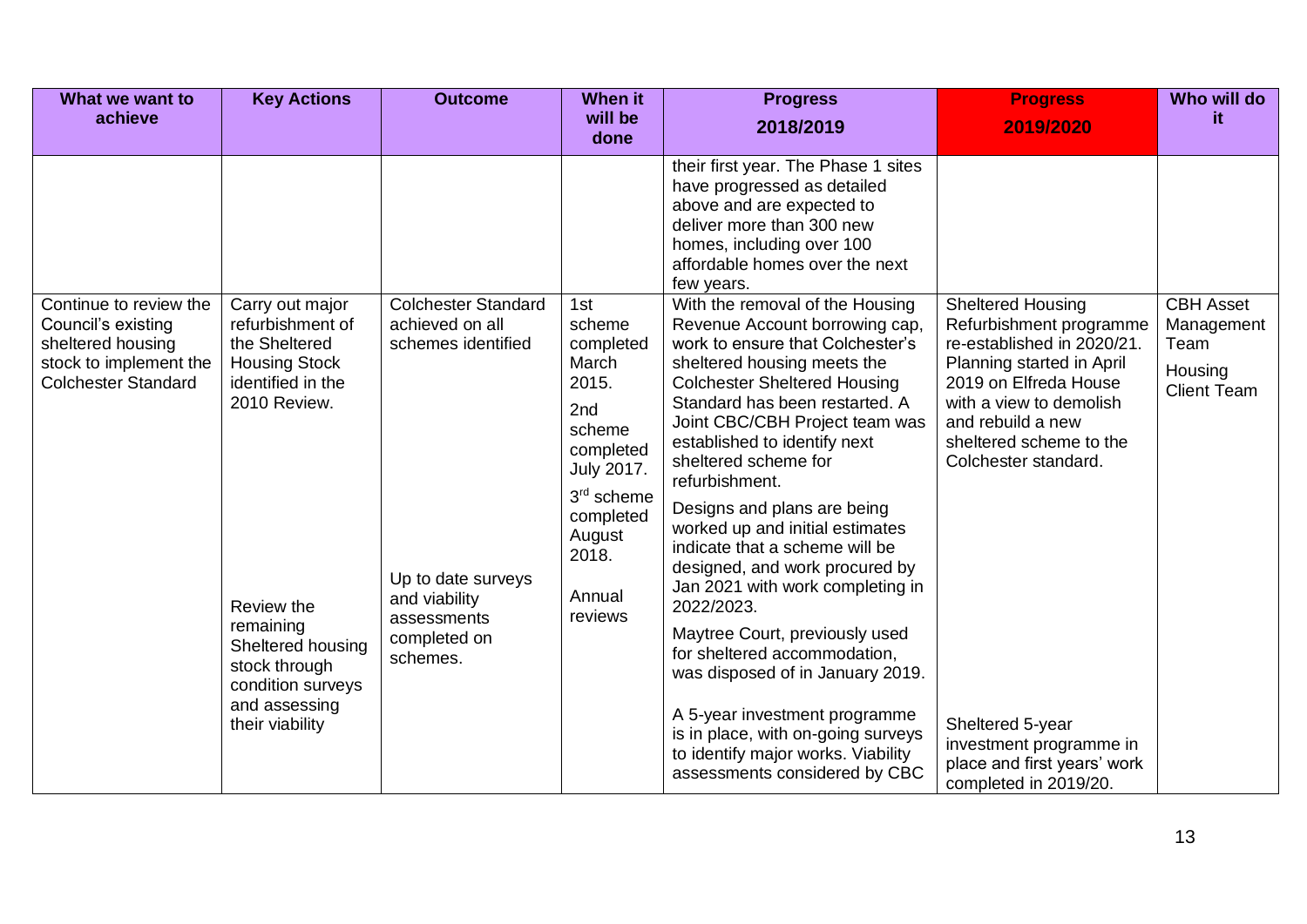| What we want to achieve | Key Actions | Outcome | When it will be done | Progress 2018/2019 | Progress 2019/2020 | Who will do it |
|---|---|---|---|---|---|---|
| | | | | their first year. The Phase 1 sites have progressed as detailed above and are expected to deliver more than 300 new homes, including over 100 affordable homes over the next few years. | | |
| Continue to review the Council's existing sheltered housing stock to implement the Colchester Standard | Carry out major refurbishment of the Sheltered Housing Stock identified in the 2010 Review. | Colchester Standard achieved on all schemes identified | 1st scheme completed March 2015. 2nd scheme completed July 2017. 3rd scheme completed August 2018. | With the removal of the Housing Revenue Account borrowing cap, work to ensure that Colchester's sheltered housing meets the Colchester Sheltered Housing Standard has been restarted. A Joint CBC/CBH Project team was established to identify next sheltered scheme for refurbishment. Designs and plans are being worked up and initial estimates indicate that a scheme will be designed, and work procured by Jan 2021 with work completing in 2022/2023. Maytree Court, previously used for sheltered accommodation, was disposed of in January 2019. | Sheltered Housing Refurbishment programme re-established in 2020/21. Planning started in April 2019 on Elfreda House with a view to demolish and rebuild a new sheltered scheme to the Colchester standard. | CBH Asset Management Team Housing Client Team |
| | Review the remaining Sheltered housing stock through condition surveys and assessing their viability | Up to date surveys and viability assessments completed on schemes. | Annual reviews | A 5-year investment programme is in place, with on-going surveys to identify major works. Viability assessments considered by CBC | Sheltered 5-year investment programme in place and first years' work completed in 2019/20. | |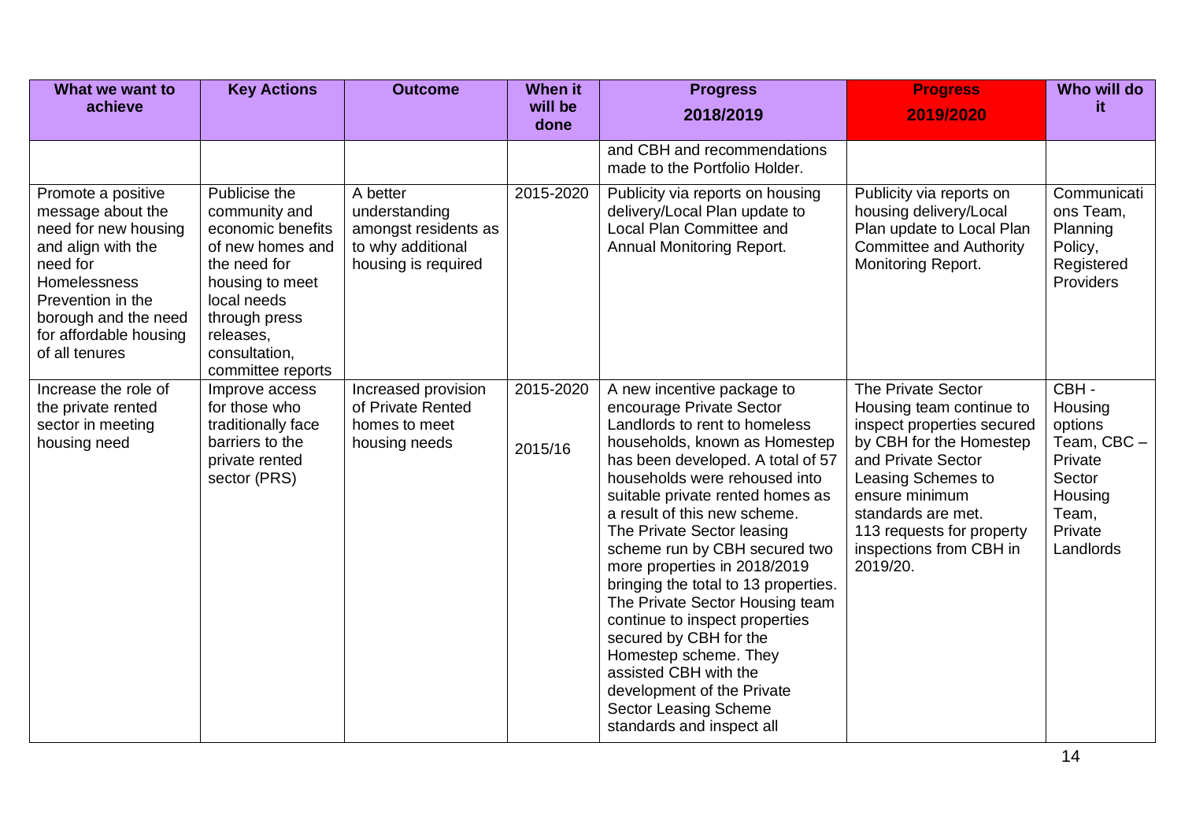| What we want to achieve | Key Actions | Outcome | When it will be done | Progress 2018/2019 | Progress 2019/2020 | Who will do it |
|---|---|---|---|---|---|---|
| | | | | and CBH and recommendations made to the Portfolio Holder. | | |
| Promote a positive message about the need for new housing and align with the need for Homelessness Prevention in the borough and the need for affordable housing of all tenures | Publicise the community and economic benefits of new homes and the need for housing to meet local needs through press releases, consultation, committee reports | A better understanding amongst residents as to why additional housing is required | 2015-2020 | Publicity via reports on housing delivery/Local Plan update to Local Plan Committee and Annual Monitoring Report. | Publicity via reports on housing delivery/Local Plan update to Local Plan Committee and Authority Monitoring Report. | Communications Team, Planning Policy, Registered Providers |
| Increase the role of the private rented sector in meeting housing need | Improve access for those who traditionally face barriers to the private rented sector (PRS) | Increased provision of Private Rented homes to meet housing needs | 2015-2020<br><br>2015/16 | A new incentive package to encourage Private Sector Landlords to rent to homeless households, known as Homestep has been developed. A total of 57 households were rehoused into suitable private rented homes as a result of this new scheme. The Private Sector leasing scheme run by CBH secured two more properties in 2018/2019 bringing the total to 13 properties. The Private Sector Housing team continue to inspect properties secured by CBH for the Homestep scheme. They assisted CBH with the development of the Private Sector Leasing Scheme standards and inspect all | The Private Sector Housing team continue to inspect properties secured by CBH for the Homestep and Private Sector Leasing Schemes to ensure minimum standards are met. 113 requests for property inspections from CBH in 2019/20. | CBH - Housing options Team, CBC – Private Sector Housing Team, Private Landlords |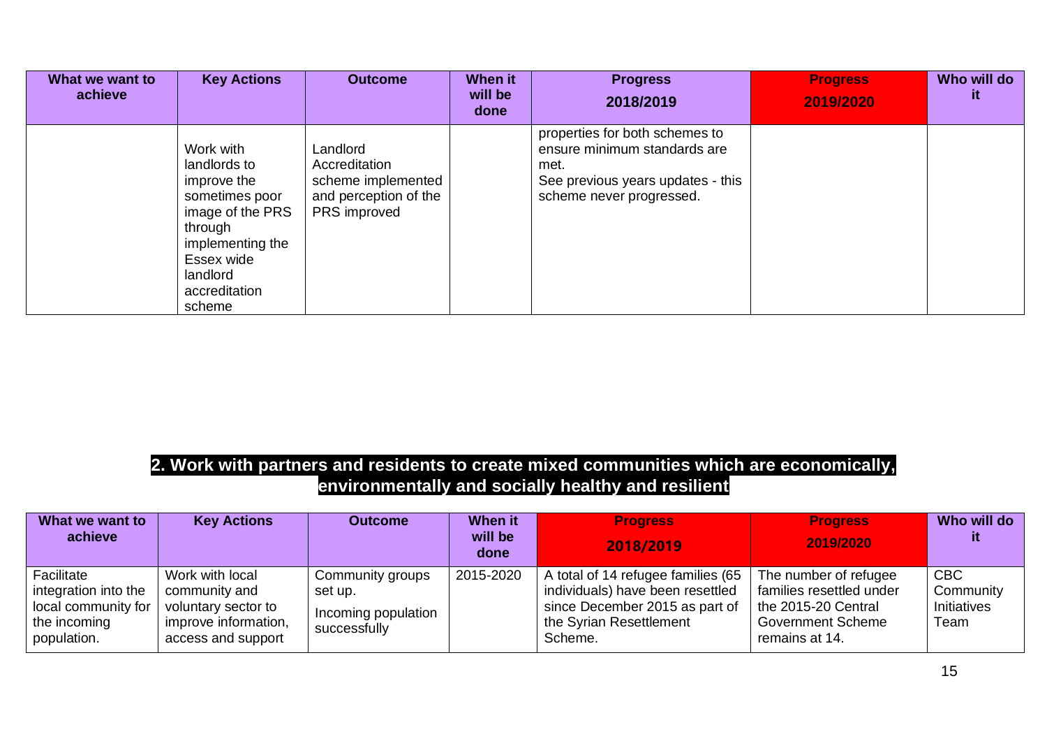| What we want to achieve | Key Actions | Outcome | When it will be done | Progress 2018/2019 | Progress 2019/2020 | Who will do it |
|---|---|---|---|---|---|---|
| | Work with landlords to improve the sometimes poor image of the PRS through implementing the Essex wide landlord accreditation scheme | Landlord Accreditation scheme implemented and perception of the PRS improved | | properties for both schemes to ensure minimum standards are met. See previous years updates - this scheme never progressed. | | |

## 2. Work with partners and residents to create mixed communities which are economically, environmentally and socially healthy and resilient

| What we want to achieve | Key Actions | Outcome | When it will be done | Progress 2018/2019 | Progress 2019/2020 | Who will do it |
|---|---|---|---|---|---|---|
| Facilitate integration into the local community for the incoming population. | Work with local community and voluntary sector to improve information, access and support | Community groups set up. Incoming population successfully | 2015-2020 | A total of 14 refugee families (65 individuals) have been resettled since December 2015 as part of the Syrian Resettlement Scheme. | The number of refugee families resettled under the 2015-20 Central Government Scheme remains at 14. | CBC Community Initiatives Team |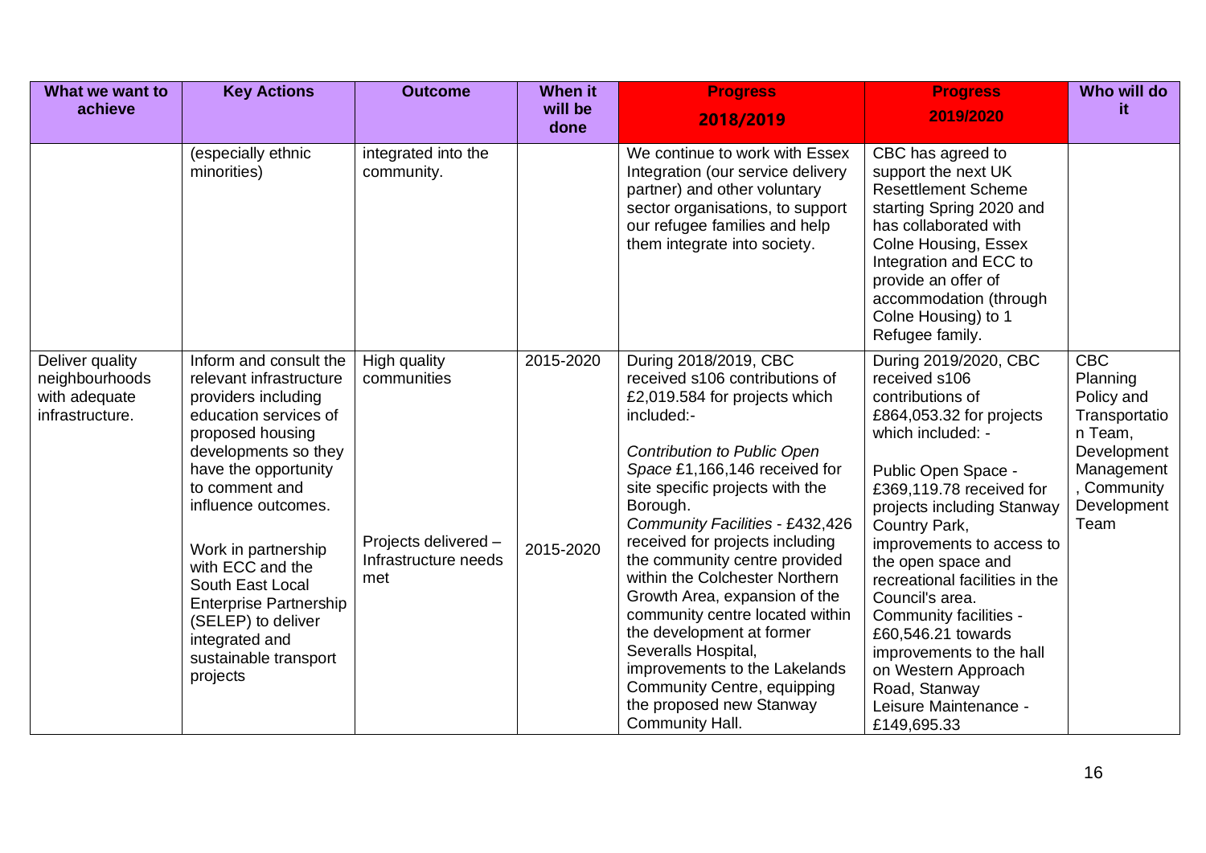| What we want to achieve | Key Actions | Outcome | When it will be done | Progress 2018/2019 | Progress 2019/2020 | Who will do it |
|---|---|---|---|---|---|---|
| | (especially ethnic minorities) | integrated into the community. | | We continue to work with Essex Integration (our service delivery partner) and other voluntary sector organisations, to support our refugee families and help them integrate into society. | CBC has agreed to support the next UK Resettlement Scheme starting Spring 2020 and has collaborated with Colne Housing, Essex Integration and ECC to provide an offer of accommodation (through Colne Housing) to 1 Refugee family. | |
| Deliver quality neighbourhoods with adequate infrastructure. | Inform and consult the relevant infrastructure providers including education services of proposed housing developments so they have the opportunity to comment and influence outcomes.<br><br>Work in partnership with ECC and the South East Local Enterprise Partnership (SELEP) to deliver integrated and sustainable transport projects | High quality communities<br><br>Projects delivered – Infrastructure needs met | 2015-2020<br><br>2015-2020 | During 2018/2019, CBC received s106 contributions of £2,019.584 for projects which included:-<br><br>*Contribution to Public Open Space* £1,166,146 received for site specific projects with the Borough.<br>*Community Facilities* - £432,426 received for projects including the community centre provided within the Colchester Northern Growth Area, expansion of the community centre located within the development at former Severalls Hospital, improvements to the Lakelands Community Centre, equipping the proposed new Stanway Community Hall. | During 2019/2020, CBC received s106 contributions of £864,053.32 for projects which included: -<br><br>Public Open Space - £369,119.78 received for projects including Stanway Country Park, improvements to access to the open space and recreational facilities in the Council's area.<br>Community facilities - £60,546.21 towards improvements to the hall on Western Approach Road, Stanway<br>Leisure Maintenance - £149,695.33 | CBC Planning Policy and Transportation Team, Development Management, Community Development Team |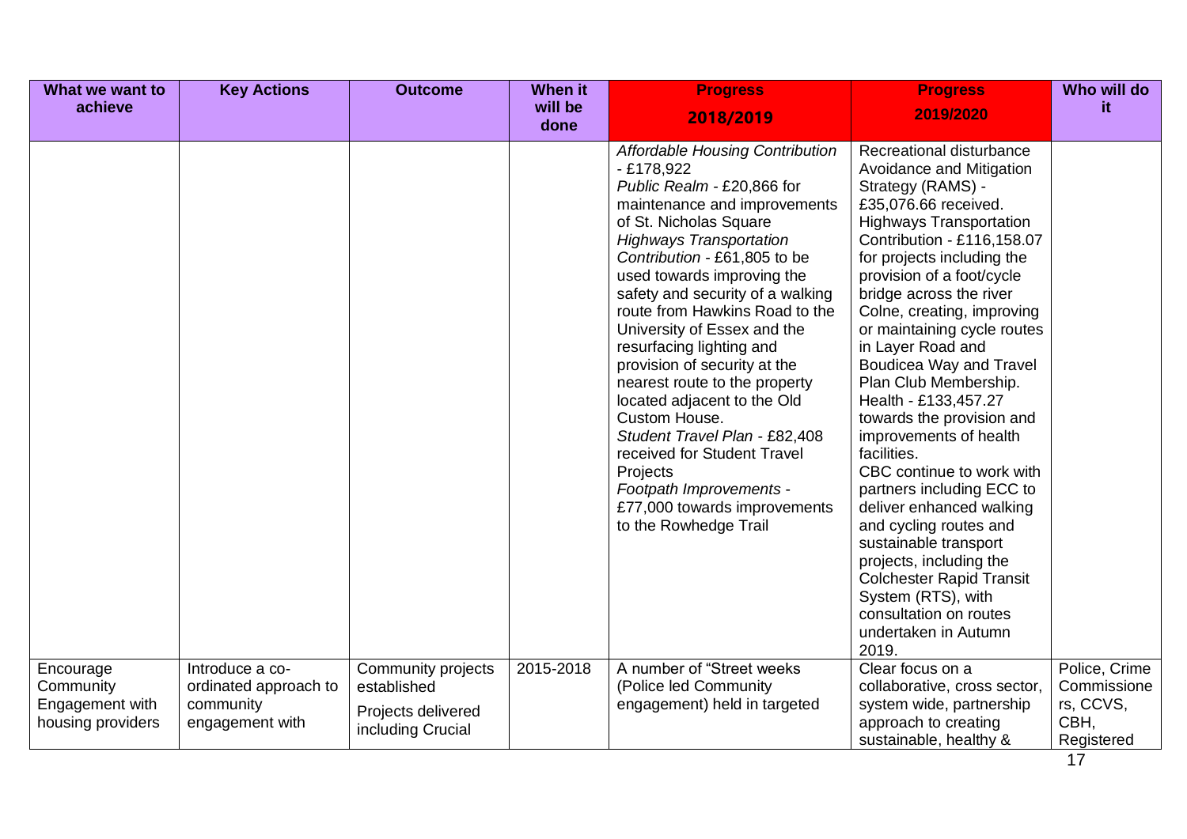| What we want to achieve | Key Actions | Outcome | When it will be done | Progress 2018/2019 | Progress 2019/2020 | Who will do it |
|---|---|---|---|---|---|---|
| | | | | *Affordable Housing Contribution* - £178,922 *Public Realm* - £20,866 for maintenance and improvements of St. Nicholas Square *Highways Transportation Contribution* - £61,805 to be used towards improving the safety and security of a walking route from Hawkins Road to the University of Essex and the resurfacing lighting and provision of security at the nearest route to the property located adjacent to the Old Custom House. *Student Travel Plan* - £82,408 received for Student Travel Projects *Footpath Improvements* - £77,000 towards improvements to the Rowhedge Trail | Recreational disturbance Avoidance and Mitigation Strategy (RAMS) - £35,076.66 received. Highways Transportation Contribution - £116,158.07 for projects including the provision of a foot/cycle bridge across the river Colne, creating, improving or maintaining cycle routes in Layer Road and Boudicea Way and Travel Plan Club Membership. Health - £133,457.27 towards the provision and improvements of health facilities. CBC continue to work with partners including ECC to deliver enhanced walking and cycling routes and sustainable transport projects, including the Colchester Rapid Transit System (RTS), with consultation on routes undertaken in Autumn 2019. | |
| Encourage Community Engagement with housing providers | Introduce a co-ordinated approach to community engagement with | Community projects established Projects delivered including Crucial | 2015-2018 | A number of "Street weeks (Police led Community engagement) held in targeted | Clear focus on a collaborative, cross sector, system wide, partnership approach to creating sustainable, healthy & | Police, Crime Commissioners, CCVS, CBH, Registered |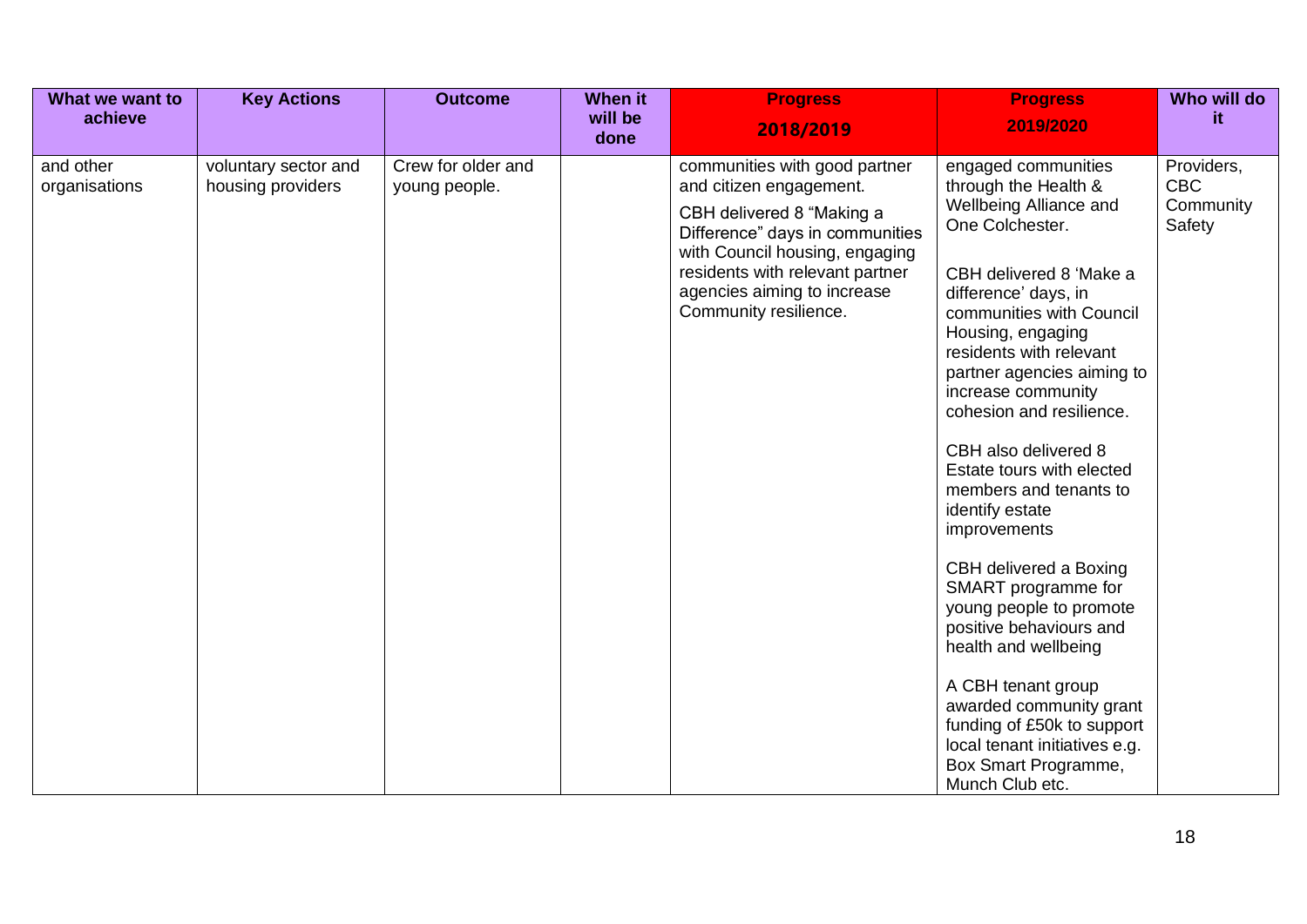| What we want to achieve | Key Actions | Outcome | When it will be done | Progress 2018/2019 | Progress 2019/2020 | Who will do it |
|---|---|---|---|---|---|---|
| and other organisations | voluntary sector and housing providers | Crew for older and young people. | | communities with good partner and citizen engagement.<br><br>CBH delivered 8 "Making a Difference" days in communities with Council housing, engaging residents with relevant partner agencies aiming to increase Community resilience. | engaged communities through the Health & Wellbeing Alliance and One Colchester.<br><br>CBH delivered 8 'Make a difference' days, in communities with Council Housing, engaging residents with relevant partner agencies aiming to increase community cohesion and resilience.<br><br>CBH also delivered 8 Estate tours with elected members and tenants to identify estate improvements<br><br>CBH delivered a Boxing SMART programme for young people to promote positive behaviours and health and wellbeing<br><br>A CBH tenant group awarded community grant funding of £50k to support local tenant initiatives e.g. Box Smart Programme, Munch Club etc. | Providers, CBC Community Safety |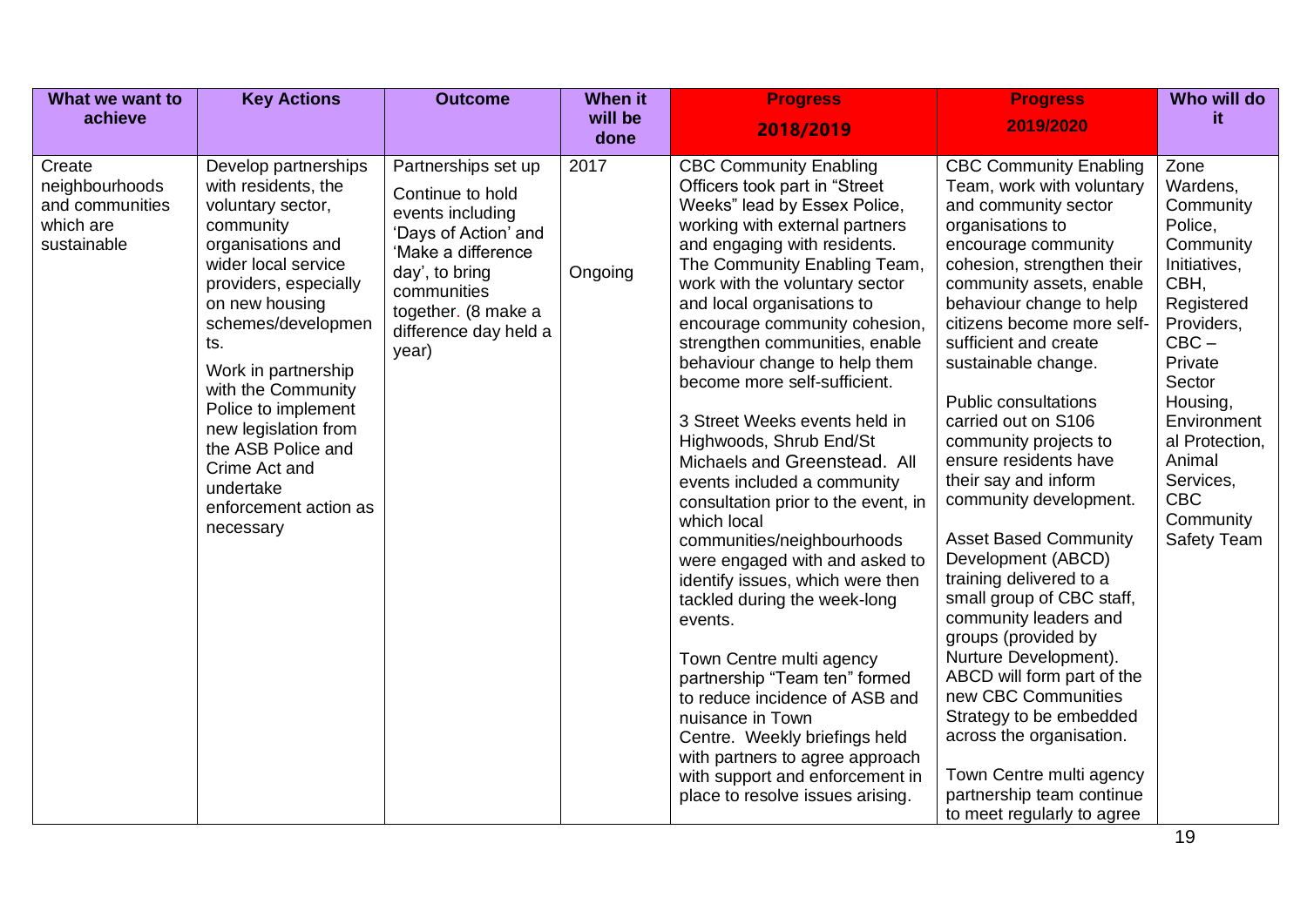| What we want to achieve | Key Actions | Outcome | When it will be done | Progress 2018/2019 | Progress 2019/2020 | Who will do it |
|---|---|---|---|---|---|---|
| Create neighbourhoods and communities which are sustainable | Develop partnerships with residents, the voluntary sector, community organisations and wider local service providers, especially on new housing schemes/developments.<br><br>Work in partnership with the Community Police to implement new legislation from the ASB Police and Crime Act and undertake enforcement action as necessary | Partnerships set up<br><br>Continue to hold events including 'Days of Action' and 'Make a difference day', to bring communities together. (8 make a difference day held a year) | 2017<br><br>Ongoing | CBC Community Enabling Officers took part in "Street Weeks" lead by Essex Police, working with external partners and engaging with residents. The Community Enabling Team, work with the voluntary sector and local organisations to encourage community cohesion, strengthen communities, enable behaviour change to help them become more self-sufficient.<br><br>3 Street Weeks events held in Highwoods, Shrub End/St Michaels and Greenstead. All events included a community consultation prior to the event, in which local communities/neighbourhoods were engaged with and asked to identify issues, which were then tackled during the week-long events.<br><br>Town Centre multi agency partnership "Team ten" formed to reduce incidence of ASB and nuisance in Town Centre. Weekly briefings held with partners to agree approach with support and enforcement in place to resolve issues arising. | CBC Community Enabling Team, work with voluntary and community sector organisations to encourage community cohesion, strengthen their community assets, enable behaviour change to help citizens become more self-sufficient and create sustainable change.<br><br>Public consultations carried out on S106 community projects to ensure residents have their say and inform community development.<br><br>Asset Based Community Development (ABCD) training delivered to a small group of CBC staff, community leaders and groups (provided by Nurture Development). ABCD will form part of the new CBC Communities Strategy to be embedded across the organisation.<br><br>Town Centre multi agency partnership team continue to meet regularly to agree | Zone Wardens, Community Police, Community Initiatives, CBH, Registered Providers, CBC – Private Sector Housing, Environmental Protection, Animal Services, CBC Community Safety Team |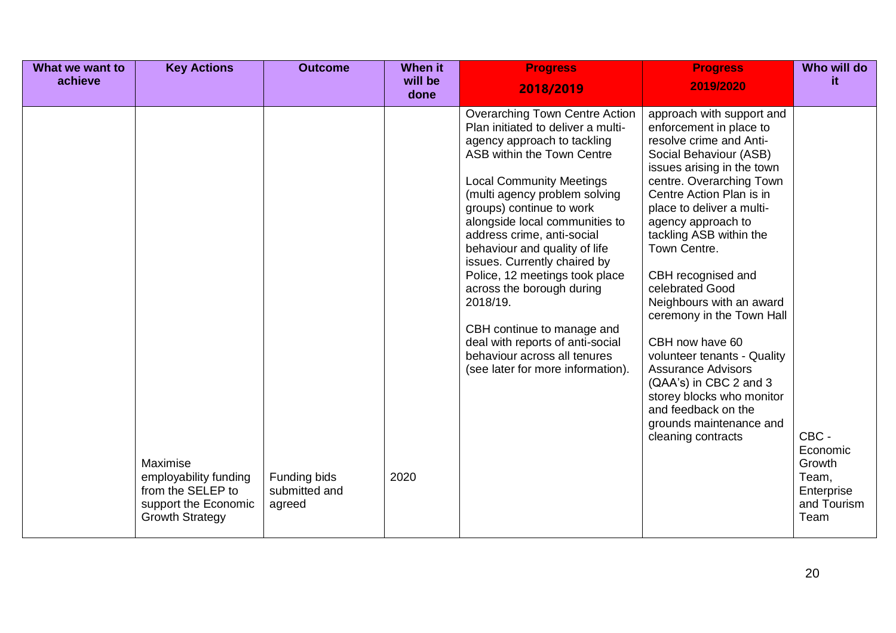| What we want to achieve | Key Actions | Outcome | When it will be done | Progress 2018/2019 | Progress 2019/2020 | Who will do it |
|---|---|---|---|---|---|---|
| | | | | Overarching Town Centre Action Plan initiated to deliver a multi-agency approach to tackling ASB within the Town Centre<br><br>Local Community Meetings (multi agency problem solving groups) continue to work alongside local communities to address crime, anti-social behaviour and quality of life issues. Currently chaired by Police, 12 meetings took place across the borough during 2018/19.<br><br>CBH continue to manage and deal with reports of anti-social behaviour across all tenures (see later for more information). | approach with support and enforcement in place to resolve crime and Anti-Social Behaviour (ASB) issues arising in the town centre. Overarching Town Centre Action Plan is in place to deliver a multi-agency approach to tackling ASB within the Town Centre.<br><br>CBH recognised and celebrated Good Neighbours with an award ceremony in the Town Hall<br><br>CBH now have 60 volunteer tenants - Quality Assurance Advisors (QAA's) in CBC 2 and 3 storey blocks who monitor and feedback on the grounds maintenance and cleaning contracts | |
| | Maximise employability funding from the SELEP to support the Economic Growth Strategy | Funding bids submitted and agreed | 2020 | | | CBC - Economic Growth Team, Enterprise and Tourism Team |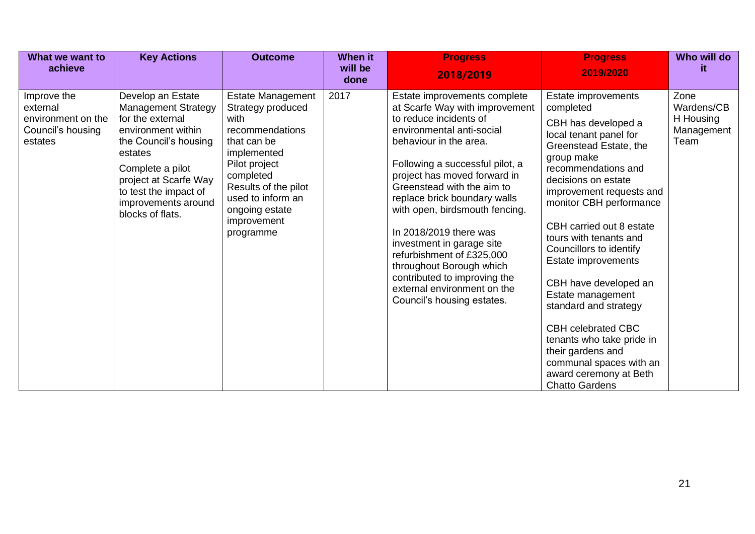| What we want to achieve | Key Actions | Outcome | When it will be done | Progress 2018/2019 | Progress 2019/2020 | Who will do it |
|---|---|---|---|---|---|---|
| Improve the external environment on the Council's housing estates | Develop an Estate Management Strategy for the external environment within the Council's housing estates<br><br>Complete a pilot project at Scarfe Way to test the impact of improvements around blocks of flats. | Estate Management Strategy produced with recommendations that can be implemented<br>Pilot project completed<br>Results of the pilot used to inform an ongoing estate improvement programme | 2017 | Estate improvements complete at Scarfe Way with improvement to reduce incidents of environmental anti-social behaviour in the area.<br><br>Following a successful pilot, a project has moved forward in Greenstead with the aim to replace brick boundary walls with open, birdsmouth fencing.<br><br>In 2018/2019 there was investment in garage site refurbishment of £325,000 throughout Borough which contributed to improving the external environment on the Council's housing estates. | Estate improvements completed<br><br>CBH has developed a local tenant panel for Greenstead Estate, the group make recommendations and decisions on estate improvement requests and monitor CBH performance<br><br>CBH carried out 8 estate tours with tenants and Councillors to identify Estate improvements<br><br>CBH have developed an Estate management standard and strategy<br><br>CBH celebrated CBC tenants who take pride in their gardens and communal spaces with an award ceremony at Beth Chatto Gardens | Zone Wardens/CBH Housing Management Team |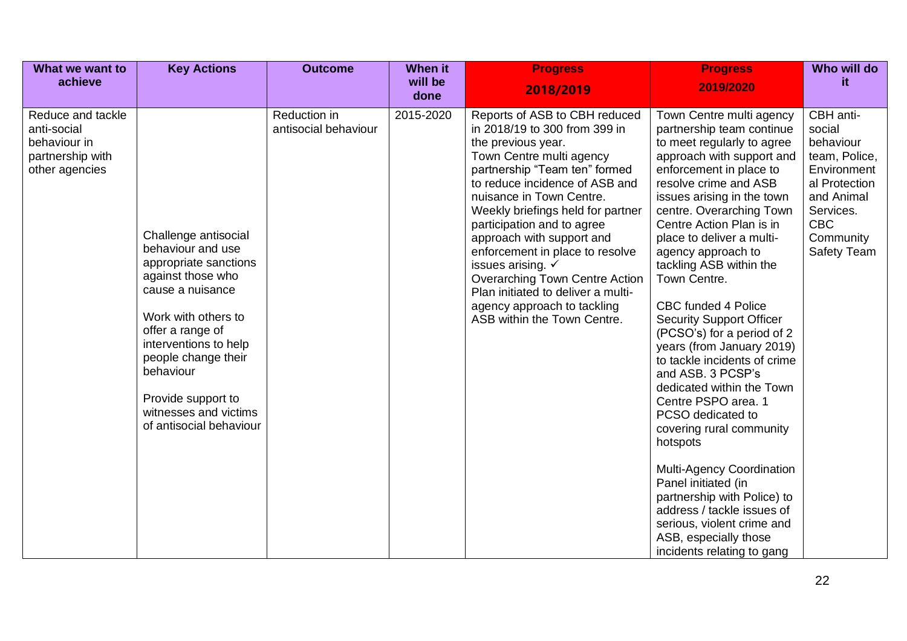| What we want to achieve | Key Actions | Outcome | When it will be done | Progress 2018/2019 | Progress 2019/2020 | Who will do it |
|---|---|---|---|---|---|---|
| Reduce and tackle anti-social behaviour in partnership with other agencies | Challenge antisocial behaviour and use appropriate sanctions against those who cause a nuisance<br><br>Work with others to offer a range of interventions to help people change their behaviour<br><br>Provide support to witnesses and victims of antisocial behaviour | Reduction in antisocial behaviour | 2015-2020 | Reports of ASB to CBH reduced in 2018/19 to 300 from 399 in the previous year.<br>Town Centre multi agency partnership "Team ten" formed to reduce incidence of ASB and nuisance in Town Centre.<br>Weekly briefings held for partner participation and to agree approach with support and enforcement in place to resolve issues arising. ✓<br>Overarching Town Centre Action Plan initiated to deliver a multi-agency approach to tackling ASB within the Town Centre. | Town Centre multi agency partnership team continue to meet regularly to agree approach with support and enforcement in place to resolve crime and ASB issues arising in the town centre. Overarching Town Centre Action Plan is in place to deliver a multi-agency approach to tackling ASB within the Town Centre.<br><br>CBC funded 4 Police Security Support Officer (PCSO's) for a period of 2 years (from January 2019) to tackle incidents of crime and ASB. 3 PCSP's dedicated within the Town Centre PSPO area. 1 PCSO dedicated to covering rural community hotspots<br><br>Multi-Agency Coordination Panel initiated (in partnership with Police) to address / tackle issues of serious, violent crime and ASB, especially those incidents relating to gang | CBH anti-social behaviour team, Police, Environmental Protection and Animal Services. CBC Community Safety Team |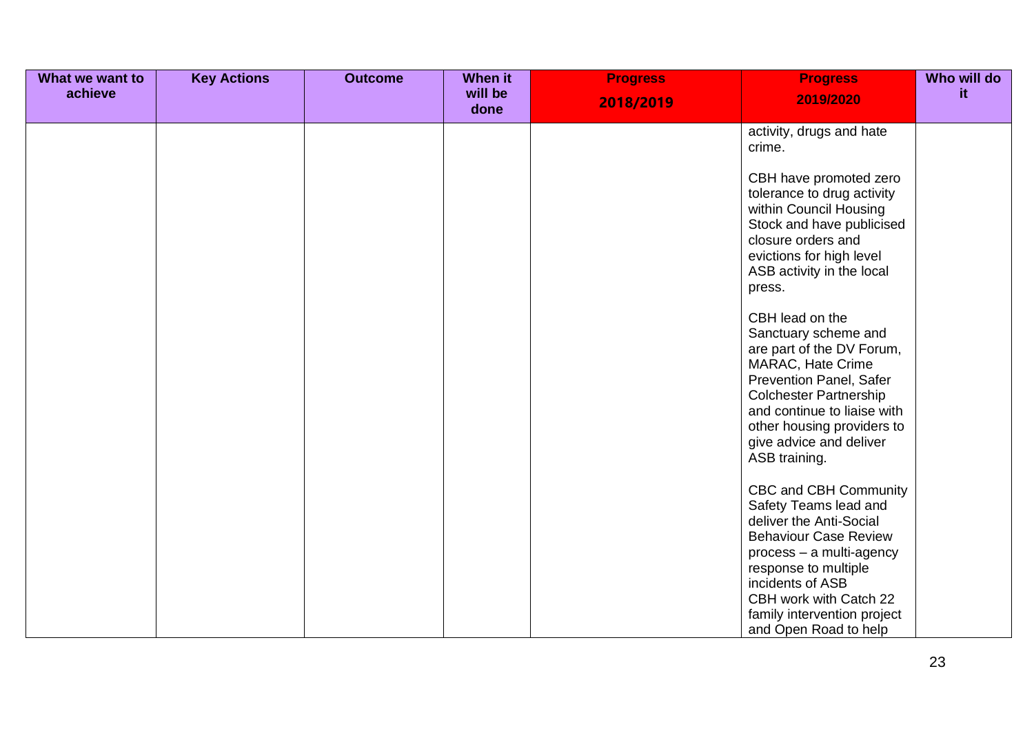| What we want to achieve | Key Actions | Outcome | When it will be done | Progress 2018/2019 | Progress 2019/2020 | Who will do it |
|---|---|---|---|---|---|---|
| | | | | | activity, drugs and hate crime.<br><br>CBH have promoted zero tolerance to drug activity within Council Housing Stock and have publicised closure orders and evictions for high level ASB activity in the local press.<br><br>CBH lead on the Sanctuary scheme and are part of the DV Forum, MARAC, Hate Crime Prevention Panel, Safer Colchester Partnership and continue to liaise with other housing providers to give advice and deliver ASB training.<br><br>CBC and CBH Community Safety Teams lead and deliver the Anti-Social Behaviour Case Review process – a multi-agency response to multiple incidents of ASB<br>CBH work with Catch 22 family intervention project and Open Road to help | |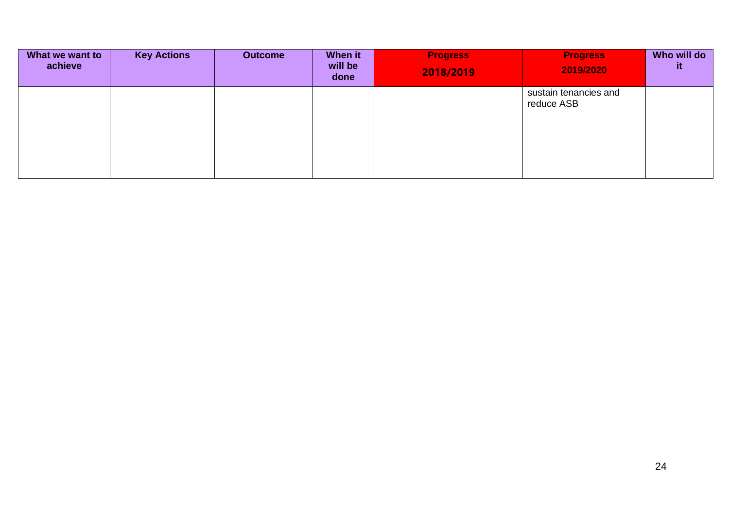| What we want to achieve | Key Actions | Outcome | When it will be done | Progress 2018/2019 | Progress 2019/2020 | Who will do it |
|---|---|---|---|---|---|---|
| | | | | | sustain tenancies and reduce ASB | |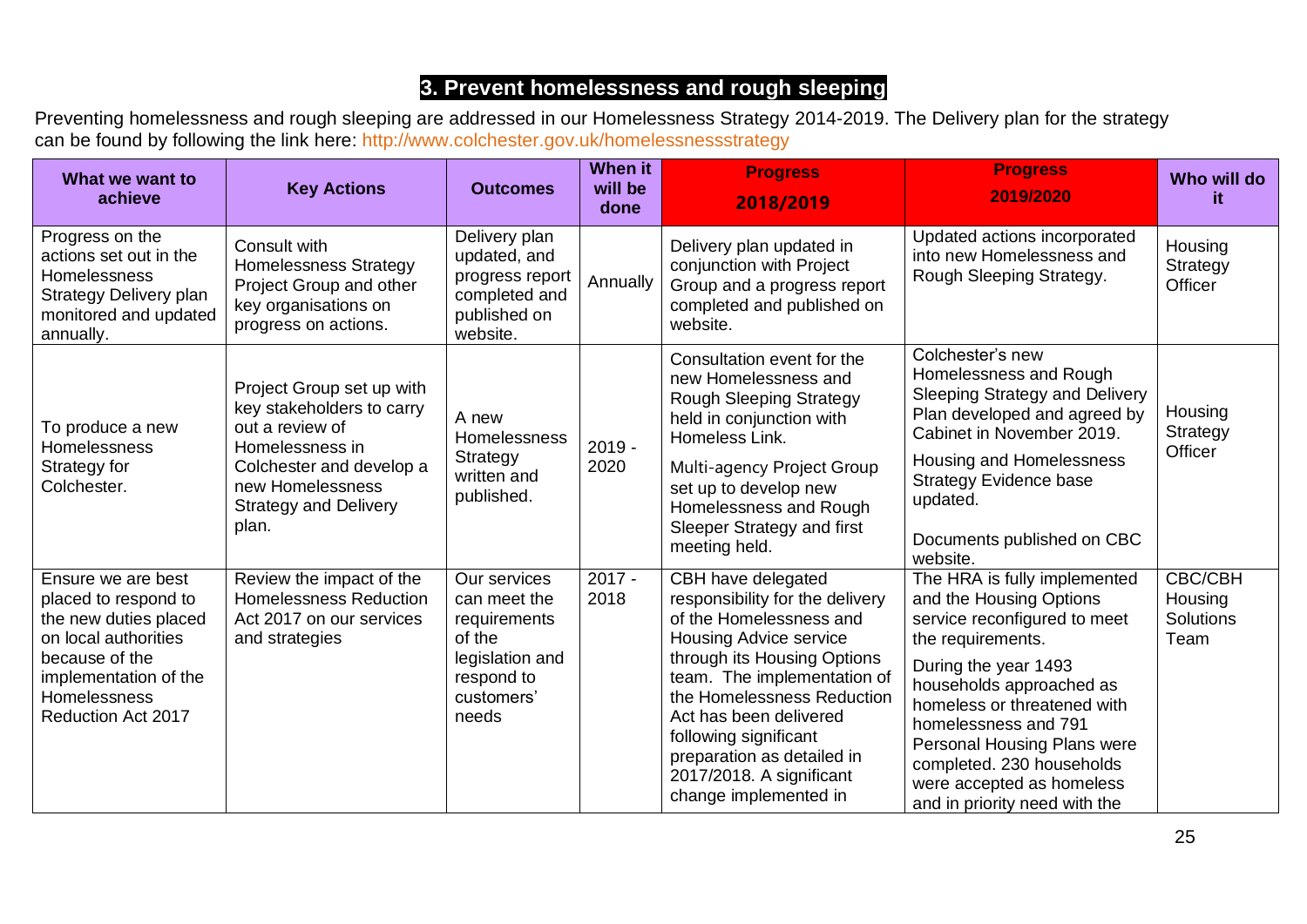## 3. Prevent homelessness and rough sleeping

Preventing homelessness and rough sleeping are addressed in our Homelessness Strategy 2014-2019. The Delivery plan for the strategy can be found by following the link here: http://www.colchester.gov.uk/homelessnessstrategy

| What we want to achieve | Key Actions | Outcomes | When it will be done | Progress 2018/2019 | Progress 2019/2020 | Who will do it |
|---|---|---|---|---|---|---|
| Progress on the actions set out in the Homelessness Strategy Delivery plan monitored and updated annually. | Consult with Homelessness Strategy Project Group and other key organisations on progress on actions. | Delivery plan updated, and progress report completed and published on website. | Annually | Delivery plan updated in conjunction with Project Group and a progress report completed and published on website. | Updated actions incorporated into new Homelessness and Rough Sleeping Strategy. | Housing Strategy Officer |
| To produce a new Homelessness Strategy for Colchester. | Project Group set up with key stakeholders to carry out a review of Homelessness in Colchester and develop a new Homelessness Strategy and Delivery plan. | A new Homelessness Strategy written and published. | 2019 - 2020 | Consultation event for the new Homelessness and Rough Sleeping Strategy held in conjunction with Homeless Link.<br><br>Multi-agency Project Group set up to develop new Homelessness and Rough Sleeper Strategy and first meeting held. | Colchester's new Homelessness and Rough Sleeping Strategy and Delivery Plan developed and agreed by Cabinet in November 2019.<br><br>Housing and Homelessness Strategy Evidence base updated.<br><br>Documents published on CBC website. | Housing Strategy Officer |
| Ensure we are best placed to respond to the new duties placed on local authorities because of the implementation of the Homelessness Reduction Act 2017 | Review the impact of the Homelessness Reduction Act 2017 on our services and strategies | Our services can meet the requirements of the legislation and respond to customers' needs | 2017 - 2018 | CBH have delegated responsibility for the delivery of the Homelessness and Housing Advice service through its Housing Options team. The implementation of the Homelessness Reduction Act has been delivered following significant preparation as detailed in 2017/2018. A significant change implemented in | The HRA is fully implemented and the Housing Options service reconfigured to meet the requirements.<br><br>During the year 1493 households approached as homeless or threatened with homelessness and 791 Personal Housing Plans were completed. 230 households were accepted as homeless and in priority need with the | CBC/CBH Housing Solutions Team |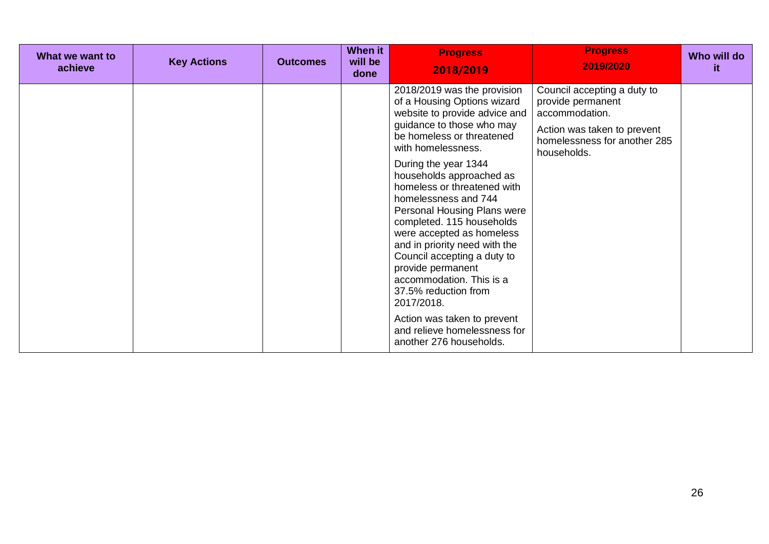| What we want to achieve | Key Actions | Outcomes | When it will be done | Progress 2018/2019 | Progress 2019/2020 | Who will do it |
|---|---|---|---|---|---|---|
| | | | | 2018/2019 was the provision of a Housing Options wizard website to provide advice and guidance to those who may be homeless or threatened with homelessness.<br><br>During the year 1344 households approached as homeless or threatened with homelessness and 744 Personal Housing Plans were completed. 115 households were accepted as homeless and in priority need with the Council accepting a duty to provide permanent accommodation. This is a 37.5% reduction from 2017/2018.<br><br>Action was taken to prevent and relieve homelessness for another 276 households. | Council accepting a duty to provide permanent accommodation.<br><br>Action was taken to prevent homelessness for another 285 households. | |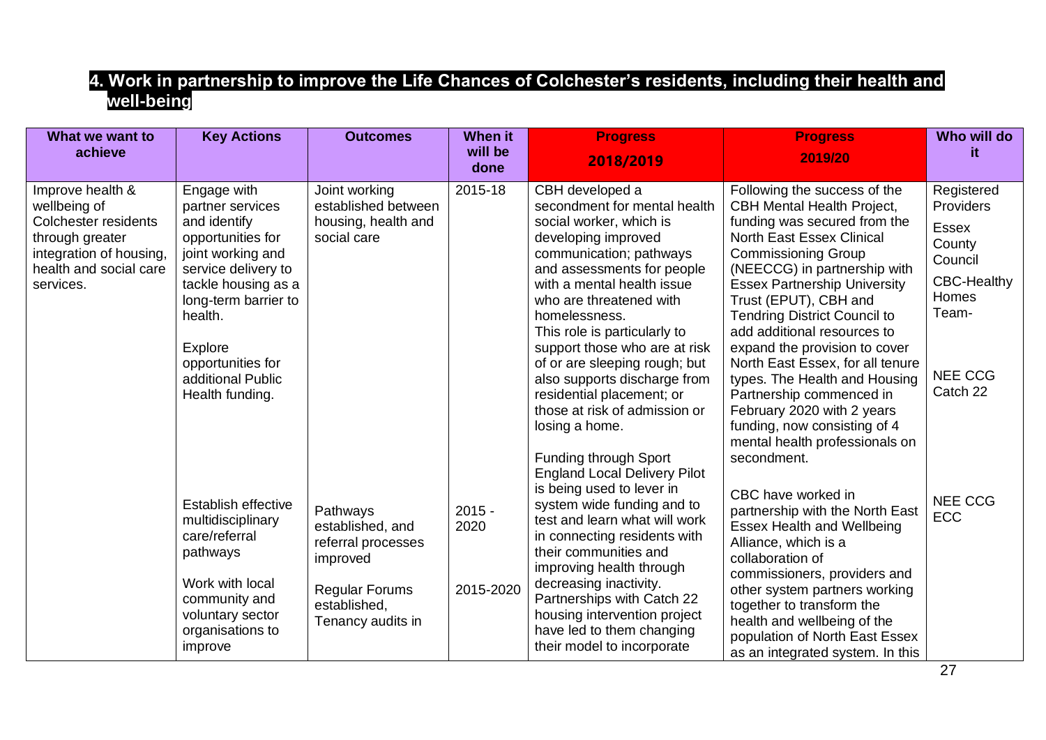## 4. Work in partnership to improve the Life Chances of Colchester's residents, including their health and well-being

| What we want to achieve | Key Actions | Outcomes | When it will be done | Progress 2018/2019 | Progress 2019/20 | Who will do it |
|---|---|---|---|---|---|---|
| Improve health & wellbeing of Colchester residents through greater integration of housing, health and social care services. | Engage with partner services and identify opportunities for joint working and service delivery to tackle housing as a long-term barrier to health.<br><br>Explore opportunities for additional Public Health funding.<br><br>Establish effective multidisciplinary care/referral pathways<br><br>Work with local community and voluntary sector organisations to improve | Joint working established between housing, health and social care<br><br>Pathways established, and referral processes improved<br><br>Regular Forums established, Tenancy audits in | 2015-18<br><br>2015 - 2020<br><br>2015-2020 | CBH developed a secondment for mental health social worker, which is developing improved communication; pathways and assessments for people with a mental health issue who are threatened with homelessness.<br>This role is particularly to support those who are at risk of or are sleeping rough; but also supports discharge from residential placement; or those at risk of admission or losing a home.<br><br>Funding through Sport England Local Delivery Pilot is being used to lever in system wide funding and to test and learn what will work in connecting residents with their communities and improving health through decreasing inactivity.<br>Partnerships with Catch 22 housing intervention project have led to them changing their model to incorporate | Following the success of the CBH Mental Health Project, funding was secured from the North East Essex Clinical Commissioning Group (NEECCG) in partnership with Essex Partnership University Trust (EPUT), CBH and Tendring District Council to add additional resources to expand the provision to cover North East Essex, for all tenure types. The Health and Housing Partnership commenced in February 2020 with 2 years funding, now consisting of 4 mental health professionals on secondment.<br><br>CBC have worked in partnership with the North East Essex Health and Wellbeing Alliance, which is a collaboration of commissioners, providers and other system partners working together to transform the health and wellbeing of the population of North East Essex as an integrated system. In this | Registered Providers<br>Essex County Council<br>CBC-Healthy Homes Team-<br><br>NEE CCG<br>Catch 22<br><br>NEE CCG<br>ECC |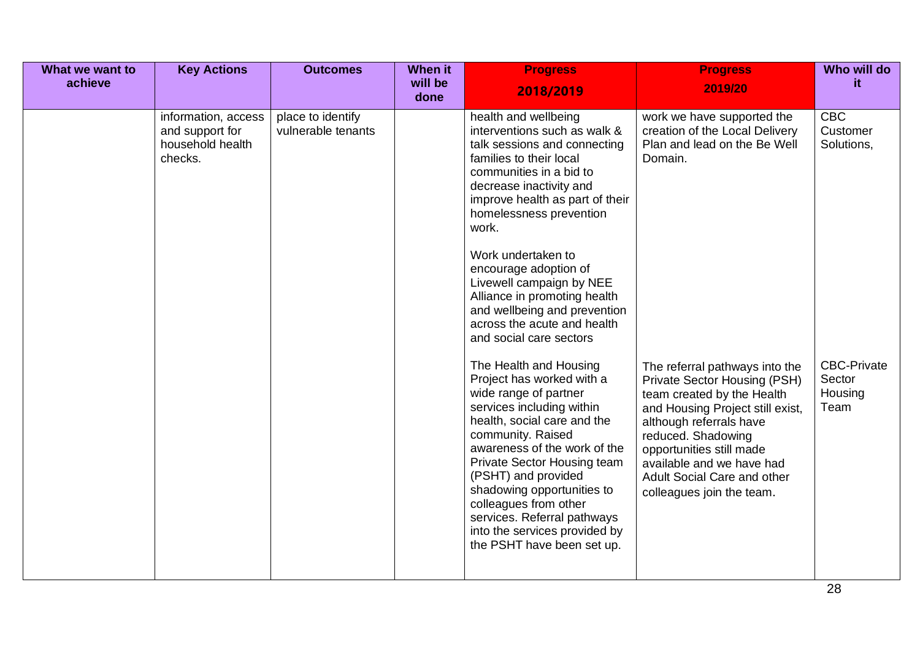| What we want to achieve | Key Actions | Outcomes | When it will be done | Progress 2018/2019 | Progress 2019/20 | Who will do it |
|---|---|---|---|---|---|---|
| | information, access and support for household health checks. | place to identify vulnerable tenants | | health and wellbeing interventions such as walk & talk sessions and connecting families to their local communities in a bid to decrease inactivity and improve health as part of their homelessness prevention work.<br><br>Work undertaken to encourage adoption of Livewell campaign by NEE Alliance in promoting health and wellbeing and prevention across the acute and health and social care sectors | work we have supported the creation of the Local Delivery Plan and lead on the Be Well Domain. | CBC Customer Solutions, |
| | | | | The Health and Housing Project has worked with a wide range of partner services including within health, social care and the community. Raised awareness of the work of the Private Sector Housing team (PSHT) and provided shadowing opportunities to colleagues from other services. Referral pathways into the services provided by the PSHT have been set up. | The referral pathways into the Private Sector Housing (PSH) team created by the Health and Housing Project still exist, although referrals have reduced. Shadowing opportunities still made available and we have had Adult Social Care and other colleagues join the team. | CBC-Private Sector Housing Team |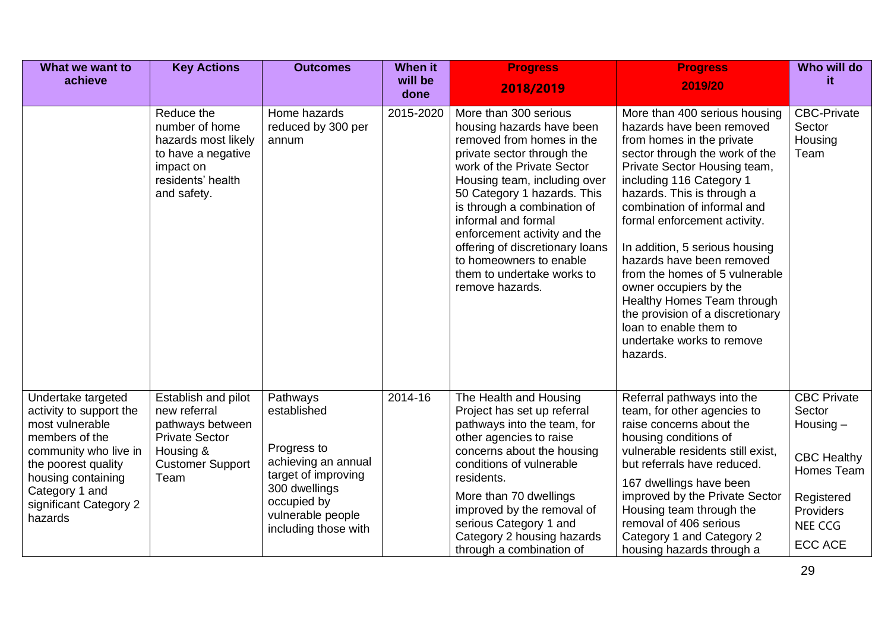| What we want to achieve | Key Actions | Outcomes | When it will be done | Progress 2018/2019 | Progress 2019/20 | Who will do it |
|---|---|---|---|---|---|---|
| | Reduce the number of home hazards most likely to have a negative impact on residents' health and safety. | Home hazards reduced by 300 per annum | 2015-2020 | More than 300 serious housing hazards have been removed from homes in the private sector through the work of the Private Sector Housing team, including over 50 Category 1 hazards. This is through a combination of informal and formal enforcement activity and the offering of discretionary loans to homeowners to enable them to undertake works to remove hazards. | More than 400 serious housing hazards have been removed from homes in the private sector through the work of the Private Sector Housing team, including 116 Category 1 hazards. This is through a combination of informal and formal enforcement activity.<br><br>In addition, 5 serious housing hazards have been removed from the homes of 5 vulnerable owner occupiers by the Healthy Homes Team through the provision of a discretionary loan to enable them to undertake works to remove hazards. | CBC-Private Sector Housing Team |
| Undertake targeted activity to support the most vulnerable members of the community who live in the poorest quality housing containing Category 1 and significant Category 2 hazards | Establish and pilot new referral pathways between Private Sector Housing & Customer Support Team | Pathways established<br><br>Progress to achieving an annual target of improving 300 dwellings occupied by vulnerable people including those with | 2014-16 | The Health and Housing Project has set up referral pathways into the team, for other agencies to raise concerns about the housing conditions of vulnerable residents.<br><br>More than 70 dwellings improved by the removal of serious Category 1 and Category 2 housing hazards through a combination of | Referral pathways into the team, for other agencies to raise concerns about the housing conditions of vulnerable residents still exist, but referrals have reduced.<br><br>167 dwellings have been improved by the Private Sector Housing team through the removal of 406 serious Category 1 and Category 2 housing hazards through a | CBC Private Sector Housing –<br><br>CBC Healthy Homes Team<br><br>Registered Providers<br><br>NEE CCG<br><br>ECC ACE |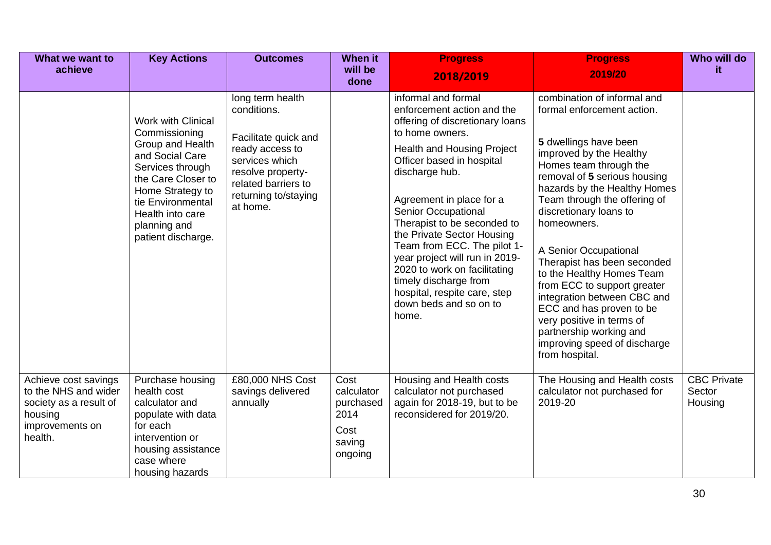| What we want to achieve | Key Actions | Outcomes | When it will be done | Progress 2018/2019 | Progress 2019/20 | Who will do it |
|---|---|---|---|---|---|---|
| | Work with Clinical Commissioning Group and Health and Social Care Services through the Care Closer to Home Strategy to tie Environmental Health into care planning and patient discharge. | long term health conditions.<br><br>Facilitate quick and ready access to services which resolve property-related barriers to returning to/staying at home. | | informal and formal enforcement action and the offering of discretionary loans to home owners.<br><br>Health and Housing Project Officer based in hospital discharge hub.<br><br>Agreement in place for a Senior Occupational Therapist to be seconded to the Private Sector Housing Team from ECC. The pilot 1-year project will run in 2019-2020 to work on facilitating timely discharge from hospital, respite care, step down beds and so on to home. | combination of informal and formal enforcement action.<br><br>**5** dwellings have been improved by the Healthy Homes team through the removal of **5** serious housing hazards by the Healthy Homes Team through the offering of discretionary loans to homeowners.<br><br>A Senior Occupational Therapist has been seconded to the Healthy Homes Team from ECC to support greater integration between CBC and ECC and has proven to be very positive in terms of partnership working and improving speed of discharge from hospital. | |
| Achieve cost savings to the NHS and wider society as a result of housing improvements on health. | Purchase housing health cost calculator and populate with data for each intervention or housing assistance case where housing hazards | £80,000 NHS Cost savings delivered annually | Cost calculator purchased 2014<br><br>Cost saving ongoing | Housing and Health costs calculator not purchased again for 2018-19, but to be reconsidered for 2019/20. | The Housing and Health costs calculator not purchased for 2019-20 | CBC Private Sector Housing |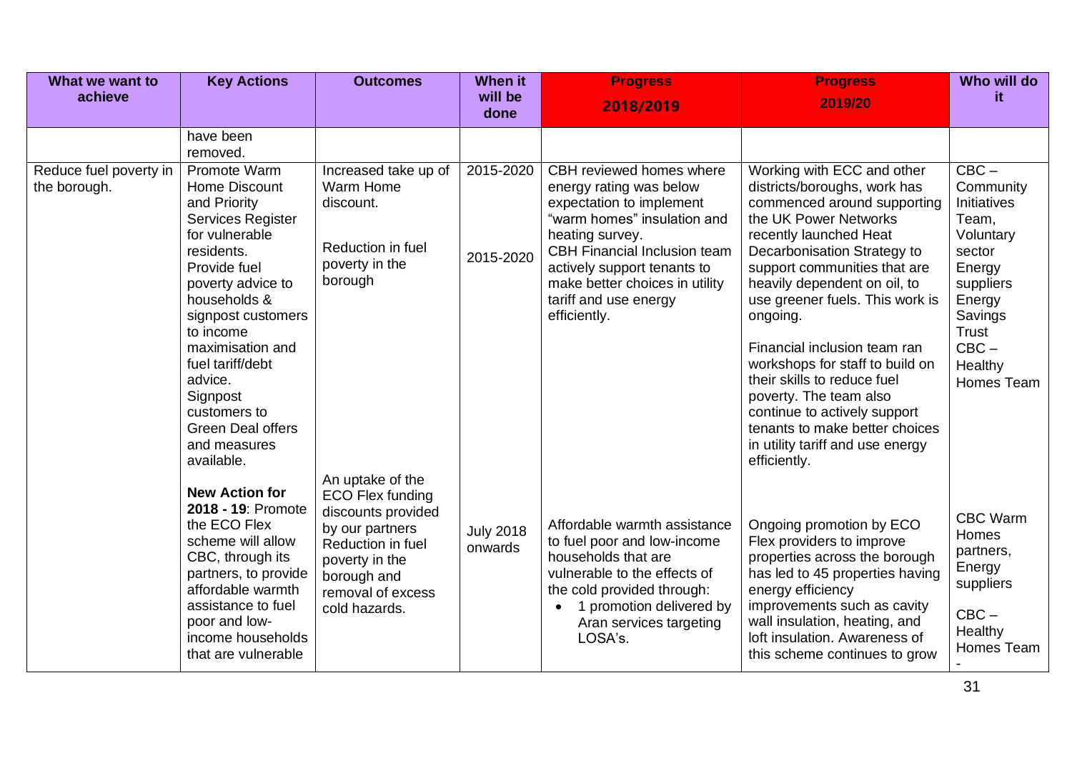| What we want to achieve | Key Actions | Outcomes | When it will be done | Progress 2018/2019 | Progress 2019/20 | Who will do it |
|---|---|---|---|---|---|---|
| | have been removed. | | | | | |
| Reduce fuel poverty in the borough. | Promote Warm Home Discount and Priority Services Register for vulnerable residents. Provide fuel poverty advice to households & signpost customers to income maximisation and fuel tariff/debt advice. Signpost customers to Green Deal offers and measures available. | Increased take up of Warm Home discount. Reduction in fuel poverty in the borough | 2015-2020 2015-2020 | CBH reviewed homes where energy rating was below expectation to implement "warm homes" insulation and heating survey. CBH Financial Inclusion team actively support tenants to make better choices in utility tariff and use energy efficiently. | Working with ECC and other districts/boroughs, work has commenced around supporting the UK Power Networks recently launched Heat Decarbonisation Strategy to support communities that are heavily dependent on oil, to use greener fuels. This work is ongoing. Financial inclusion team ran workshops for staff to build on their skills to reduce fuel poverty. The team also continue to actively support tenants to make better choices in utility tariff and use energy efficiently. | CBC – Community Initiatives Team, Voluntary sector Energy suppliers Energy Savings Trust CBC – Healthy Homes Team |
| | **New Action for 2018 - 19**: Promote the ECO Flex scheme will allow CBC, through its partners, to provide affordable warmth assistance to fuel poor and low-income households that are vulnerable | An uptake of the ECO Flex funding discounts provided by our partners Reduction in fuel poverty in the borough and removal of excess cold hazards. | July 2018 onwards | Affordable warmth assistance to fuel poor and low-income households that are vulnerable to the effects of the cold provided through: <br>• 1 promotion delivered by Aran services targeting LOSA's. | Ongoing promotion by ECO Flex providers to improve properties across the borough has led to 45 properties having energy efficiency improvements such as cavity wall insulation, heating, and loft insulation. Awareness of this scheme continues to grow | CBC Warm Homes partners, Energy suppliers CBC – Healthy Homes Team - |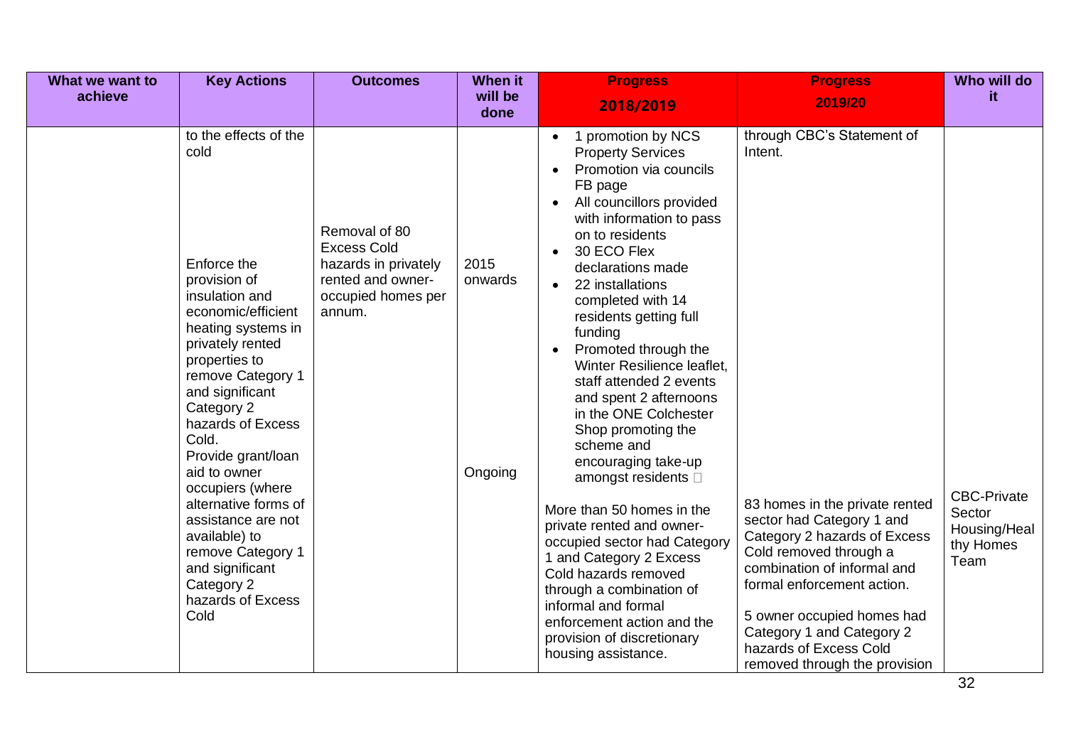| What we want to achieve | Key Actions | Outcomes | When it will be done | Progress 2018/2019 | Progress 2019/20 | Who will do it |
|---|---|---|---|---|---|---|
| | to the effects of the cold | | | • 1 promotion by NCS Property Services<br>• Promotion via councils FB page<br>• All councillors provided with information to pass on to residents<br>• 30 ECO Flex declarations made<br>• 22 installations completed with 14 residents getting full funding<br>• Promoted through the Winter Resilience leaflet, staff attended 2 events and spent 2 afternoons in the ONE Colchester Shop promoting the scheme and encouraging take-up amongst residents | through CBC's Statement of Intent. | |
| | Enforce the provision of insulation and economic/efficient heating systems in privately rented properties to remove Category 1 and significant Category 2 hazards of Excess Cold.<br>Provide grant/loan aid to owner occupiers (where alternative forms of assistance are not available) to remove Category 1 and significant Category 2 hazards of Excess Cold | Removal of 80 Excess Cold hazards in privately rented and owner-occupied homes per annum. | 2015 onwards<br><br>Ongoing | More than 50 homes in the private rented and owner-occupied sector had Category 1 and Category 2 Excess Cold hazards removed through a combination of informal and formal enforcement action and the provision of discretionary housing assistance. | 83 homes in the private rented sector had Category 1 and Category 2 hazards of Excess Cold removed through a combination of informal and formal enforcement action.<br><br>5 owner occupied homes had Category 1 and Category 2 hazards of Excess Cold removed through the provision | CBC-Private Sector Housing/Healthy Homes Team |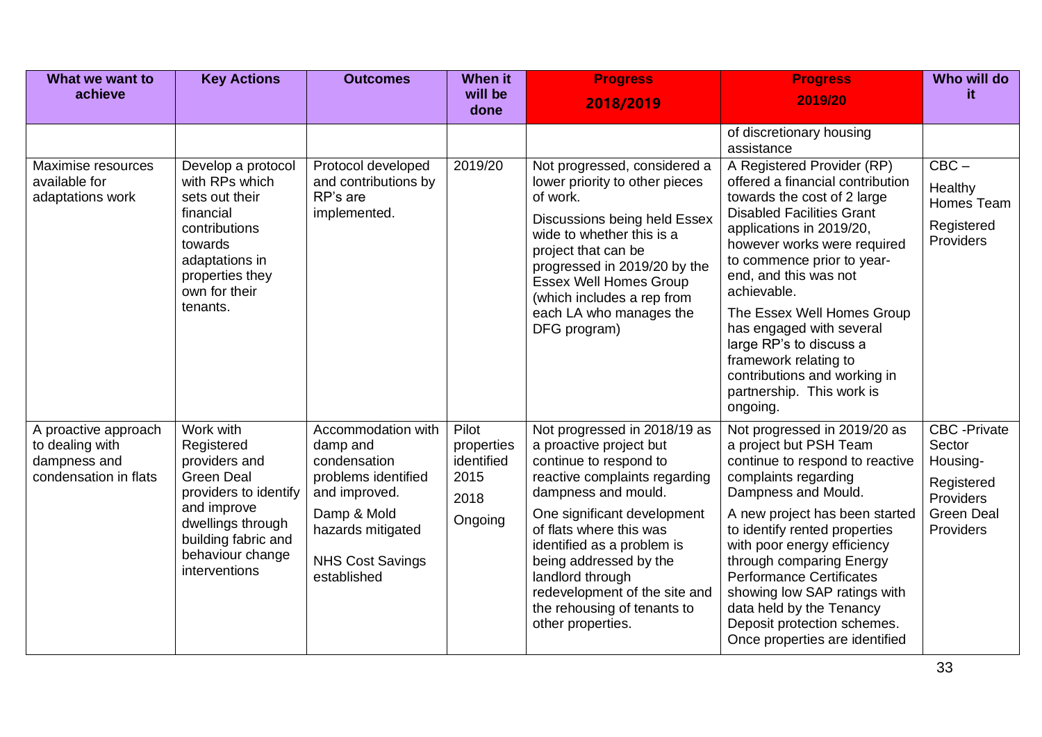| What we want to achieve | Key Actions | Outcomes | When it will be done | Progress 2018/2019 | Progress 2019/20 | Who will do it |
|---|---|---|---|---|---|---|
| | | | | | of discretionary housing assistance | |
| Maximise resources available for adaptations work | Develop a protocol with RPs which sets out their financial contributions towards adaptations in properties they own for their tenants. | Protocol developed and contributions by RP's are implemented. | 2019/20 | Not progressed, considered a lower priority to other pieces of work.<br><br>Discussions being held Essex wide to whether this is a project that can be progressed in 2019/20 by the Essex Well Homes Group (which includes a rep from each LA who manages the DFG program) | A Registered Provider (RP) offered a financial contribution towards the cost of 2 large Disabled Facilities Grant applications in 2019/20, however works were required to commence prior to year-end, and this was not achievable.<br><br>The Essex Well Homes Group has engaged with several large RP's to discuss a framework relating to contributions and working in partnership. This work is ongoing. | CBC –<br><br>Healthy Homes Team<br><br>Registered Providers |
| A proactive approach to dealing with dampness and condensation in flats | Work with Registered providers and Green Deal providers to identify and improve dwellings through building fabric and behaviour change interventions | Accommodation with damp and condensation problems identified and improved.<br><br>Damp & Mold hazards mitigated<br><br>NHS Cost Savings established | Pilot properties identified 2015<br><br>2018<br><br>Ongoing | Not progressed in 2018/19 as a proactive project but continue to respond to reactive complaints regarding dampness and mould.<br><br>One significant development of flats where this was identified as a problem is being addressed by the landlord through redevelopment of the site and the rehousing of tenants to other properties. | Not progressed in 2019/20 as a project but PSH Team continue to respond to reactive complaints regarding Dampness and Mould.<br><br>A new project has been started to identify rented properties with poor energy efficiency through comparing Energy Performance Certificates showing low SAP ratings with data held by the Tenancy Deposit protection schemes. Once properties are identified | CBC -Private Sector Housing-<br><br>Registered Providers<br><br>Green Deal Providers |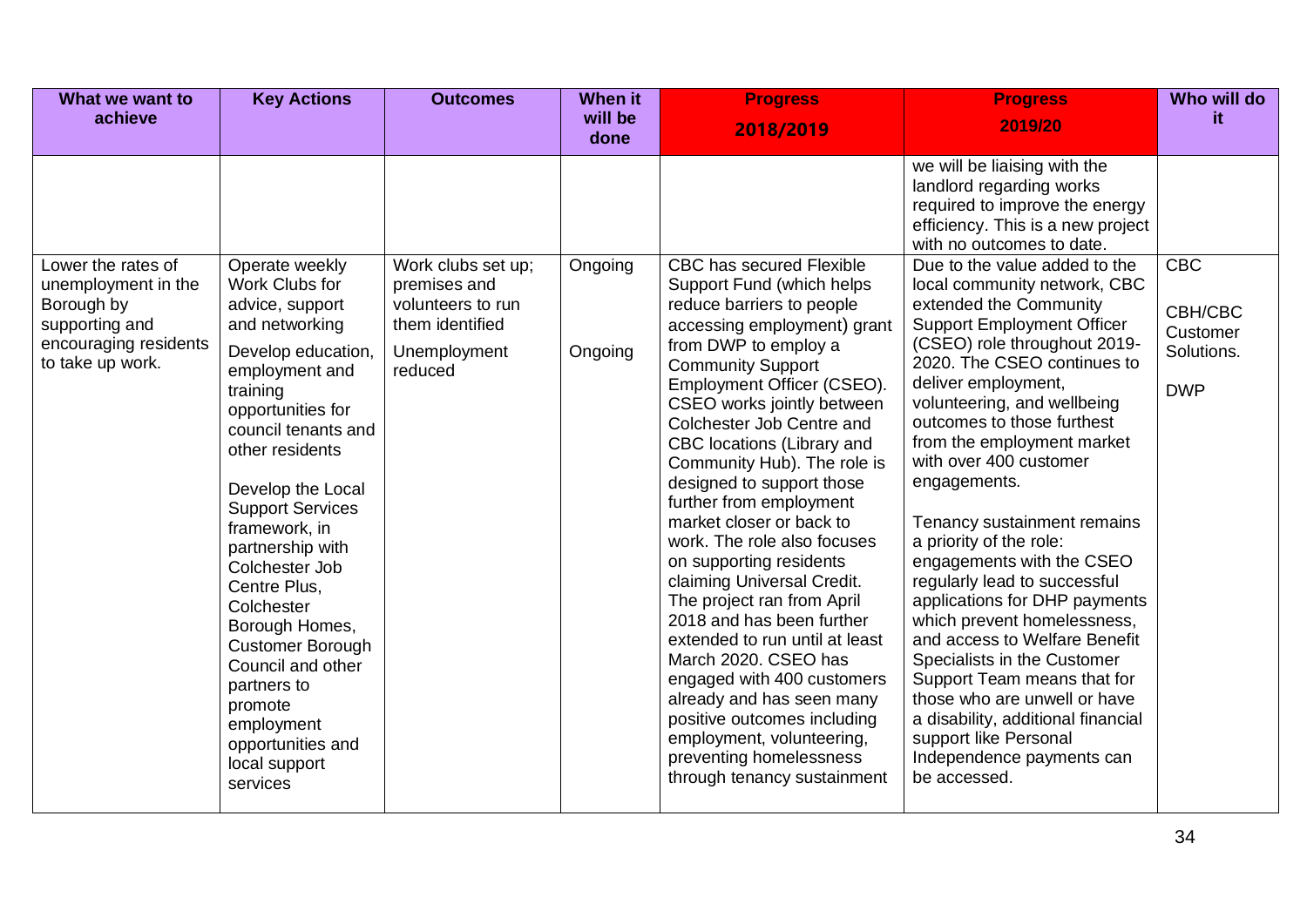| What we want to achieve | Key Actions | Outcomes | When it will be done | Progress 2018/2019 | Progress 2019/20 | Who will do it |
|---|---|---|---|---|---|---|
| | | | | | we will be liaising with the landlord regarding works required to improve the energy efficiency. This is a new project with no outcomes to date. | |
| Lower the rates of unemployment in the Borough by supporting and encouraging residents to take up work. | Operate weekly Work Clubs for advice, support and networking<br><br>Develop education, employment and training opportunities for council tenants and other residents<br><br>Develop the Local Support Services framework, in partnership with Colchester Job Centre Plus, Colchester Borough Homes, Customer Borough Council and other partners to promote employment opportunities and local support services | Work clubs set up; premises and volunteers to run them identified<br><br>Unemployment reduced | Ongoing<br><br>Ongoing | CBC has secured Flexible Support Fund (which helps reduce barriers to people accessing employment) grant from DWP to employ a Community Support Employment Officer (CSEO). CSEO works jointly between Colchester Job Centre and CBC locations (Library and Community Hub). The role is designed to support those further from employment market closer or back to work. The role also focuses on supporting residents claiming Universal Credit. The project ran from April 2018 and has been further extended to run until at least March 2020. CSEO has engaged with 400 customers already and has seen many positive outcomes including employment, volunteering, preventing homelessness through tenancy sustainment | Due to the value added to the local community network, CBC extended the Community Support Employment Officer (CSEO) role throughout 2019-2020. The CSEO continues to deliver employment, volunteering, and wellbeing outcomes to those furthest from the employment market with over 400 customer engagements.<br><br>Tenancy sustainment remains a priority of the role: engagements with the CSEO regularly lead to successful applications for DHP payments which prevent homelessness, and access to Welfare Benefit Specialists in the Customer Support Team means that for those who are unwell or have a disability, additional financial support like Personal Independence payments can be accessed. | CBC<br><br>CBH/CBC Customer Solutions.<br><br>DWP |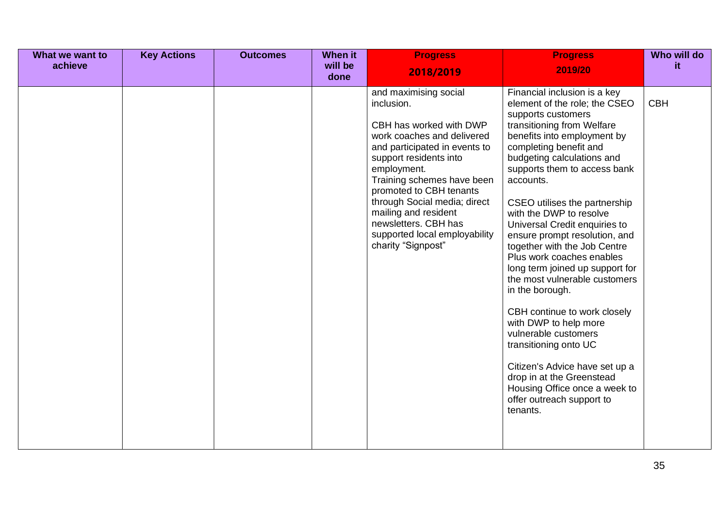| What we want to achieve | Key Actions | Outcomes | When it will be done | Progress 2018/2019 | Progress 2019/20 | Who will do it |
| --- | --- | --- | --- | --- | --- | --- |
| | | | | and maximising social inclusion.<br><br>CBH has worked with DWP work coaches and delivered and participated in events to support residents into employment.<br>Training schemes have been promoted to CBH tenants through Social media; direct mailing and resident newsletters. CBH has supported local employability charity “Signpost” | Financial inclusion is a key element of the role; the CSEO supports customers transitioning from Welfare benefits into employment by completing benefit and budgeting calculations and supports them to access bank accounts.<br><br>CSEO utilises the partnership with the DWP to resolve Universal Credit enquiries to ensure prompt resolution, and together with the Job Centre Plus work coaches enables long term joined up support for the most vulnerable customers in the borough.<br><br>CBH continue to work closely with DWP to help more vulnerable customers transitioning onto UC<br><br>Citizen's Advice have set up a drop in at the Greenstead Housing Office once a week to offer outreach support to tenants. | CBH |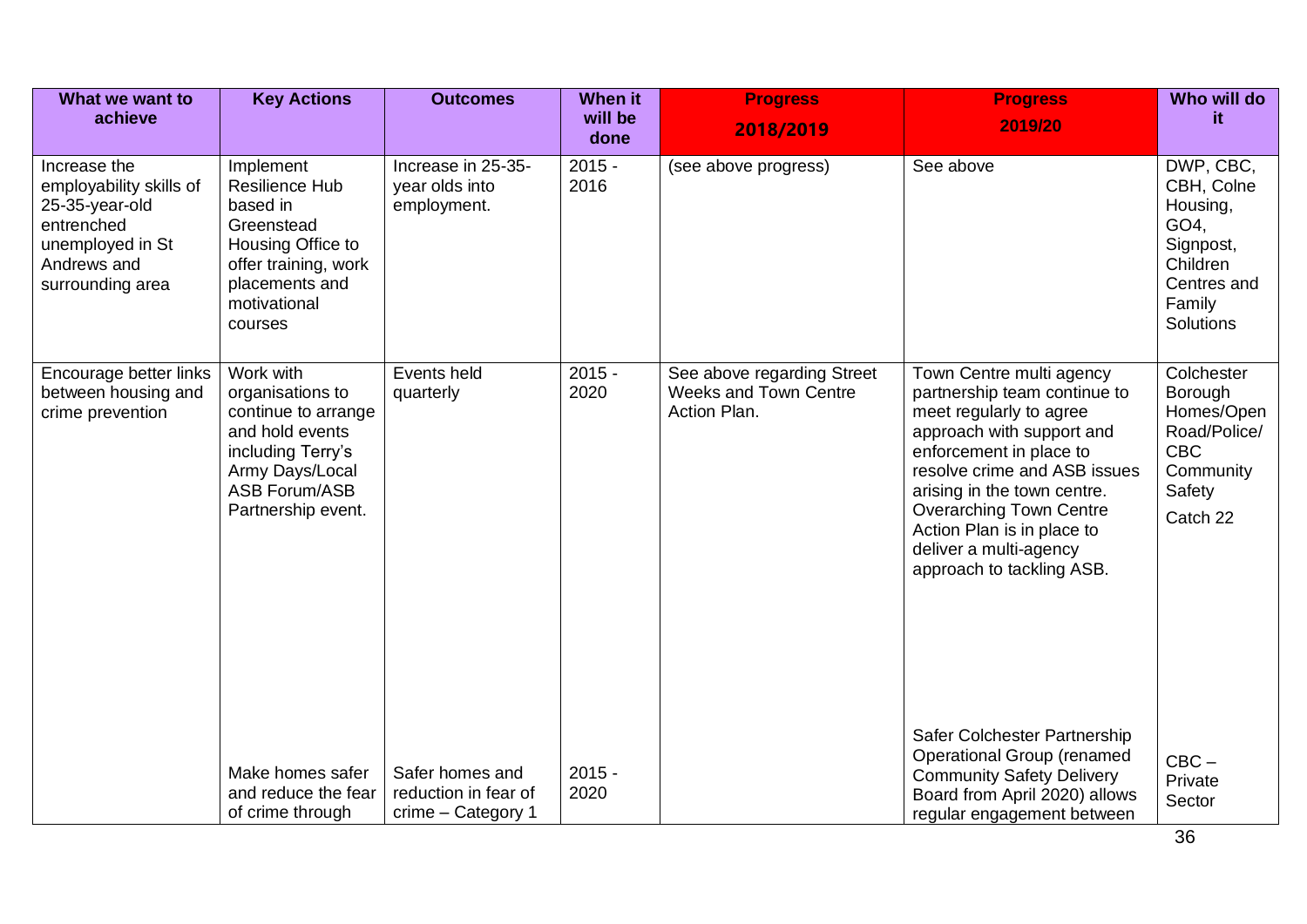| What we want to achieve | Key Actions | Outcomes | When it will be done | Progress 2018/2019 | Progress 2019/20 | Who will do it |
|---|---|---|---|---|---|---|
| Increase the employability skills of 25-35-year-old entrenched unemployed in St Andrews and surrounding area | Implement Resilience Hub based in Greenstead Housing Office to offer training, work placements and motivational courses | Increase in 25-35-year olds into employment. | 2015 - 2016 | (see above progress) | See above | DWP, CBC, CBH, Colne Housing, GO4, Signpost, Children Centres and Family Solutions |
| Encourage better links between housing and crime prevention | Work with organisations to continue to arrange and hold events including Terry's Army Days/Local ASB Forum/ASB Partnership event. | Events held quarterly | 2015 - 2020 | See above regarding Street Weeks and Town Centre Action Plan. | Town Centre multi agency partnership team continue to meet regularly to agree approach with support and enforcement in place to resolve crime and ASB issues arising in the town centre. Overarching Town Centre Action Plan is in place to deliver a multi-agency approach to tackling ASB. | Colchester Borough Homes/Open Road/Police/ CBC Community Safety Catch 22 |
| | Make homes safer and reduce the fear of crime through | Safer homes and reduction in fear of crime – Category 1 | 2015 - 2020 | | Safer Colchester Partnership Operational Group (renamed Community Safety Delivery Board from April 2020) allows regular engagement between | CBC – Private Sector |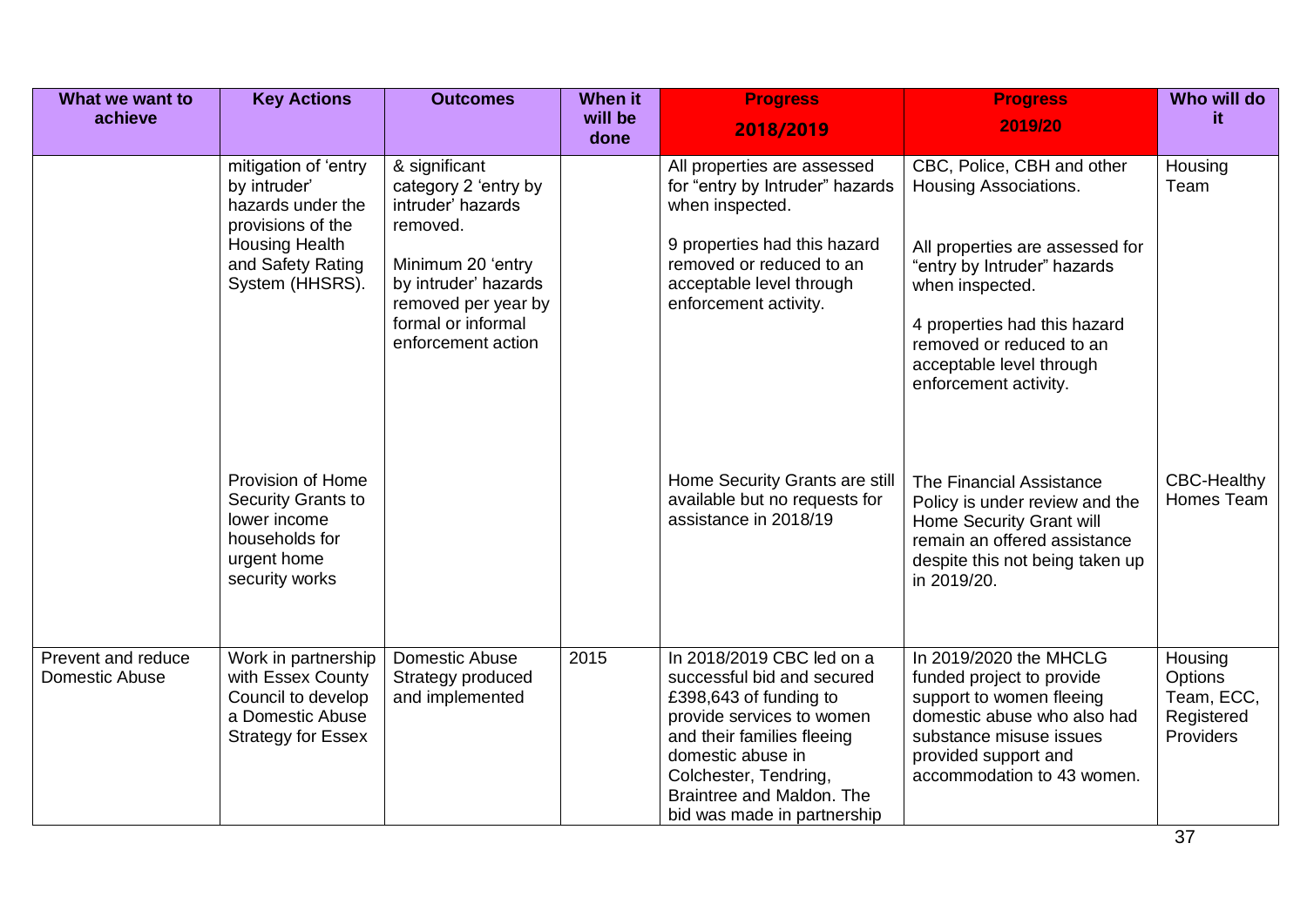| What we want to achieve | Key Actions | Outcomes | When it will be done | Progress 2018/2019 | Progress 2019/20 | Who will do it |
|---|---|---|---|---|---|---|
| | mitigation of 'entry by intruder' hazards under the provisions of the Housing Health and Safety Rating System (HHSRS). | & significant category 2 'entry by intruder' hazards removed. Minimum 20 'entry by intruder' hazards removed per year by formal or informal enforcement action | | All properties are assessed for "entry by Intruder" hazards when inspected. 9 properties had this hazard removed or reduced to an acceptable level through enforcement activity. | CBC, Police, CBH and other Housing Associations. All properties are assessed for "entry by Intruder" hazards when inspected. 4 properties had this hazard removed or reduced to an acceptable level through enforcement activity. | Housing Team |
| | Provision of Home Security Grants to lower income households for urgent home security works | | | Home Security Grants are still available but no requests for assistance in 2018/19 | The Financial Assistance Policy is under review and the Home Security Grant will remain an offered assistance despite this not being taken up in 2019/20. | CBC-Healthy Homes Team |
| Prevent and reduce Domestic Abuse | Work in partnership with Essex County Council to develop a Domestic Abuse Strategy for Essex | Domestic Abuse Strategy produced and implemented | 2015 | In 2018/2019 CBC led on a successful bid and secured £398,643 of funding to provide services to women and their families fleeing domestic abuse in Colchester, Tendring, Braintree and Maldon. The bid was made in partnership | In 2019/2020 the MHCLG funded project to provide support to women fleeing domestic abuse who also had substance misuse issues provided support and accommodation to 43 women. | Housing Options Team, ECC, Registered Providers |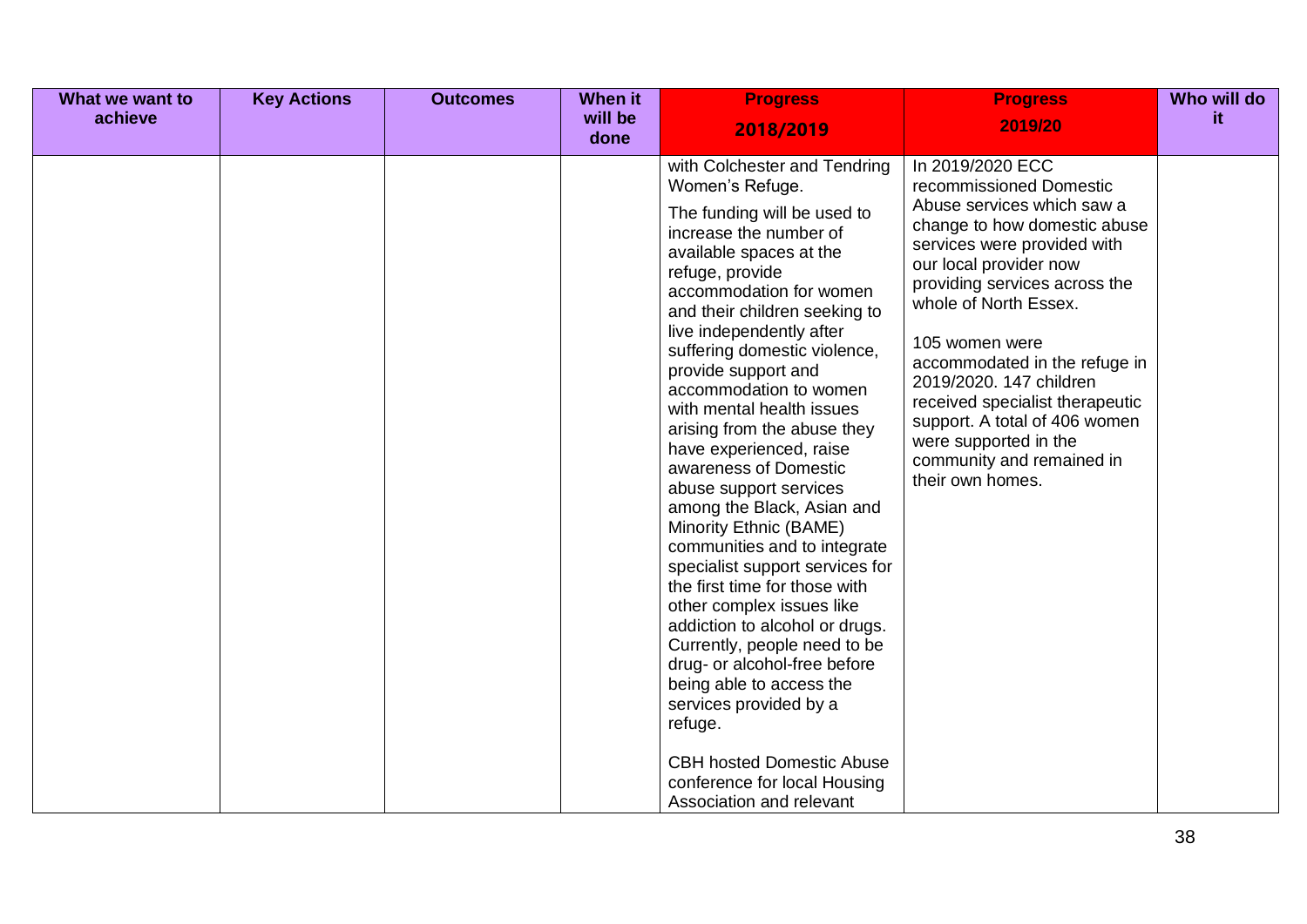| What we want to achieve | Key Actions | Outcomes | When it will be done | Progress 2018/2019 | Progress 2019/20 | Who will do it |
|---|---|---|---|---|---|---|
| | | | | with Colchester and Tendring Women's Refuge.<br><br>The funding will be used to increase the number of available spaces at the refuge, provide accommodation for women and their children seeking to live independently after suffering domestic violence, provide support and accommodation to women with mental health issues arising from the abuse they have experienced, raise awareness of Domestic abuse support services among the Black, Asian and Minority Ethnic (BAME) communities and to integrate specialist support services for the first time for those with other complex issues like addiction to alcohol or drugs. Currently, people need to be drug- or alcohol-free before being able to access the services provided by a refuge.<br><br>CBH hosted Domestic Abuse conference for local Housing Association and relevant | In 2019/2020 ECC recommissioned Domestic Abuse services which saw a change to how domestic abuse services were provided with our local provider now providing services across the whole of North Essex.<br><br>105 women were accommodated in the refuge in 2019/2020. 147 children received specialist therapeutic support. A total of 406 women were supported in the community and remained in their own homes. | |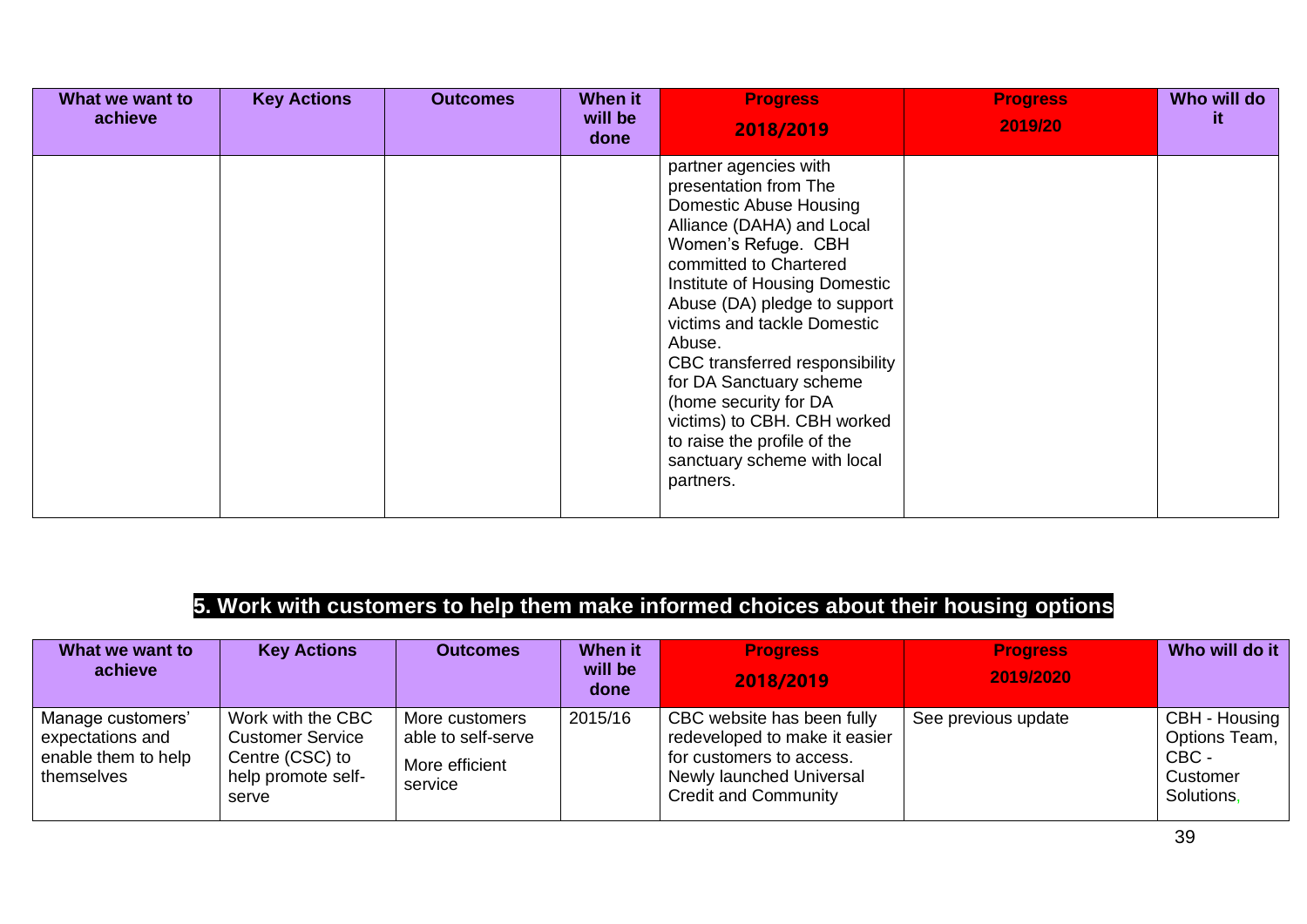| What we want to achieve | Key Actions | Outcomes | When it will be done | Progress 2018/2019 | Progress 2019/20 | Who will do it |
|---|---|---|---|---|---|---|
| | | | | partner agencies with presentation from The Domestic Abuse Housing Alliance (DAHA) and Local Women's Refuge. CBH committed to Chartered Institute of Housing Domestic Abuse (DA) pledge to support victims and tackle Domestic Abuse. CBC transferred responsibility for DA Sanctuary scheme (home security for DA victims) to CBH. CBH worked to raise the profile of the sanctuary scheme with local partners. | | |

## 5. Work with customers to help them make informed choices about their housing options

| What we want to achieve | Key Actions | Outcomes | When it will be done | Progress 2018/2019 | Progress 2019/2020 | Who will do it |
|---|---|---|---|---|---|---|
| Manage customers' expectations and enable them to help themselves | Work with the CBC Customer Service Centre (CSC) to help promote self-serve | More customers able to self-serve<br><br>More efficient service | 2015/16 | CBC website has been fully redeveloped to make it easier for customers to access. Newly launched Universal Credit and Community | See previous update | CBH - Housing Options Team, CBC - Customer Solutions, |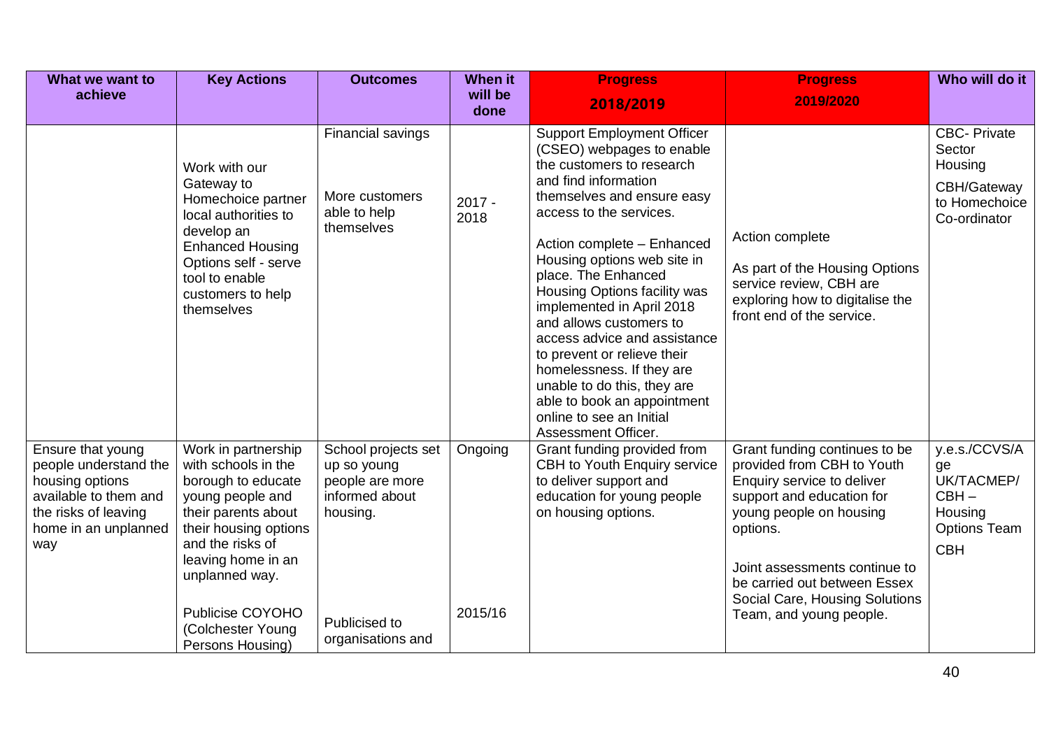| What we want to achieve | Key Actions | Outcomes | When it will be done | Progress 2018/2019 | Progress 2019/2020 | Who will do it |
|---|---|---|---|---|---|---|
| | Work with our Gateway to Homechoice partner local authorities to develop an Enhanced Housing Options self - serve tool to enable customers to help themselves | Financial savings<br><br>More customers able to help themselves | 2017 - 2018 | Support Employment Officer (CSEO) webpages to enable the customers to research and find information themselves and ensure easy access to the services.<br><br>Action complete – Enhanced Housing options web site in place. The Enhanced Housing Options facility was implemented in April 2018 and allows customers to access advice and assistance to prevent or relieve their homelessness. If they are unable to do this, they are able to book an appointment online to see an Initial Assessment Officer. | Action complete<br><br>As part of the Housing Options service review, CBH are exploring how to digitalise the front end of the service. | CBC- Private Sector Housing<br><br>CBH/Gateway to Homechoice Co-ordinator |
| Ensure that young people understand the housing options available to them and the risks of leaving home in an unplanned way | Work in partnership with schools in the borough to educate young people and their parents about their housing options and the risks of leaving home in an unplanned way.<br><br>Publicise COYOHO (Colchester Young Persons Housing) | School projects set up so young people are more informed about housing.<br><br>Publicised to organisations and | Ongoing<br><br>2015/16 | Grant funding provided from CBH to Youth Enquiry service to deliver support and education for young people on housing options. | Grant funding continues to be provided from CBH to Youth Enquiry service to deliver support and education for young people on housing options.<br><br>Joint assessments continue to be carried out between Essex Social Care, Housing Solutions Team, and young people. | y.e.s./CCVS/Age UK/TACMEP/ CBH – Housing Options Team<br><br>CBH |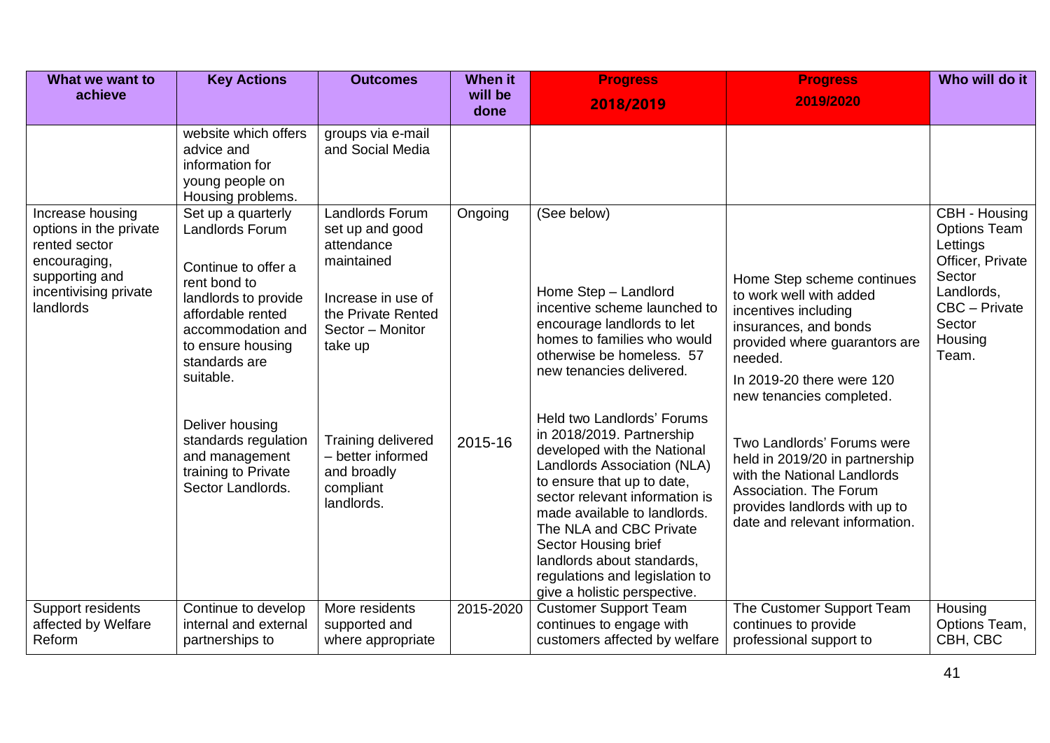| What we want to achieve | Key Actions | Outcomes | When it will be done | Progress 2018/2019 | Progress 2019/2020 | Who will do it |
|---|---|---|---|---|---|---|
| | website which offers advice and information for young people on Housing problems. | groups via e-mail and Social Media | | | | |
| Increase housing options in the private rented sector encouraging, supporting and incentivising private landlords | Set up a quarterly Landlords Forum<br><br>Continue to offer a rent bond to landlords to provide affordable rented accommodation and to ensure housing standards are suitable.<br><br>Deliver housing standards regulation and management training to Private Sector Landlords. | Landlords Forum set up and good attendance maintained<br><br>Increase in use of the Private Rented Sector – Monitor take up<br><br>Training delivered – better informed and broadly compliant landlords. | Ongoing<br><br>2015-16 | (See below)<br><br>Home Step – Landlord incentive scheme launched to encourage landlords to let homes to families who would otherwise be homeless. 57 new tenancies delivered.<br><br>Held two Landlords' Forums in 2018/2019. Partnership developed with the National Landlords Association (NLA) to ensure that up to date, sector relevant information is made available to landlords. The NLA and CBC Private Sector Housing brief landlords about standards, regulations and legislation to give a holistic perspective. | Home Step scheme continues to work well with added incentives including insurances, and bonds provided where guarantors are needed.<br><br>In 2019-20 there were 120 new tenancies completed.<br><br>Two Landlords' Forums were held in 2019/20 in partnership with the National Landlords Association. The Forum provides landlords with up to date and relevant information. | CBH - Housing Options Team Lettings Officer, Private Sector Landlords, CBC – Private Sector Housing Team. |
| Support residents affected by Welfare Reform | Continue to develop internal and external partnerships to | More residents supported and where appropriate | 2015-2020 | Customer Support Team continues to engage with customers affected by welfare | The Customer Support Team continues to provide professional support to | Housing Options Team, CBH, CBC |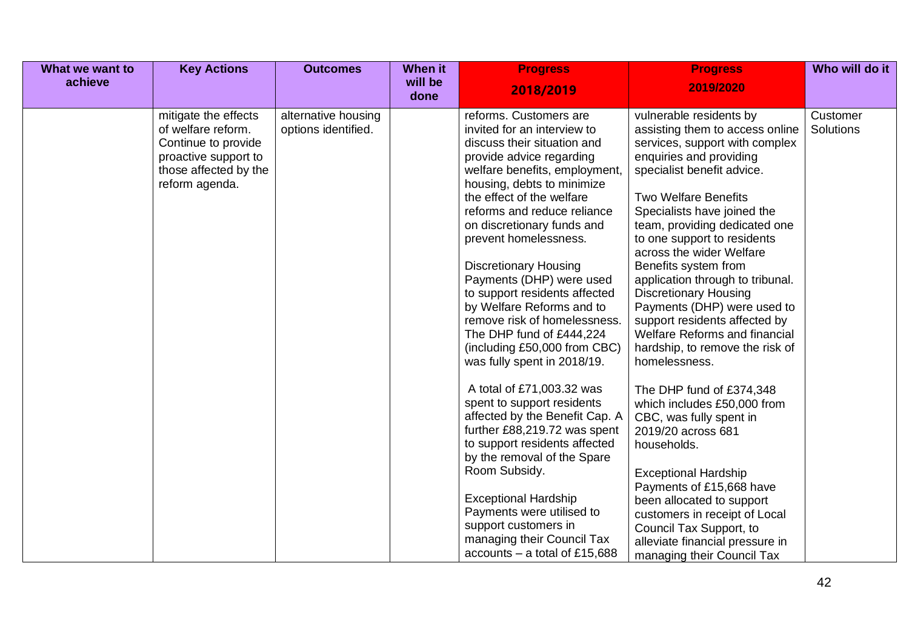| What we want to achieve | Key Actions | Outcomes | When it will be done | Progress 2018/2019 | Progress 2019/2020 | Who will do it |
|---|---|---|---|---|---|---|
| | mitigate the effects of welfare reform. Continue to provide proactive support to those affected by the reform agenda. | alternative housing options identified. | | reforms. Customers are invited for an interview to discuss their situation and provide advice regarding welfare benefits, employment, housing, debts to minimize the effect of the welfare reforms and reduce reliance on discretionary funds and prevent homelessness.<br><br>Discretionary Housing Payments (DHP) were used to support residents affected by Welfare Reforms and to remove risk of homelessness. The DHP fund of £444,224 (including £50,000 from CBC) was fully spent in 2018/19.<br><br>A total of £71,003.32 was spent to support residents affected by the Benefit Cap. A further £88,219.72 was spent to support residents affected by the removal of the Spare Room Subsidy.<br><br>Exceptional Hardship Payments were utilised to support customers in managing their Council Tax accounts – a total of £15,688 | vulnerable residents by assisting them to access online services, support with complex enquiries and providing specialist benefit advice.<br><br>Two Welfare Benefits Specialists have joined the team, providing dedicated one to one support to residents across the wider Welfare Benefits system from application through to tribunal. Discretionary Housing Payments (DHP) were used to support residents affected by Welfare Reforms and financial hardship, to remove the risk of homelessness.<br><br>The DHP fund of £374,348 which includes £50,000 from CBC, was fully spent in 2019/20 across 681 households.<br><br>Exceptional Hardship Payments of £15,668 have been allocated to support customers in receipt of Local Council Tax Support, to alleviate financial pressure in managing their Council Tax | Customer Solutions |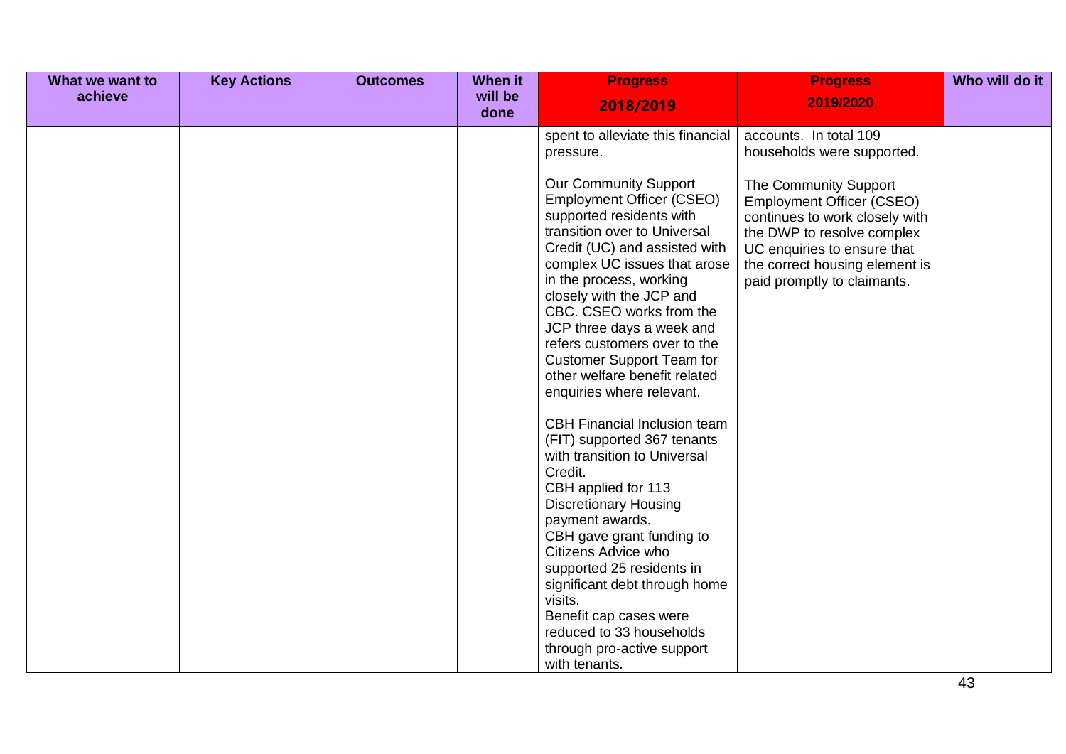| What we want to achieve | Key Actions | Outcomes | When it will be done | Progress 2018/2019 | Progress 2019/2020 | Who will do it |
|---|---|---|---|---|---|---|
| | | | | spent to alleviate this financial pressure.<br><br>Our Community Support Employment Officer (CSEO) supported residents with transition over to Universal Credit (UC) and assisted with complex UC issues that arose in the process, working closely with the JCP and CBC. CSEO works from the JCP three days a week and refers customers over to the Customer Support Team for other welfare benefit related enquiries where relevant.<br><br>CBH Financial Inclusion team (FIT) supported 367 tenants with transition to Universal Credit.<br>CBH applied for 113 Discretionary Housing payment awards.<br>CBH gave grant funding to Citizens Advice who supported 25 residents in significant debt through home visits.<br>Benefit cap cases were reduced to 33 households through pro-active support with tenants. | accounts. In total 109 households were supported.<br><br>The Community Support Employment Officer (CSEO) continues to work closely with the DWP to resolve complex UC enquiries to ensure that the correct housing element is paid promptly to claimants. | |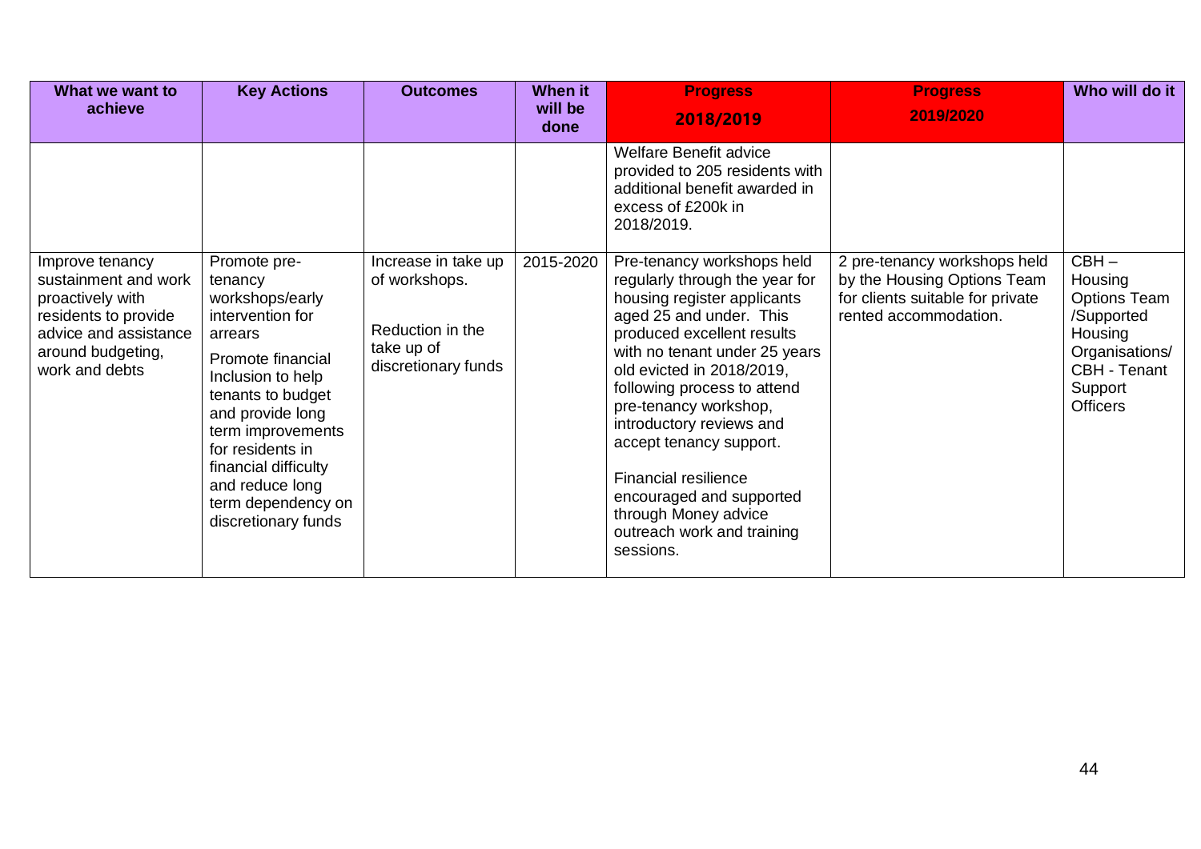| What we want to achieve | Key Actions | Outcomes | When it will be done | Progress 2018/2019 | Progress 2019/2020 | Who will do it |
|---|---|---|---|---|---|---|
| | | | | Welfare Benefit advice provided to 205 residents with additional benefit awarded in excess of £200k in 2018/2019. | | |
| Improve tenancy sustainment and work proactively with residents to provide advice and assistance around budgeting, work and debts | Promote pre-tenancy workshops/early intervention for arrears<br><br>Promote financial Inclusion to help tenants to budget and provide long term improvements for residents in financial difficulty and reduce long term dependency on discretionary funds | Increase in take up of workshops.<br><br>Reduction in the take up of discretionary funds | 2015-2020 | Pre-tenancy workshops held regularly through the year for housing register applicants aged 25 and under. This produced excellent results with no tenant under 25 years old evicted in 2018/2019, following process to attend pre-tenancy workshop, introductory reviews and accept tenancy support.<br><br>Financial resilience encouraged and supported through Money advice outreach work and training sessions. | 2 pre-tenancy workshops held by the Housing Options Team for clients suitable for private rented accommodation. | CBH – Housing Options Team /Supported Housing Organisations/ CBH - Tenant Support Officers |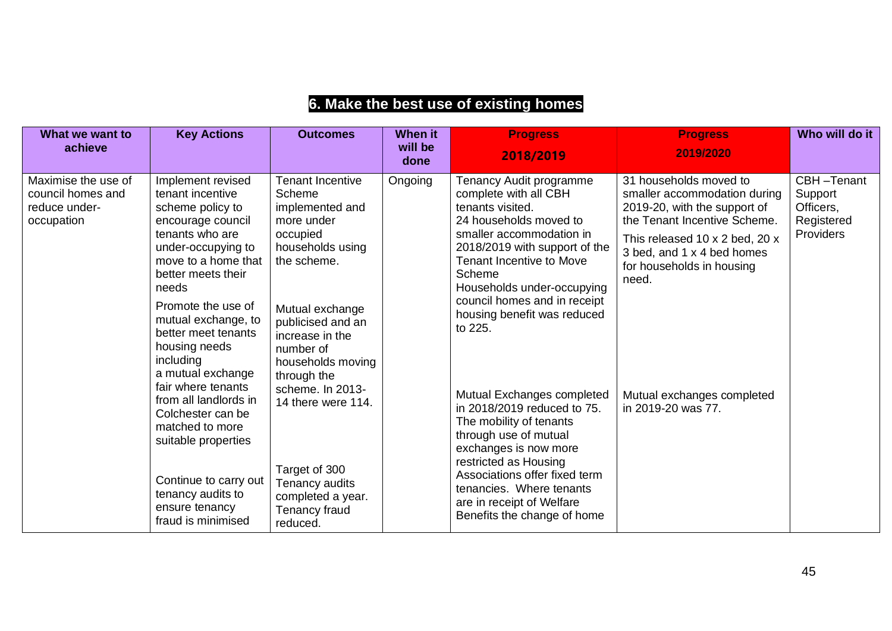## 6. Make the best use of existing homes

| What we want to achieve | Key Actions | Outcomes | When it will be done | Progress 2018/2019 | Progress 2019/2020 | Who will do it |
|---|---|---|---|---|---|---|
| Maximise the use of council homes and reduce under-occupation | Implement revised tenant incentive scheme policy to encourage council tenants who are under-occupying to move to a home that better meets their needs | Tenant Incentive Scheme implemented and more under occupied households using the scheme. | Ongoing | Tenancy Audit programme complete with all CBH tenants visited.<br>24 households moved to smaller accommodation in 2018/2019 with support of the Tenant Incentive to Move Scheme<br>Households under-occupying council homes and in receipt housing benefit was reduced to 225. | 31 households moved to smaller accommodation during 2019-20, with the support of the Tenant Incentive Scheme.<br>This released 10 x 2 bed, 20 x 3 bed, and 1 x 4 bed homes for households in housing need. | CBH –Tenant Support Officers, Registered Providers |
| | Promote the use of mutual exchange, to better meet tenants housing needs including a mutual exchange fair where tenants from all landlords in Colchester can be matched to more suitable properties | Mutual exchange publicised and an increase in the number of households moving through the scheme. In 2013-14 there were 114. | | Mutual Exchanges completed in 2018/2019 reduced to 75. The mobility of tenants through use of mutual exchanges is now more restricted as Housing Associations offer fixed term tenancies. Where tenants are in receipt of Welfare Benefits the change of home | Mutual exchanges completed in 2019-20 was 77. | |
| | Continue to carry out tenancy audits to ensure tenancy fraud is minimised | Target of 300 Tenancy audits completed a year. Tenancy fraud reduced. | | | | |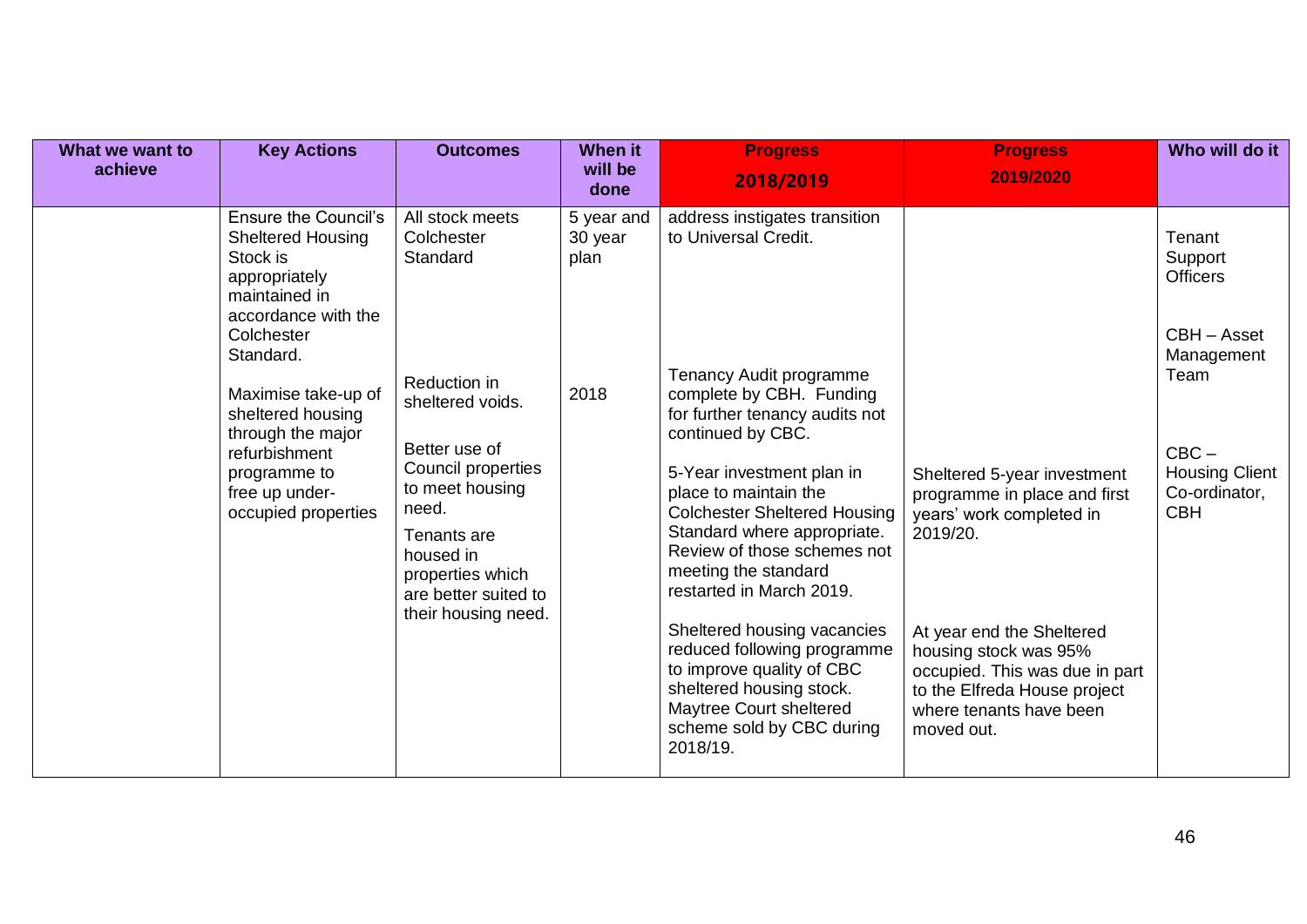| What we want to achieve | Key Actions | Outcomes | When it will be done | Progress 2018/2019 | Progress 2019/2020 | Who will do it |
|---|---|---|---|---|---|---|
| | Ensure the Council's Sheltered Housing Stock is appropriately maintained in accordance with the Colchester Standard.<br><br>Maximise take-up of sheltered housing through the major refurbishment programme to free up under-occupied properties | All stock meets Colchester Standard<br><br>Reduction in sheltered voids.<br><br>Better use of Council properties to meet housing need.<br><br>Tenants are housed in properties which are better suited to their housing need. | 5 year and 30 year plan<br><br>2018 | address instigates transition to Universal Credit.<br><br>Tenancy Audit programme complete by CBH. Funding for further tenancy audits not continued by CBC.<br><br>5-Year investment plan in place to maintain the Colchester Sheltered Housing Standard where appropriate. Review of those schemes not meeting the standard restarted in March 2019.<br><br>Sheltered housing vacancies reduced following programme to improve quality of CBC sheltered housing stock. Maytree Court sheltered scheme sold by CBC during 2018/19. | Sheltered 5-year investment programme in place and first years' work completed in 2019/20.<br><br>At year end the Sheltered housing stock was 95% occupied. This was due in part to the Elfreda House project where tenants have been moved out. | Tenant Support Officers<br><br>CBH – Asset Management Team<br><br>CBC – Housing Client Co-ordinator, CBH |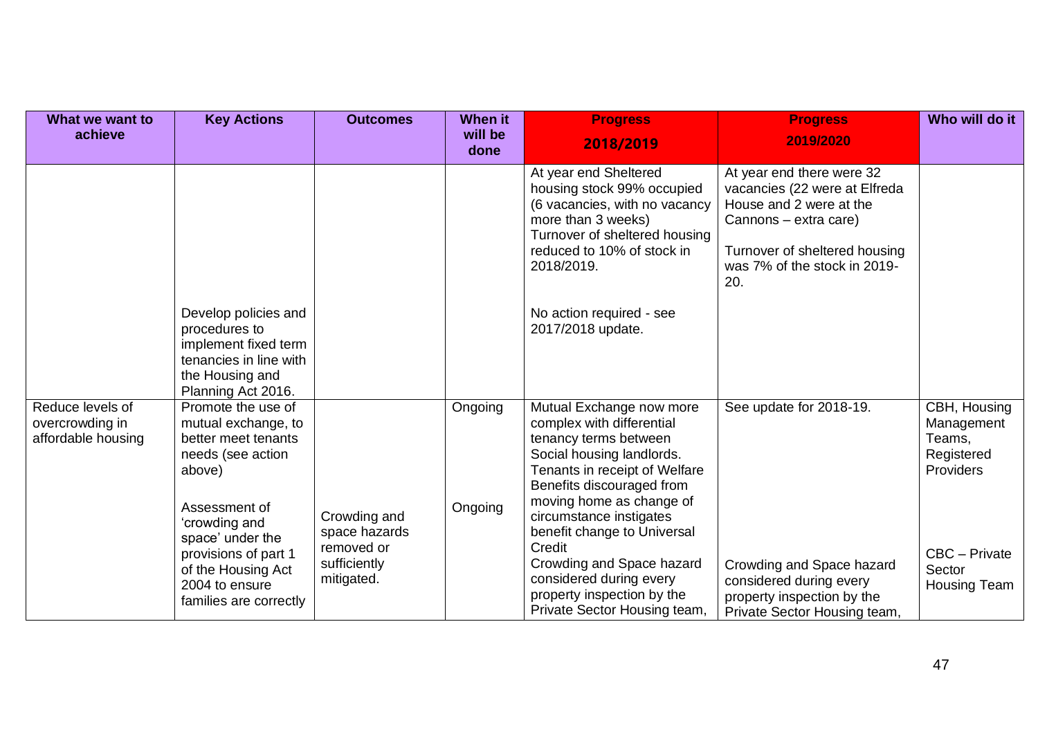| What we want to achieve | Key Actions | Outcomes | When it will be done | Progress 2018/2019 | Progress 2019/2020 | Who will do it |
|---|---|---|---|---|---|---|
| | | | | At year end Sheltered housing stock 99% occupied (6 vacancies, with no vacancy more than 3 weeks) Turnover of sheltered housing reduced to 10% of stock in 2018/2019. | At year end there were 32 vacancies (22 were at Elfreda House and 2 were at the Cannons – extra care)<br><br>Turnover of sheltered housing was 7% of the stock in 2019-20. | |
| | Develop policies and procedures to implement fixed term tenancies in line with the Housing and Planning Act 2016. | | | No action required - see 2017/2018 update. | | |
| Reduce levels of overcrowding in affordable housing | Promote the use of mutual exchange, to better meet tenants needs (see action above) | | Ongoing | Mutual Exchange now more complex with differential tenancy terms between Social housing landlords. Tenants in receipt of Welfare Benefits discouraged from moving home as change of circumstance instigates benefit change to Universal Credit | See update for 2018-19. | CBH, Housing Management Teams, Registered Providers |
| | Assessment of 'crowding and space' under the provisions of part 1 of the Housing Act 2004 to ensure families are correctly | Crowding and space hazards removed or sufficiently mitigated. | Ongoing | Crowding and Space hazard considered during every property inspection by the Private Sector Housing team, | Crowding and Space hazard considered during every property inspection by the Private Sector Housing team, | CBC – Private Sector Housing Team |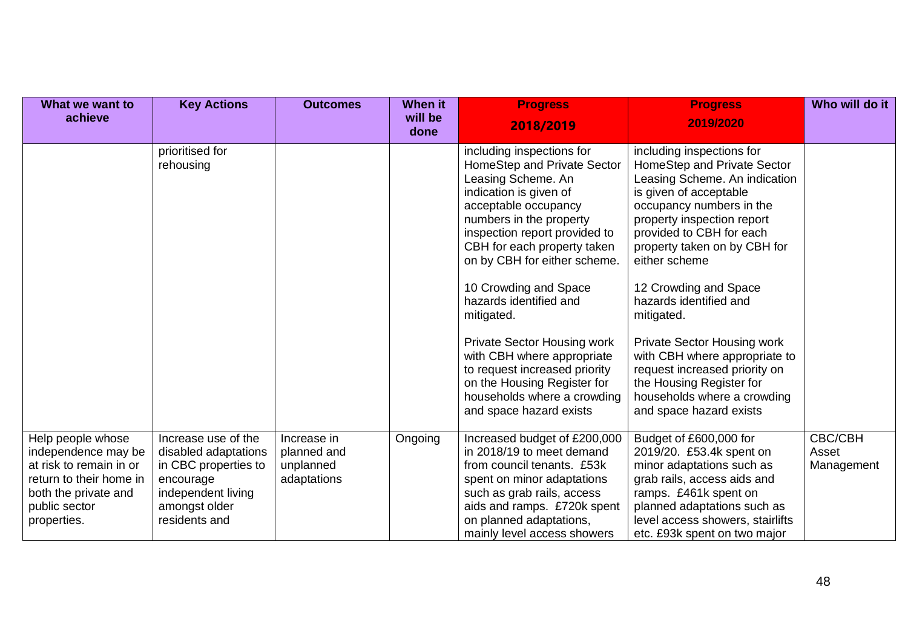| What we want to achieve | Key Actions | Outcomes | When it will be done | Progress 2018/2019 | Progress 2019/2020 | Who will do it |
|---|---|---|---|---|---|---|
| | prioritised for rehousing | | | including inspections for HomeStep and Private Sector Leasing Scheme. An indication is given of acceptable occupancy numbers in the property inspection report provided to CBH for each property taken on by CBH for either scheme.<br><br>10 Crowding and Space hazards identified and mitigated.<br><br>Private Sector Housing work with CBH where appropriate to request increased priority on the Housing Register for households where a crowding and space hazard exists | including inspections for HomeStep and Private Sector Leasing Scheme. An indication is given of acceptable occupancy numbers in the property inspection report provided to CBH for each property taken on by CBH for either scheme<br><br>12 Crowding and Space hazards identified and mitigated.<br><br>Private Sector Housing work with CBH where appropriate to request increased priority on the Housing Register for households where a crowding and space hazard exists | |
| Help people whose independence may be at risk to remain in or return to their home in both the private and public sector properties. | Increase use of the disabled adaptations in CBC properties to encourage independent living amongst older residents and | Increase in planned and unplanned adaptations | Ongoing | Increased budget of £200,000 in 2018/19 to meet demand from council tenants. £53k spent on minor adaptations such as grab rails, access aids and ramps. £720k spent on planned adaptations, mainly level access showers | Budget of £600,000 for 2019/20. £53.4k spent on minor adaptations such as grab rails, access aids and ramps. £461k spent on planned adaptations such as level access showers, stairlifts etc. £93k spent on two major | CBC/CBH Asset Management |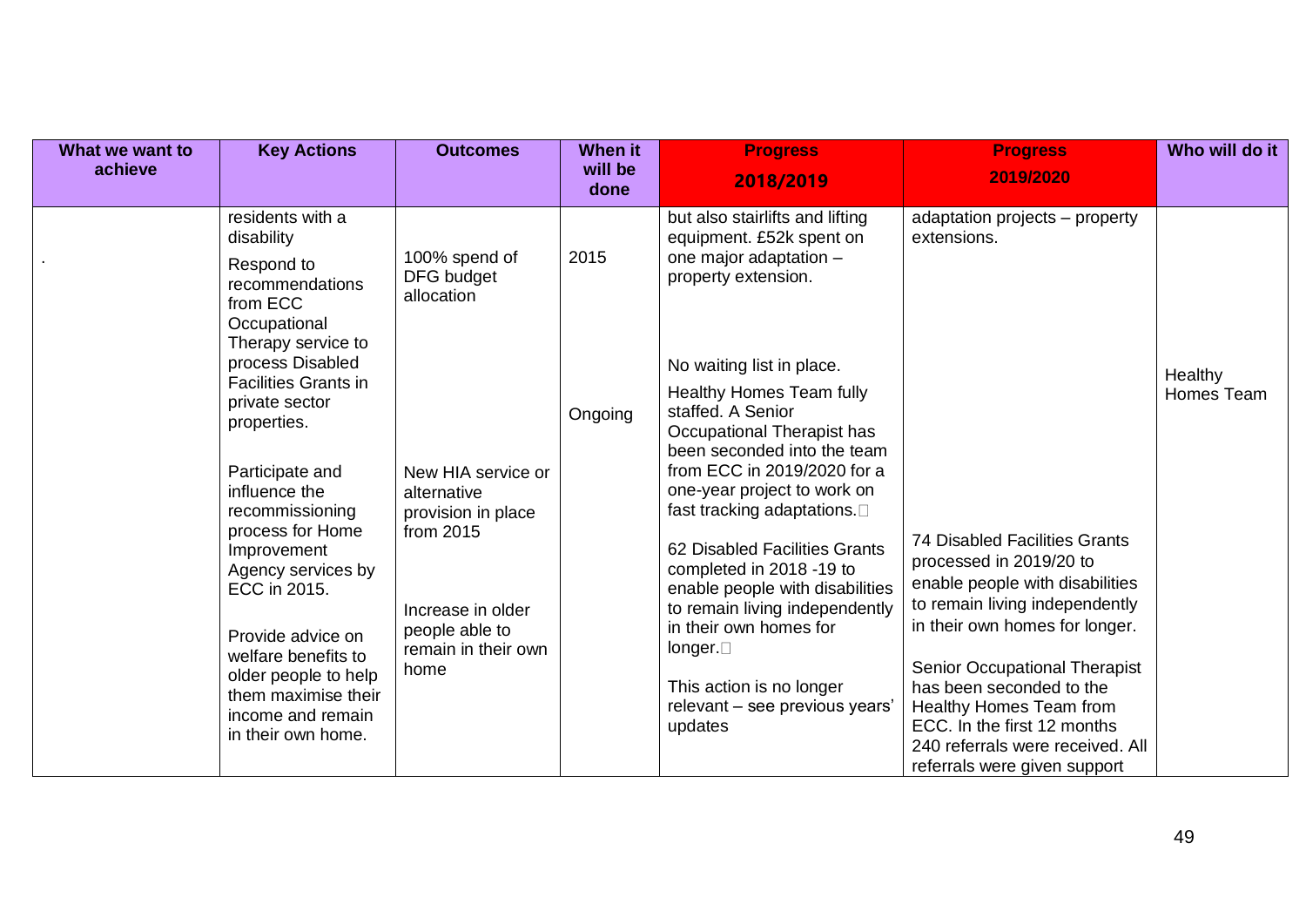| What we want to achieve | Key Actions | Outcomes | When it will be done | Progress 2018/2019 | Progress 2019/2020 | Who will do it |
|---|---|---|---|---|---|---|
| . | residents with a disability<br><br>Respond to recommendations from ECC Occupational Therapy service to process Disabled Facilities Grants in private sector properties.<br><br>Participate and influence the recommissioning process for Home Improvement Agency services by ECC in 2015.<br><br>Provide advice on welfare benefits to older people to help them maximise their income and remain in their own home. | 100% spend of DFG budget allocation<br><br>New HIA service or alternative provision in place from 2015<br><br>Increase in older people able to remain in their own home | 2015<br><br>Ongoing | but also stairlifts and lifting equipment. £52k spent on one major adaptation – property extension.<br><br>No waiting list in place.<br><br>Healthy Homes Team fully staffed. A Senior Occupational Therapist has been seconded into the team from ECC in 2019/2020 for a one-year project to work on fast tracking adaptations.<br><br>62 Disabled Facilities Grants completed in 2018 -19 to enable people with disabilities to remain living independently in their own homes for longer.<br><br>This action is no longer relevant – see previous years' updates | adaptation projects – property extensions.<br><br>74 Disabled Facilities Grants processed in 2019/20 to enable people with disabilities to remain living independently in their own homes for longer.<br><br>Senior Occupational Therapist has been seconded to the Healthy Homes Team from ECC. In the first 12 months 240 referrals were received. All referrals were given support | Healthy Homes Team |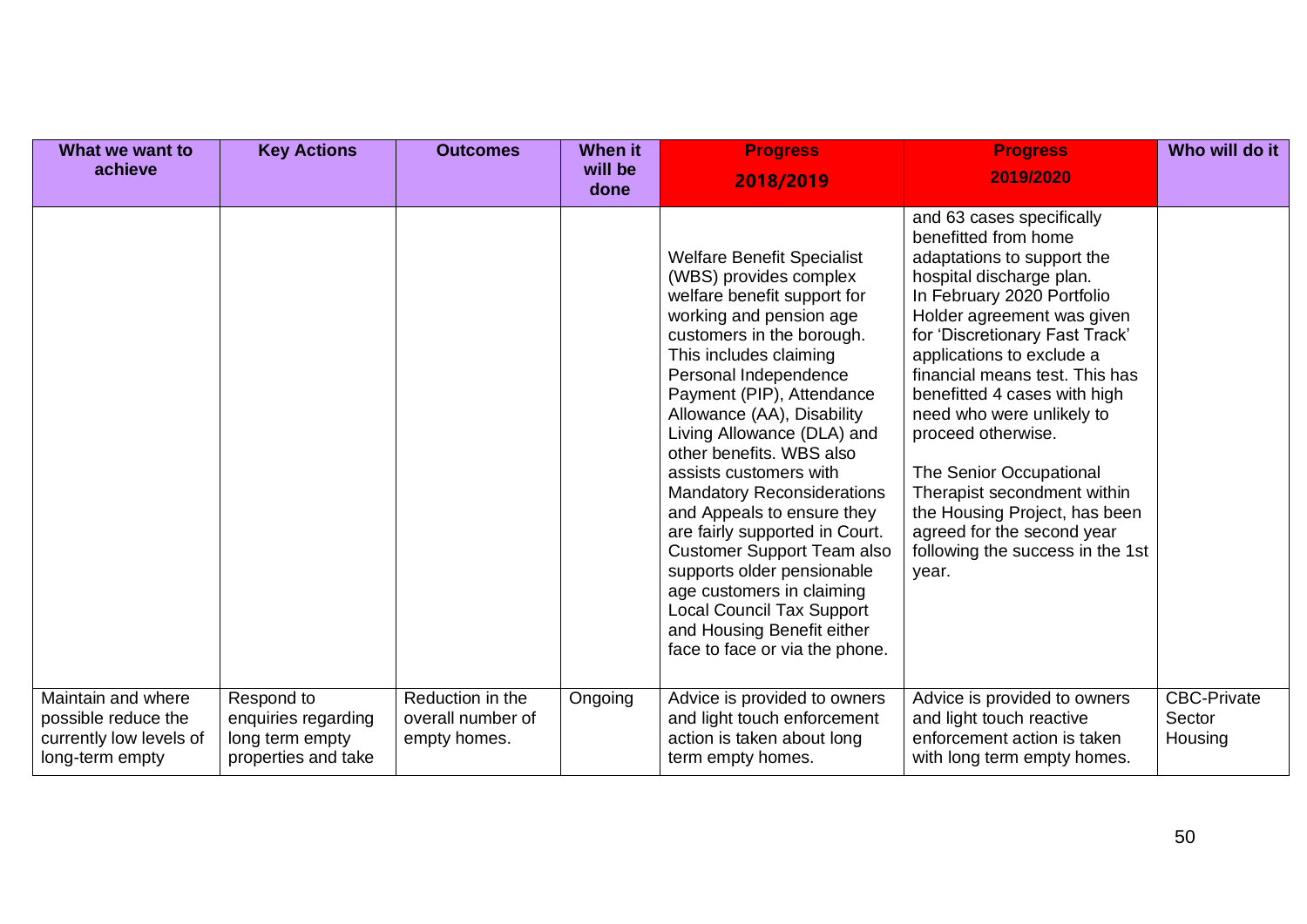| What we want to achieve | Key Actions | Outcomes | When it will be done | Progress 2018/2019 | Progress 2019/2020 | Who will do it |
|---|---|---|---|---|---|---|
| | | | | Welfare Benefit Specialist (WBS) provides complex welfare benefit support for working and pension age customers in the borough. This includes claiming Personal Independence Payment (PIP), Attendance Allowance (AA), Disability Living Allowance (DLA) and other benefits. WBS also assists customers with Mandatory Reconsiderations and Appeals to ensure they are fairly supported in Court. Customer Support Team also supports older pensionable age customers in claiming Local Council Tax Support and Housing Benefit either face to face or via the phone. | and 63 cases specifically benefitted from home adaptations to support the hospital discharge plan. In February 2020 Portfolio Holder agreement was given for 'Discretionary Fast Track' applications to exclude a financial means test. This has benefitted 4 cases with high need who were unlikely to proceed otherwise.<br><br>The Senior Occupational Therapist secondment within the Housing Project, has been agreed for the second year following the success in the 1st year. | |
| Maintain and where possible reduce the currently low levels of long-term empty | Respond to enquiries regarding long term empty properties and take | Reduction in the overall number of empty homes. | Ongoing | Advice is provided to owners and light touch enforcement action is taken about long term empty homes. | Advice is provided to owners and light touch reactive enforcement action is taken with long term empty homes. | CBC-Private Sector Housing |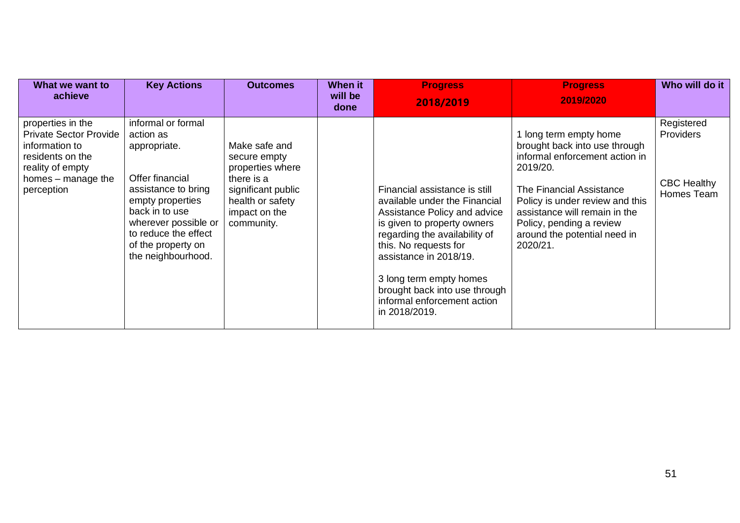| What we want to achieve | Key Actions | Outcomes | When it will be done | Progress 2018/2019 | Progress 2019/2020 | Who will do it |
|---|---|---|---|---|---|---|
| properties in the Private Sector Provide information to residents on the reality of empty homes – manage the perception | informal or formal action as appropriate.<br><br>Offer financial assistance to bring empty properties back in to use wherever possible or to reduce the effect of the property on the neighbourhood. | Make safe and secure empty properties where there is a significant public health or safety impact on the community. | | Financial assistance is still available under the Financial Assistance Policy and advice is given to property owners regarding the availability of this. No requests for assistance in 2018/19.<br><br>3 long term empty homes brought back into use through informal enforcement action in 2018/2019. | 1 long term empty home brought back into use through informal enforcement action in 2019/20.<br><br>The Financial Assistance Policy is under review and this assistance will remain in the Policy, pending a review around the potential need in 2020/21. | Registered Providers<br><br>CBC Healthy Homes Team |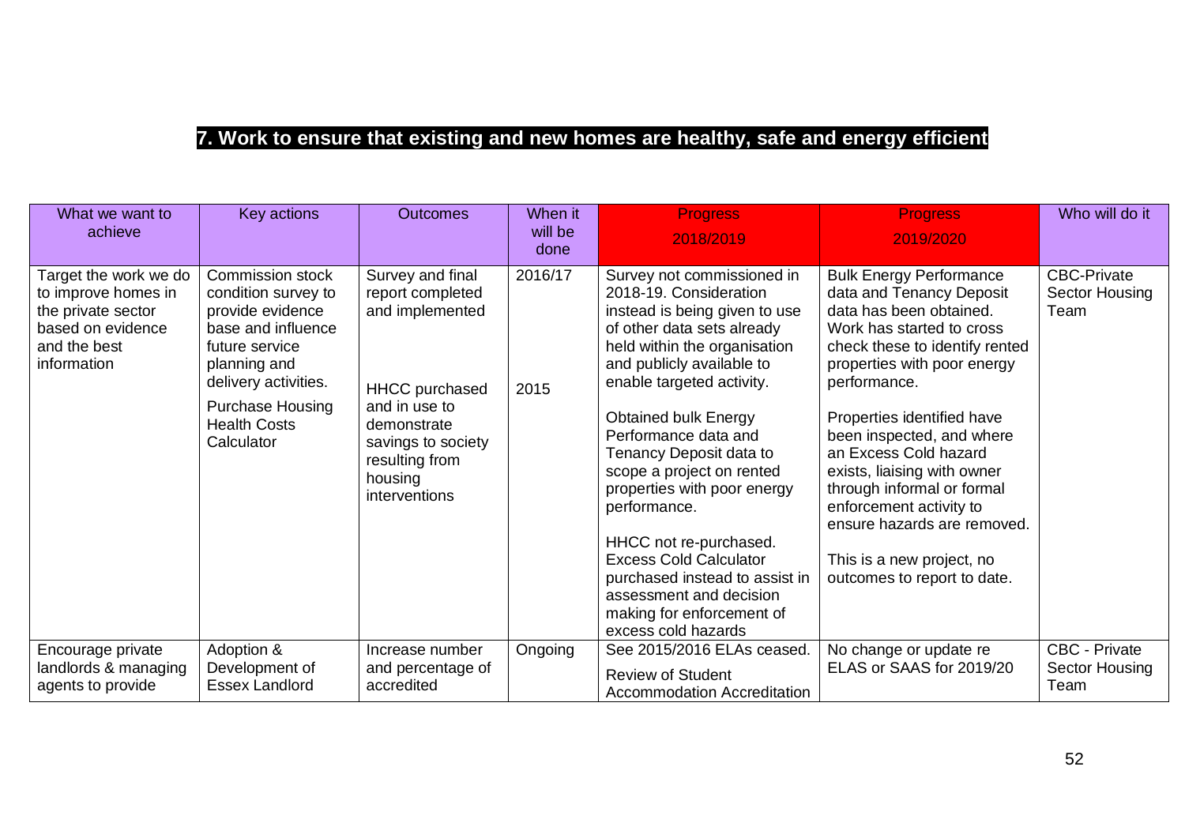## 7. Work to ensure that existing and new homes are healthy, safe and energy efficient

| What we want to achieve | Key actions | Outcomes | When it will be done | Progress 2018/2019 | Progress 2019/2020 | Who will do it |
|---|---|---|---|---|---|---|
| Target the work we do to improve homes in the private sector based on evidence and the best information | Commission stock condition survey to provide evidence base and influence future service planning and delivery activities.<br><br>Purchase Housing Health Costs Calculator | Survey and final report completed and implemented<br><br>HHCC purchased and in use to demonstrate savings to society resulting from housing interventions | 2016/17<br><br>2015 | Survey not commissioned in 2018-19. Consideration instead is being given to use of other data sets already held within the organisation and publicly available to enable targeted activity.<br><br>Obtained bulk Energy Performance data and Tenancy Deposit data to scope a project on rented properties with poor energy performance.<br><br>HHCC not re-purchased. Excess Cold Calculator purchased instead to assist in assessment and decision making for enforcement of excess cold hazards | Bulk Energy Performance data and Tenancy Deposit data has been obtained. Work has started to cross check these to identify rented properties with poor energy performance.<br><br>Properties identified have been inspected, and where an Excess Cold hazard exists, liaising with owner through informal or formal enforcement activity to ensure hazards are removed.<br><br>This is a new project, no outcomes to report to date. | CBC-Private Sector Housing Team |
| Encourage private landlords & managing agents to provide | Adoption & Development of Essex Landlord | Increase number and percentage of accredited | Ongoing | See 2015/2016 ELAs ceased.<br><br>Review of Student Accommodation Accreditation | No change or update re ELAS or SAAS for 2019/20 | CBC - Private Sector Housing Team |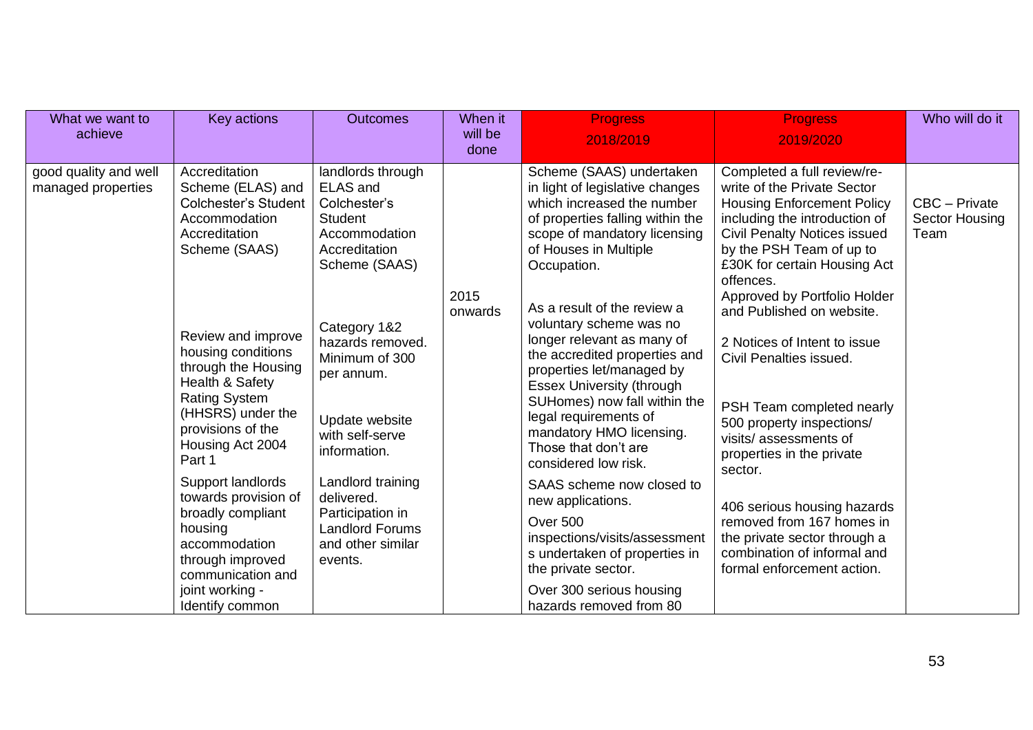| What we want to achieve | Key actions | Outcomes | When it will be done | Progress 2018/2019 | Progress 2019/2020 | Who will do it |
|---|---|---|---|---|---|---|
| good quality and well managed properties | Accreditation Scheme (ELAS) and Colchester's Student Accommodation Accreditation Scheme (SAAS)<br><br>Review and improve housing conditions through the Housing Health & Safety Rating System (HHSRS) under the provisions of the Housing Act 2004 Part 1<br><br>Support landlords towards provision of broadly compliant housing accommodation through improved communication and joint working - Identify common | landlords through ELAS and Colchester's Student Accommodation Accreditation Scheme (SAAS)<br><br>Category 1&2 hazards removed. Minimum of 300 per annum.<br><br>Update website with self-serve information.<br><br>Landlord training delivered. Participation in Landlord Forums and other similar events. | 2015 onwards | Scheme (SAAS) undertaken in light of legislative changes which increased the number of properties falling within the scope of mandatory licensing of Houses in Multiple Occupation.<br><br>As a result of the review a voluntary scheme was no longer relevant as many of the accredited properties and properties let/managed by Essex University (through SUHomes) now fall within the legal requirements of mandatory HMO licensing. Those that don't are considered low risk.<br><br>SAAS scheme now closed to new applications.<br><br>Over 500 inspections/visits/assessments undertaken of properties in the private sector.<br><br>Over 300 serious housing hazards removed from 80 | Completed a full review/re-write of the Private Sector Housing Enforcement Policy including the introduction of Civil Penalty Notices issued by the PSH Team of up to £30K for certain Housing Act offences.<br>Approved by Portfolio Holder and Published on website.<br><br>2 Notices of Intent to issue Civil Penalties issued.<br><br>PSH Team completed nearly 500 property inspections/ visits/ assessments of properties in the private sector.<br><br>406 serious housing hazards removed from 167 homes in the private sector through a combination of informal and formal enforcement action. | CBC – Private Sector Housing Team |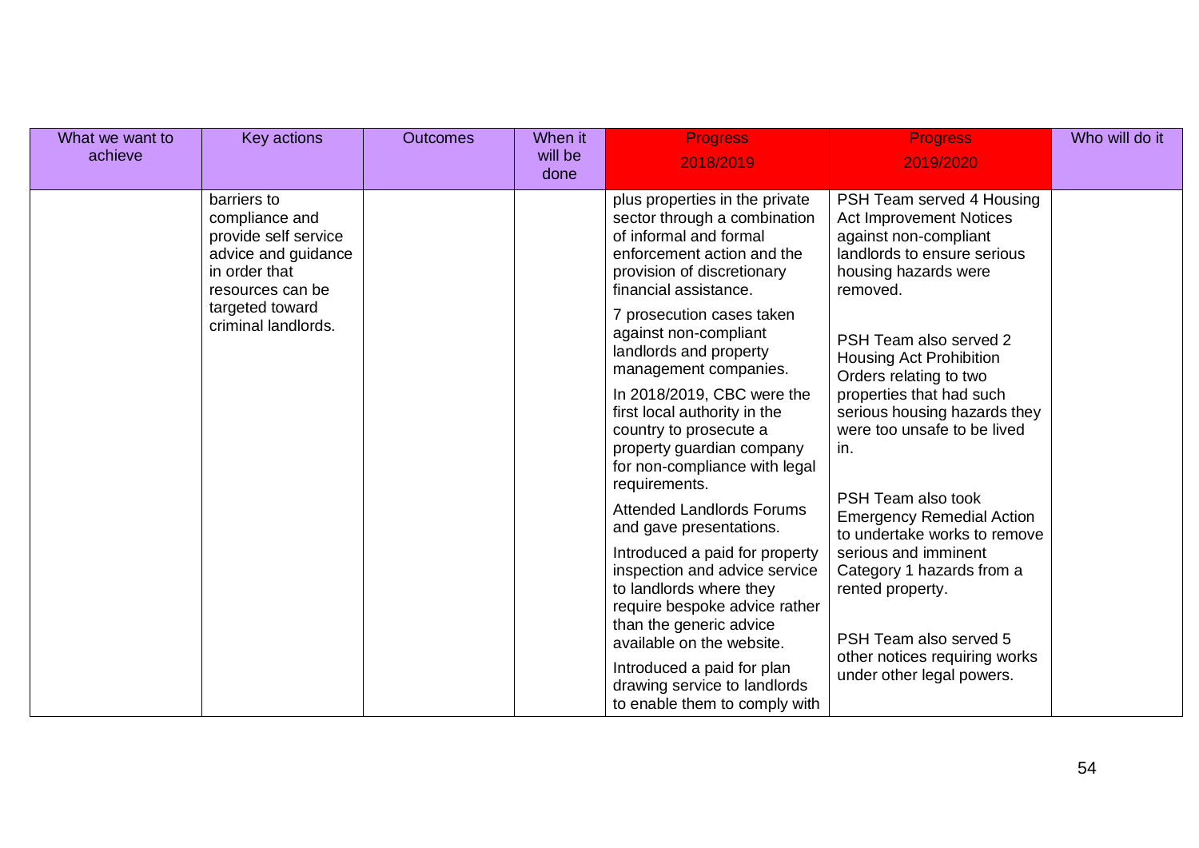| What we want to achieve | Key actions | Outcomes | When it will be done | Progress 2018/2019 | Progress 2019/2020 | Who will do it |
|---|---|---|---|---|---|---|
| | barriers to compliance and provide self service advice and guidance in order that resources can be targeted toward criminal landlords. | | | plus properties in the private sector through a combination of informal and formal enforcement action and the provision of discretionary financial assistance.<br><br>7 prosecution cases taken against non-compliant landlords and property management companies.<br><br>In 2018/2019, CBC were the first local authority in the country to prosecute a property guardian company for non-compliance with legal requirements.<br><br>Attended Landlords Forums and gave presentations.<br><br>Introduced a paid for property inspection and advice service to landlords where they require bespoke advice rather than the generic advice available on the website.<br><br>Introduced a paid for plan drawing service to landlords to enable them to comply with | PSH Team served 4 Housing Act Improvement Notices against non-compliant landlords to ensure serious housing hazards were removed.<br><br>PSH Team also served 2 Housing Act Prohibition Orders relating to two properties that had such serious housing hazards they were too unsafe to be lived in.<br><br>PSH Team also took Emergency Remedial Action to undertake works to remove serious and imminent Category 1 hazards from a rented property.<br><br>PSH Team also served 5 other notices requiring works under other legal powers. | |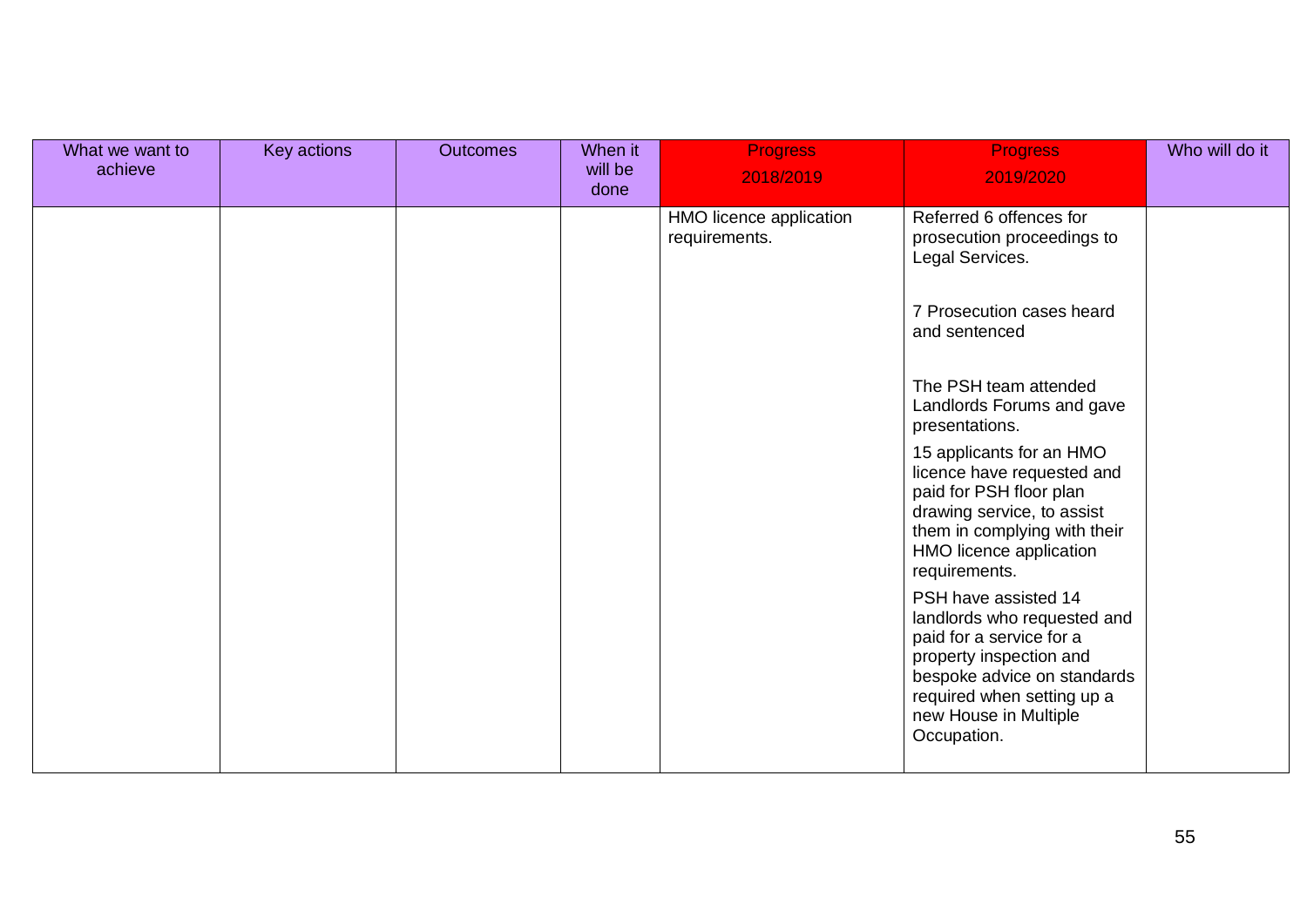| What we want to achieve | Key actions | Outcomes | When it will be done | Progress 2018/2019 | Progress 2019/2020 | Who will do it |
|---|---|---|---|---|---|---|
| | | | | HMO licence application requirements. | Referred 6 offences for prosecution proceedings to Legal Services.<br><br>7 Prosecution cases heard and sentenced<br><br>The PSH team attended Landlords Forums and gave presentations.<br><br>15 applicants for an HMO licence have requested and paid for PSH floor plan drawing service, to assist them in complying with their HMO licence application requirements.<br><br>PSH have assisted 14 landlords who requested and paid for a service for a property inspection and bespoke advice on standards required when setting up a new House in Multiple Occupation. | |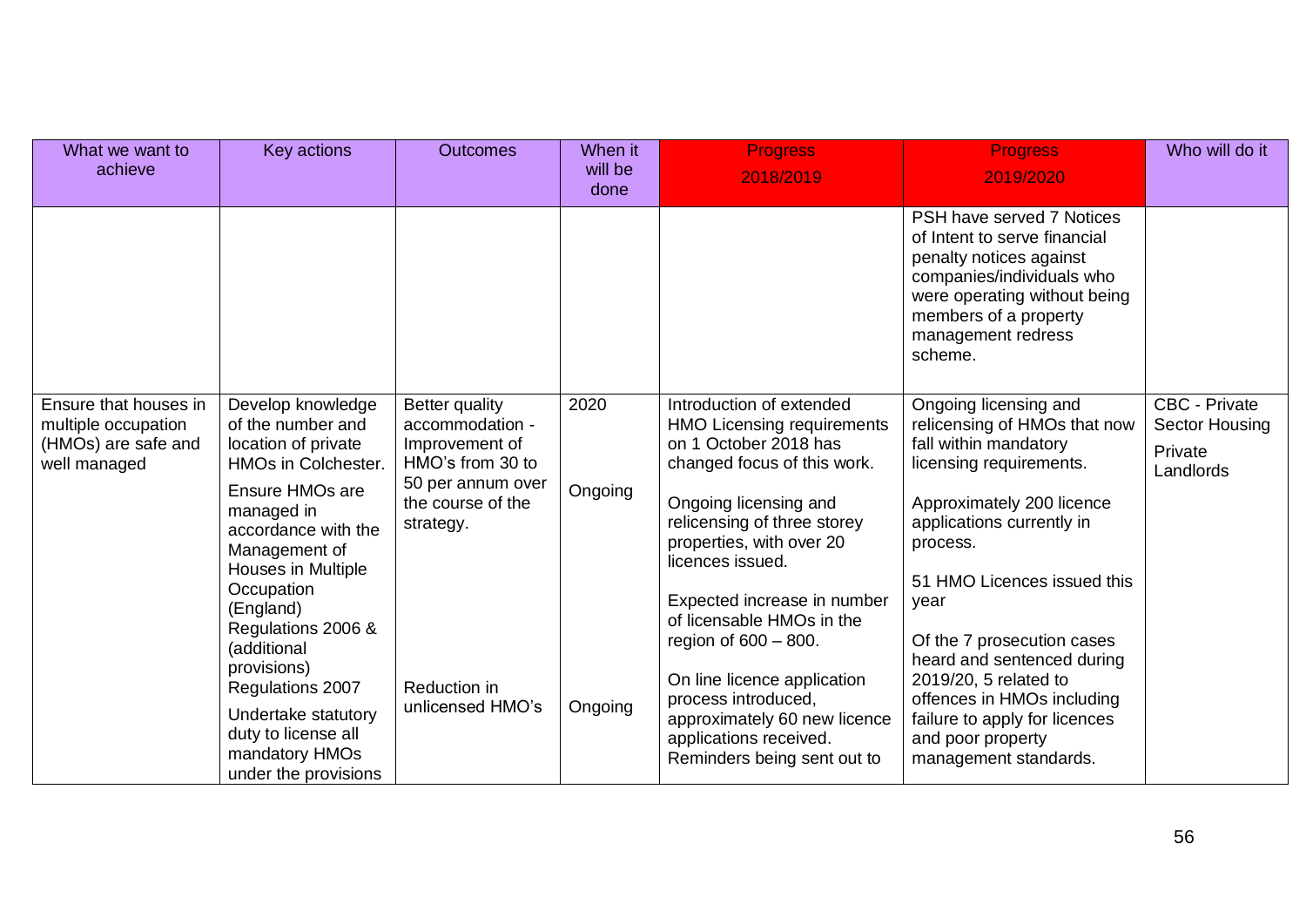| What we want to achieve | Key actions | Outcomes | When it will be done | Progress 2018/2019 | Progress 2019/2020 | Who will do it |
|---|---|---|---|---|---|---|
| | | | | | PSH have served 7 Notices of Intent to serve financial penalty notices against companies/individuals who were operating without being members of a property management redress scheme. | |
| Ensure that houses in multiple occupation (HMOs) are safe and well managed | Develop knowledge of the number and location of private HMOs in Colchester. Ensure HMOs are managed in accordance with the Management of Houses in Multiple Occupation (England) Regulations 2006 & (additional provisions) Regulations 2007 Undertake statutory duty to license all mandatory HMOs under the provisions | Better quality accommodation - Improvement of HMO's from 30 to 50 per annum over the course of the strategy. Reduction in unlicensed HMO's | 2020 Ongoing Ongoing | Introduction of extended HMO Licensing requirements on 1 October 2018 has changed focus of this work. Ongoing licensing and relicensing of three storey properties, with over 20 licences issued. Expected increase in number of licensable HMOs in the region of 600 – 800. On line licence application process introduced, approximately 60 new licence applications received. Reminders being sent out to | Ongoing licensing and relicensing of HMOs that now fall within mandatory licensing requirements. Approximately 200 licence applications currently in process. 51 HMO Licences issued this year Of the 7 prosecution cases heard and sentenced during 2019/20, 5 related to offences in HMOs including failure to apply for licences and poor property management standards. | CBC - Private Sector Housing Private Landlords |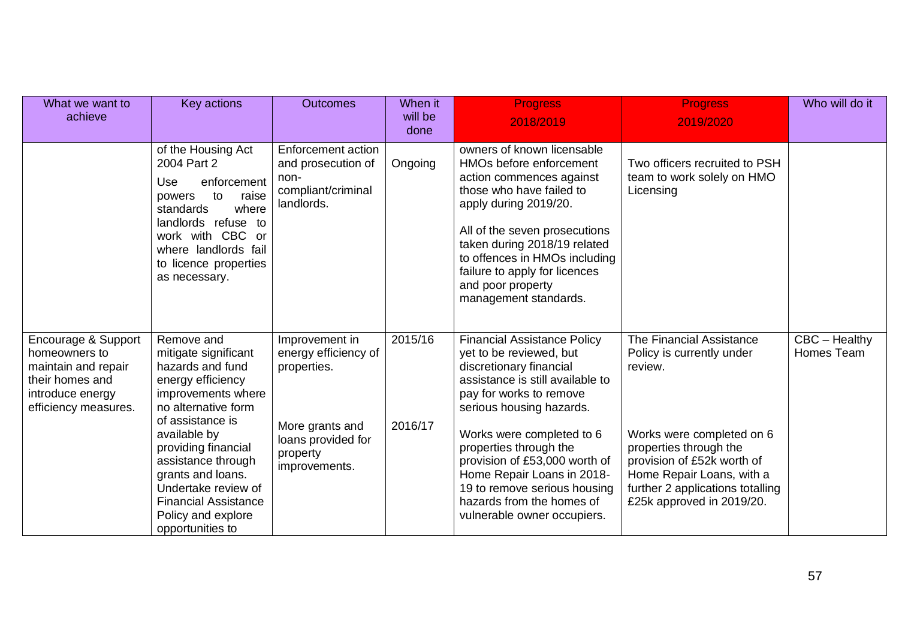| What we want to achieve | Key actions | Outcomes | When it will be done | Progress 2018/2019 | Progress 2019/2020 | Who will do it |
|---|---|---|---|---|---|---|
| | of the Housing Act 2004 Part 2<br><br>Use enforcement powers to raise standards where landlords refuse to work with CBC or where landlords fail to licence properties as necessary. | Enforcement action and prosecution of non-compliant/criminal landlords. | Ongoing | owners of known licensable HMOs before enforcement action commences against those who have failed to apply during 2019/20.<br><br>All of the seven prosecutions taken during 2018/19 related to offences in HMOs including failure to apply for licences and poor property management standards. | Two officers recruited to PSH team to work solely on HMO Licensing | |
| Encourage & Support homeowners to maintain and repair their homes and introduce energy efficiency measures. | Remove and mitigate significant hazards and fund energy efficiency improvements where no alternative form of assistance is available by providing financial assistance through grants and loans. Undertake review of Financial Assistance Policy and explore opportunities to | Improvement in energy efficiency of properties.<br><br>More grants and loans provided for property improvements. | 2015/16<br><br>2016/17 | Financial Assistance Policy yet to be reviewed, but discretionary financial assistance is still available to pay for works to remove serious housing hazards.<br><br>Works were completed to 6 properties through the provision of £53,000 worth of Home Repair Loans in 2018-19 to remove serious housing hazards from the homes of vulnerable owner occupiers. | The Financial Assistance Policy is currently under review.<br><br>Works were completed on 6 properties through the provision of £52k worth of Home Repair Loans, with a further 2 applications totalling £25k approved in 2019/20. | CBC – Healthy Homes Team |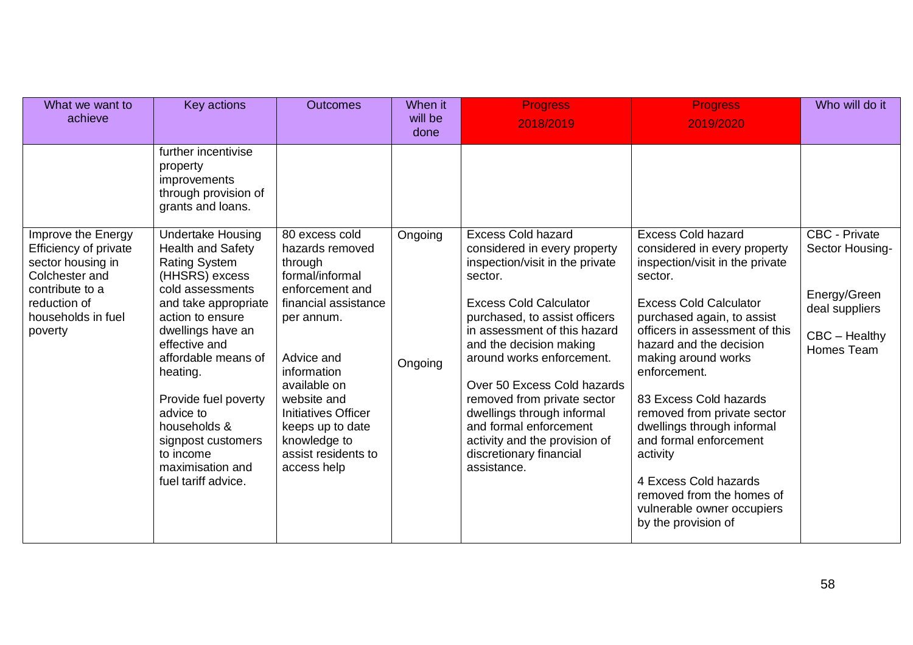| What we want to achieve | Key actions | Outcomes | When it will be done | Progress 2018/2019 | Progress 2019/2020 | Who will do it |
|---|---|---|---|---|---|---|
| | further incentivise property improvements through provision of grants and loans. | | | | | |
| Improve the Energy Efficiency of private sector housing in Colchester and contribute to a reduction of households in fuel poverty | Undertake Housing Health and Safety Rating System (HHSRS) excess cold assessments and take appropriate action to ensure dwellings have an effective and affordable means of heating.<br><br>Provide fuel poverty advice to households & signpost customers to income maximisation and fuel tariff advice. | 80 excess cold hazards removed through formal/informal enforcement and financial assistance per annum.<br><br>Advice and information available on website and Initiatives Officer keeps up to date knowledge to assist residents to access help | Ongoing<br><br>Ongoing | Excess Cold hazard considered in every property inspection/visit in the private sector.<br><br>Excess Cold Calculator purchased, to assist officers in assessment of this hazard and the decision making around works enforcement.<br><br>Over 50 Excess Cold hazards removed from private sector dwellings through informal and formal enforcement activity and the provision of discretionary financial assistance. | Excess Cold hazard considered in every property inspection/visit in the private sector.<br><br>Excess Cold Calculator purchased again, to assist officers in assessment of this hazard and the decision making around works enforcement.<br><br>83 Excess Cold hazards removed from private sector dwellings through informal and formal enforcement activity<br><br>4 Excess Cold hazards removed from the homes of vulnerable owner occupiers by the provision of | CBC - Private Sector Housing-<br><br>Energy/Green deal suppliers<br><br>CBC – Healthy Homes Team |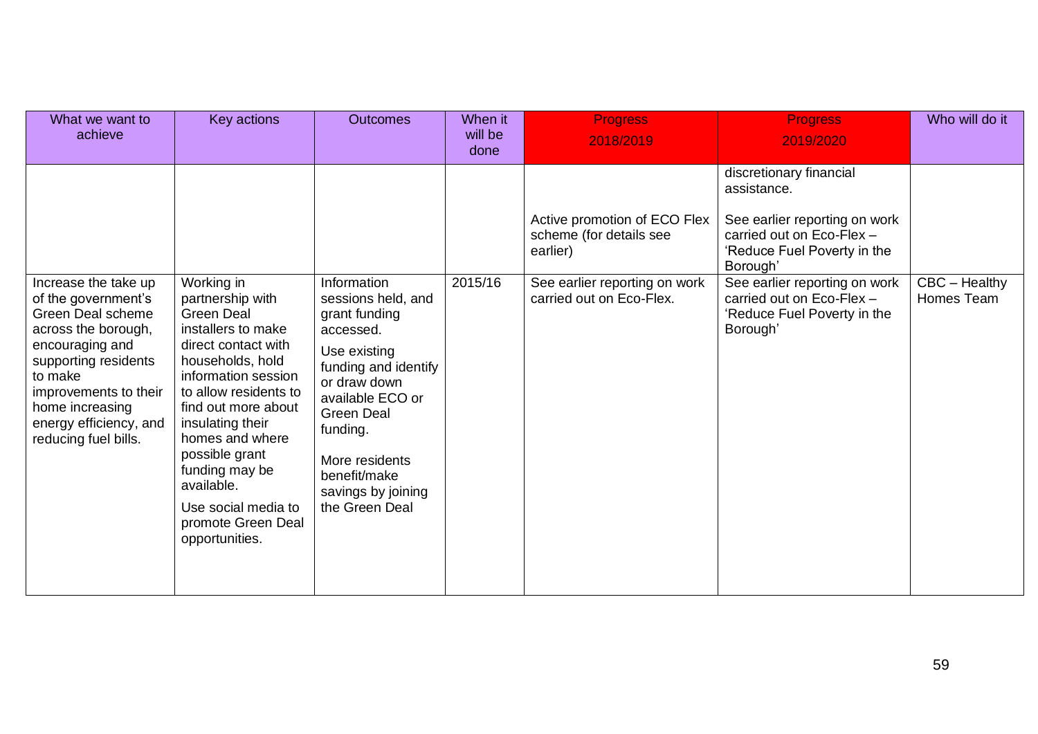| What we want to achieve | Key actions | Outcomes | When it will be done | Progress 2018/2019 | Progress 2019/2020 | Who will do it |
|---|---|---|---|---|---|---|
| | | | | Active promotion of ECO Flex scheme (for details see earlier) | discretionary financial assistance.<br><br>See earlier reporting on work carried out on Eco-Flex – 'Reduce Fuel Poverty in the Borough' | |
| Increase the take up of the government's Green Deal scheme across the borough, encouraging and supporting residents to make improvements to their home increasing energy efficiency, and reducing fuel bills. | Working in partnership with Green Deal installers to make direct contact with households, hold information session to allow residents to find out more about insulating their homes and where possible grant funding may be available.<br><br>Use social media to promote Green Deal opportunities. | Information sessions held, and grant funding accessed.<br><br>Use existing funding and identify or draw down available ECO or Green Deal funding.<br><br>More residents benefit/make savings by joining the Green Deal | 2015/16 | See earlier reporting on work carried out on Eco-Flex. | See earlier reporting on work carried out on Eco-Flex – 'Reduce Fuel Poverty in the Borough' | CBC – Healthy Homes Team |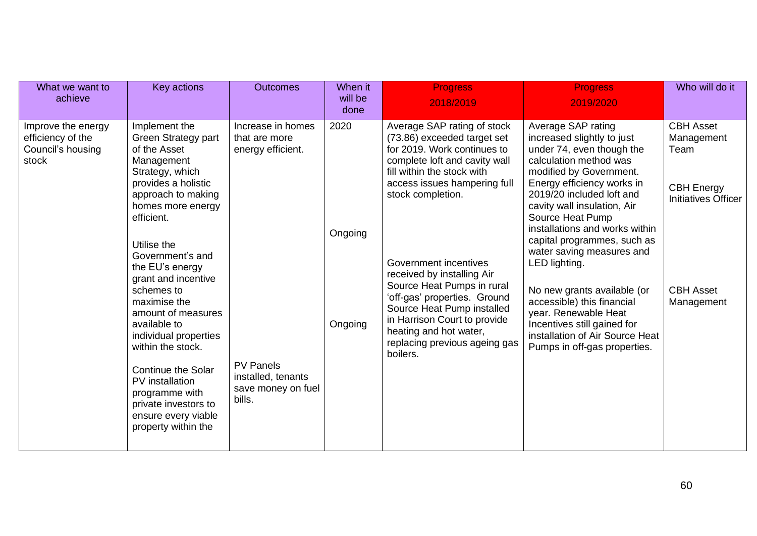| What we want to achieve | Key actions | Outcomes | When it will be done | Progress 2018/2019 | Progress 2019/2020 | Who will do it |
|---|---|---|---|---|---|---|
| Improve the energy efficiency of the Council's housing stock | Implement the Green Strategy part of the Asset Management Strategy, which provides a holistic approach to making homes more energy efficient. | Increase in homes that are more energy efficient. | 2020 | Average SAP rating of stock (73.86) exceeded target set for 2019. Work continues to complete loft and cavity wall fill within the stock with access issues hampering full stock completion. | Average SAP rating increased slightly to just under 74, even though the calculation method was modified by Government. Energy efficiency works in 2019/20 included loft and cavity wall insulation, Air Source Heat Pump installations and works within capital programmes, such as water saving measures and LED lighting. | CBH Asset Management Team<br><br>CBH Energy Initiatives Officer |
| | Utilise the Government's and the EU's energy grant and incentive schemes to maximise the amount of measures available to individual properties within the stock. | | Ongoing | Government incentives received by installing Air Source Heat Pumps in rural 'off-gas' properties. Ground Source Heat Pump installed in Harrison Court to provide heating and hot water, replacing previous ageing gas boilers. | No new grants available (or accessible) this financial year. Renewable Heat Incentives still gained for installation of Air Source Heat Pumps in off-gas properties. | CBH Asset Management |
| | Continue the Solar PV installation programme with private investors to ensure every viable property within the | PV Panels installed, tenants save money on fuel bills. | Ongoing | | | |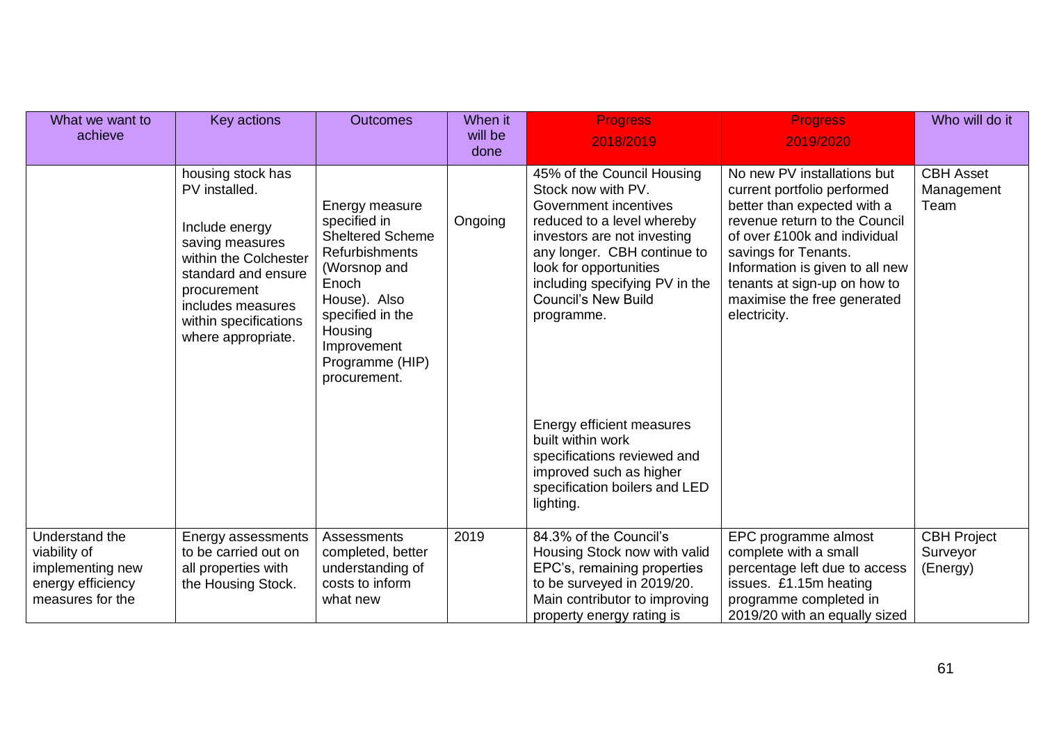| What we want to achieve | Key actions | Outcomes | When it will be done | Progress 2018/2019 | Progress 2019/2020 | Who will do it |
|---|---|---|---|---|---|---|
| | housing stock has PV installed.<br><br>Include energy saving measures within the Colchester standard and ensure procurement includes measures within specifications where appropriate. | Energy measure specified in Sheltered Scheme Refurbishments (Worsnop and Enoch House). Also specified in the Housing Improvement Programme (HIP) procurement. | Ongoing | 45% of the Council Housing Stock now with PV. Government incentives reduced to a level whereby investors are not investing any longer. CBH continue to look for opportunities including specifying PV in the Council's New Build programme.<br><br>Energy efficient measures built within work specifications reviewed and improved such as higher specification boilers and LED lighting. | No new PV installations but current portfolio performed better than expected with a revenue return to the Council of over £100k and individual savings for Tenants. Information is given to all new tenants at sign-up on how to maximise the free generated electricity. | CBH Asset Management Team |
| Understand the viability of implementing new energy efficiency measures for the | Energy assessments to be carried out on all properties with the Housing Stock. | Assessments completed, better understanding of costs to inform what new | 2019 | 84.3% of the Council's Housing Stock now with valid EPC's, remaining properties to be surveyed in 2019/20. Main contributor to improving property energy rating is | EPC programme almost complete with a small percentage left due to access issues. £1.15m heating programme completed in 2019/20 with an equally sized | CBH Project Surveyor (Energy) |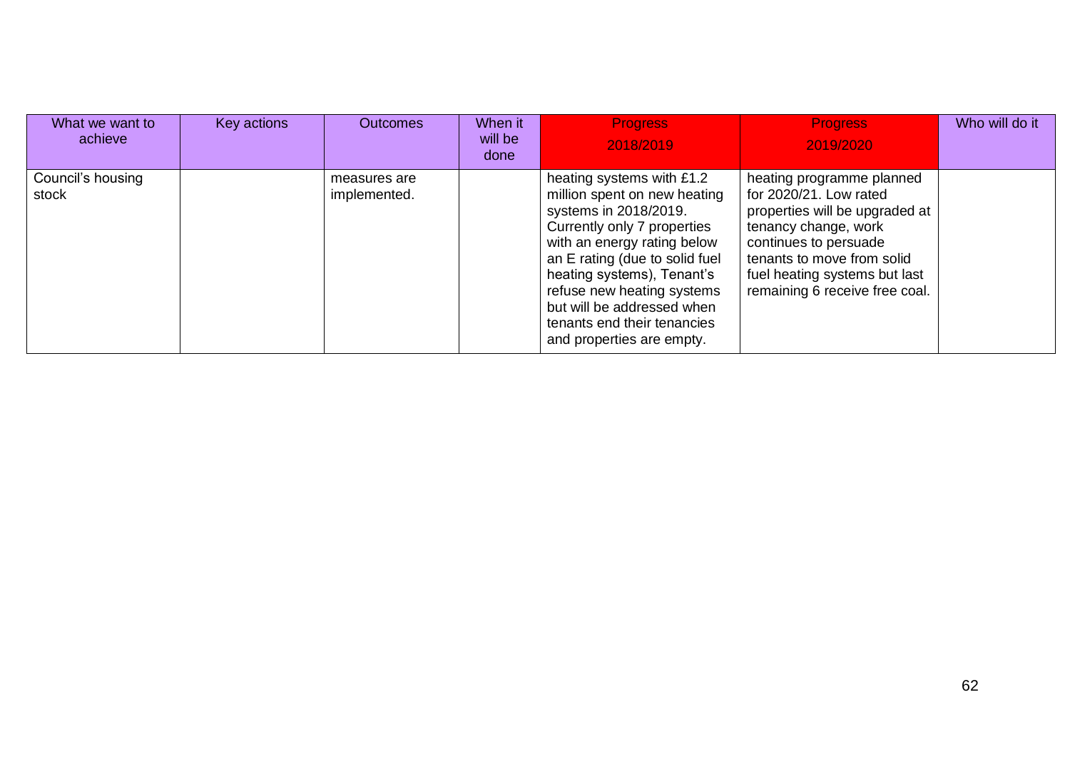| What we want to achieve | Key actions | Outcomes | When it will be done | Progress 2018/2019 | Progress 2019/2020 | Who will do it |
|---|---|---|---|---|---|---|
| Council's housing stock | | measures are implemented. | | heating systems with £1.2 million spent on new heating systems in 2018/2019. Currently only 7 properties with an energy rating below an E rating (due to solid fuel heating systems), Tenant's refuse new heating systems but will be addressed when tenants end their tenancies and properties are empty. | heating programme planned for 2020/21. Low rated properties will be upgraded at tenancy change, work continues to persuade tenants to move from solid fuel heating systems but last remaining 6 receive free coal. | |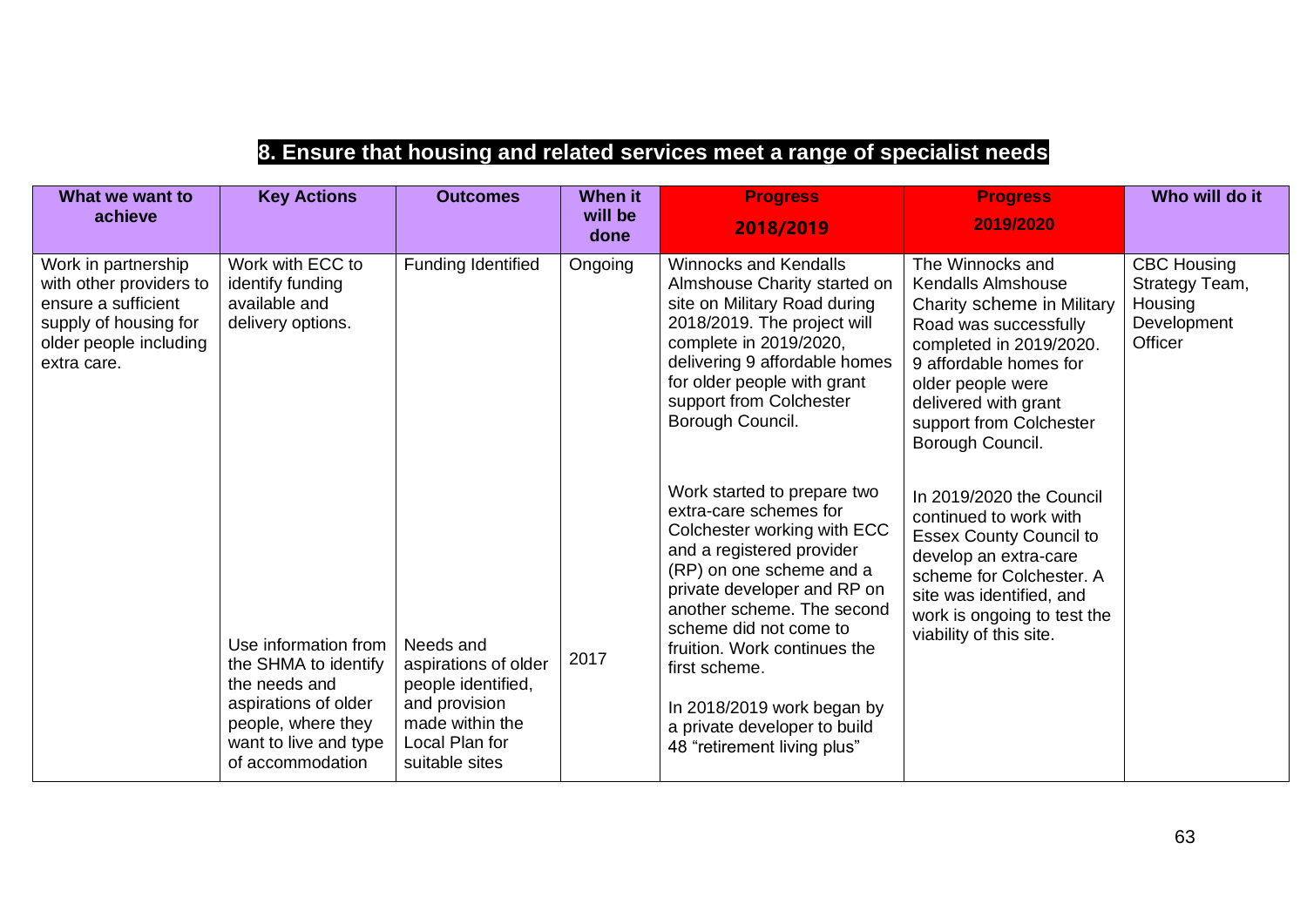## 8. Ensure that housing and related services meet a range of specialist needs

| What we want to achieve | Key Actions | Outcomes | When it will be done | Progress 2018/2019 | Progress 2019/2020 | Who will do it |
|---|---|---|---|---|---|---|
| Work in partnership with other providers to ensure a sufficient supply of housing for older people including extra care. | Work with ECC to identify funding available and delivery options. | Funding Identified | Ongoing | Winnocks and Kendalls Almshouse Charity started on site on Military Road during 2018/2019. The project will complete in 2019/2020, delivering 9 affordable homes for older people with grant support from Colchester Borough Council. | The Winnocks and Kendalls Almshouse Charity scheme in Military Road was successfully completed in 2019/2020. 9 affordable homes for older people were delivered with grant support from Colchester Borough Council. | CBC Housing Strategy Team, Housing Development Officer |
| | Use information from the SHMA to identify the needs and aspirations of older people, where they want to live and type of accommodation | Needs and aspirations of older people identified, and provision made within the Local Plan for suitable sites | 2017 | Work started to prepare two extra-care schemes for Colchester working with ECC and a registered provider (RP) on one scheme and a private developer and RP on another scheme. The second scheme did not come to fruition. Work continues the first scheme.<br><br>In 2018/2019 work began by a private developer to build 48 "retirement living plus" | In 2019/2020 the Council continued to work with Essex County Council to develop an extra-care scheme for Colchester. A site was identified, and work is ongoing to test the viability of this site. | |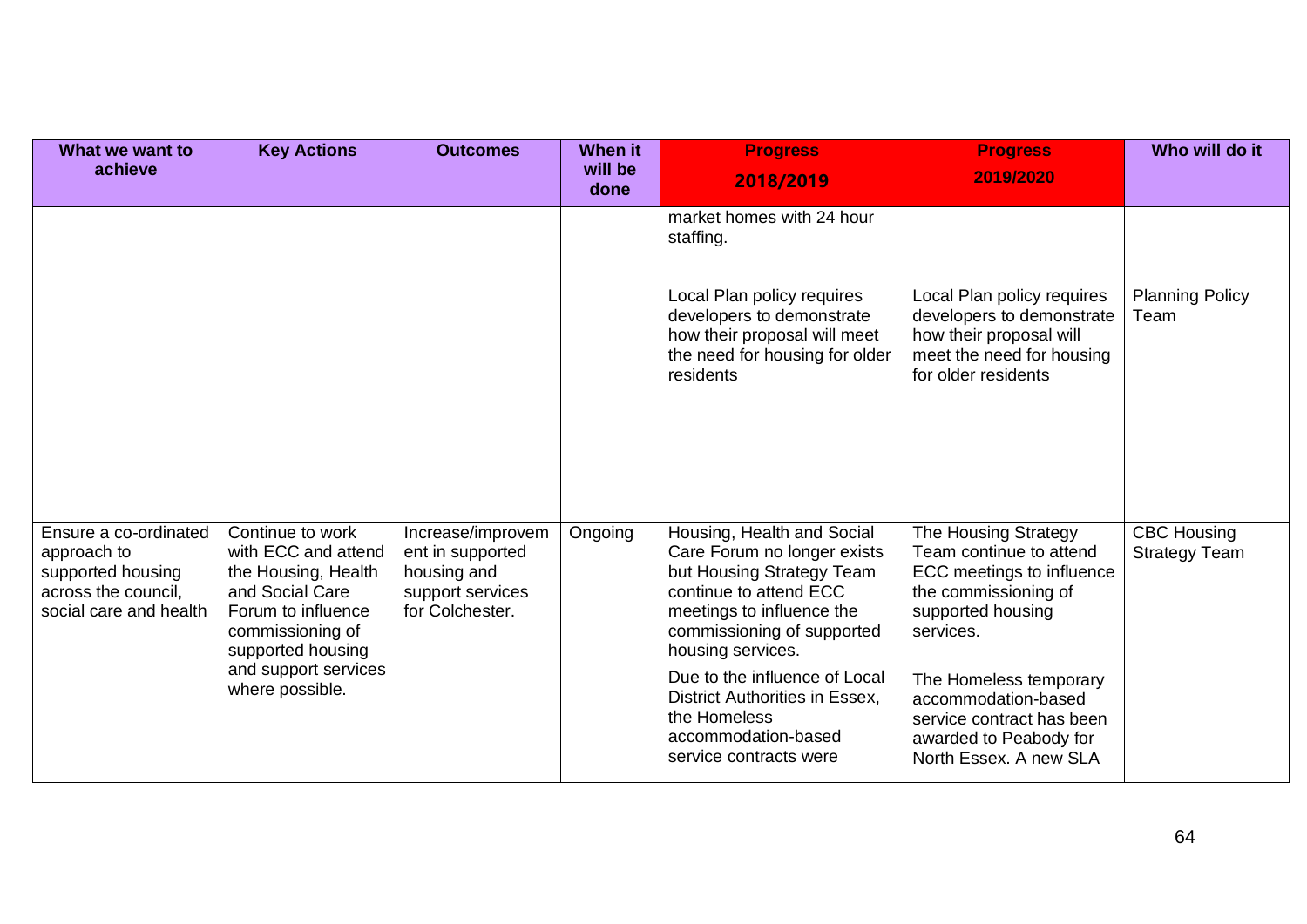| What we want to achieve | Key Actions | Outcomes | When it will be done | Progress 2018/2019 | Progress 2019/2020 | Who will do it |
|---|---|---|---|---|---|---|
| | | | | market homes with 24 hour staffing.<br><br>Local Plan policy requires developers to demonstrate how their proposal will meet the need for housing for older residents | Local Plan policy requires developers to demonstrate how their proposal will meet the need for housing for older residents | Planning Policy Team |
| Ensure a co-ordinated approach to supported housing across the council, social care and health | Continue to work with ECC and attend the Housing, Health and Social Care Forum to influence commissioning of supported housing and support services where possible. | Increase/improvement in supported housing and support services for Colchester. | Ongoing | Housing, Health and Social Care Forum no longer exists but Housing Strategy Team continue to attend ECC meetings to influence the commissioning of supported housing services.<br><br>Due to the influence of Local District Authorities in Essex, the Homeless accommodation-based service contracts were | The Housing Strategy Team continue to attend ECC meetings to influence the commissioning of supported housing services.<br><br>The Homeless temporary accommodation-based service contract has been awarded to Peabody for North Essex. A new SLA | CBC Housing Strategy Team |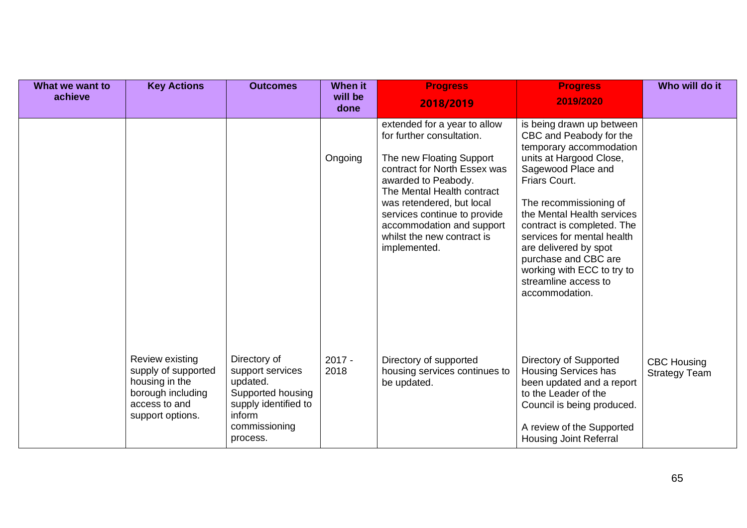| What we want to achieve | Key Actions | Outcomes | When it will be done | Progress 2018/2019 | Progress 2019/2020 | Who will do it |
|---|---|---|---|---|---|---|
| | | | Ongoing | extended for a year to allow for further consultation.<br><br>The new Floating Support contract for North Essex was awarded to Peabody. The Mental Health contract was retendered, but local services continue to provide accommodation and support whilst the new contract is implemented. | is being drawn up between CBC and Peabody for the temporary accommodation units at Hargood Close, Sagewood Place and Friars Court.<br><br>The recommissioning of the Mental Health services contract is completed. The services for mental health are delivered by spot purchase and CBC are working with ECC to try to streamline access to accommodation. | |
| | Review existing supply of supported housing in the borough including access to and support options. | Directory of support services updated. Supported housing supply identified to inform commissioning process. | 2017 - 2018 | Directory of supported housing services continues to be updated. | Directory of Supported Housing Services has been updated and a report to the Leader of the Council is being produced.<br><br>A review of the Supported Housing Joint Referral | CBC Housing Strategy Team |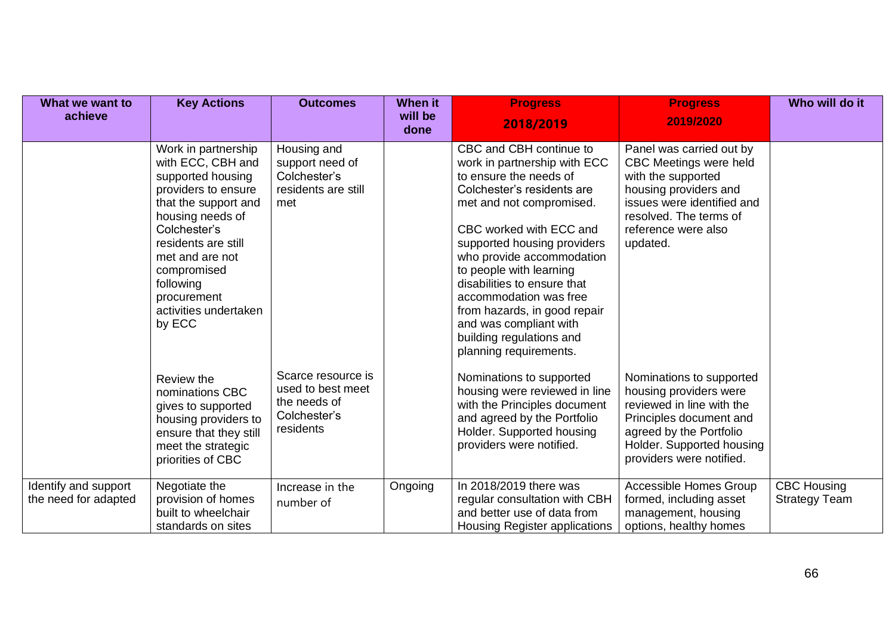| What we want to achieve | Key Actions | Outcomes | When it will be done | Progress 2018/2019 | Progress 2019/2020 | Who will do it |
|---|---|---|---|---|---|---|
| | Work in partnership with ECC, CBH and supported housing providers to ensure that the support and housing needs of Colchester's residents are still met and are not compromised following procurement activities undertaken by ECC | Housing and support need of Colchester's residents are still met | | CBC and CBH continue to work in partnership with ECC to ensure the needs of Colchester's residents are met and not compromised. CBC worked with ECC and supported housing providers who provide accommodation to people with learning disabilities to ensure that accommodation was free from hazards, in good repair and was compliant with building regulations and planning requirements. | Panel was carried out by CBC Meetings were held with the supported housing providers and issues were identified and resolved. The terms of reference were also updated. | |
| | Review the nominations CBC gives to supported housing providers to ensure that they still meet the strategic priorities of CBC | Scarce resource is used to best meet the needs of Colchester's residents | | Nominations to supported housing were reviewed in line with the Principles document and agreed by the Portfolio Holder. Supported housing providers were notified. | Nominations to supported housing providers were reviewed in line with the Principles document and agreed by the Portfolio Holder. Supported housing providers were notified. | |
| Identify and support the need for adapted | Negotiate the provision of homes built to wheelchair standards on sites | Increase in the number of | Ongoing | In 2018/2019 there was regular consultation with CBH and better use of data from Housing Register applications | Accessible Homes Group formed, including asset management, housing options, healthy homes | CBC Housing Strategy Team |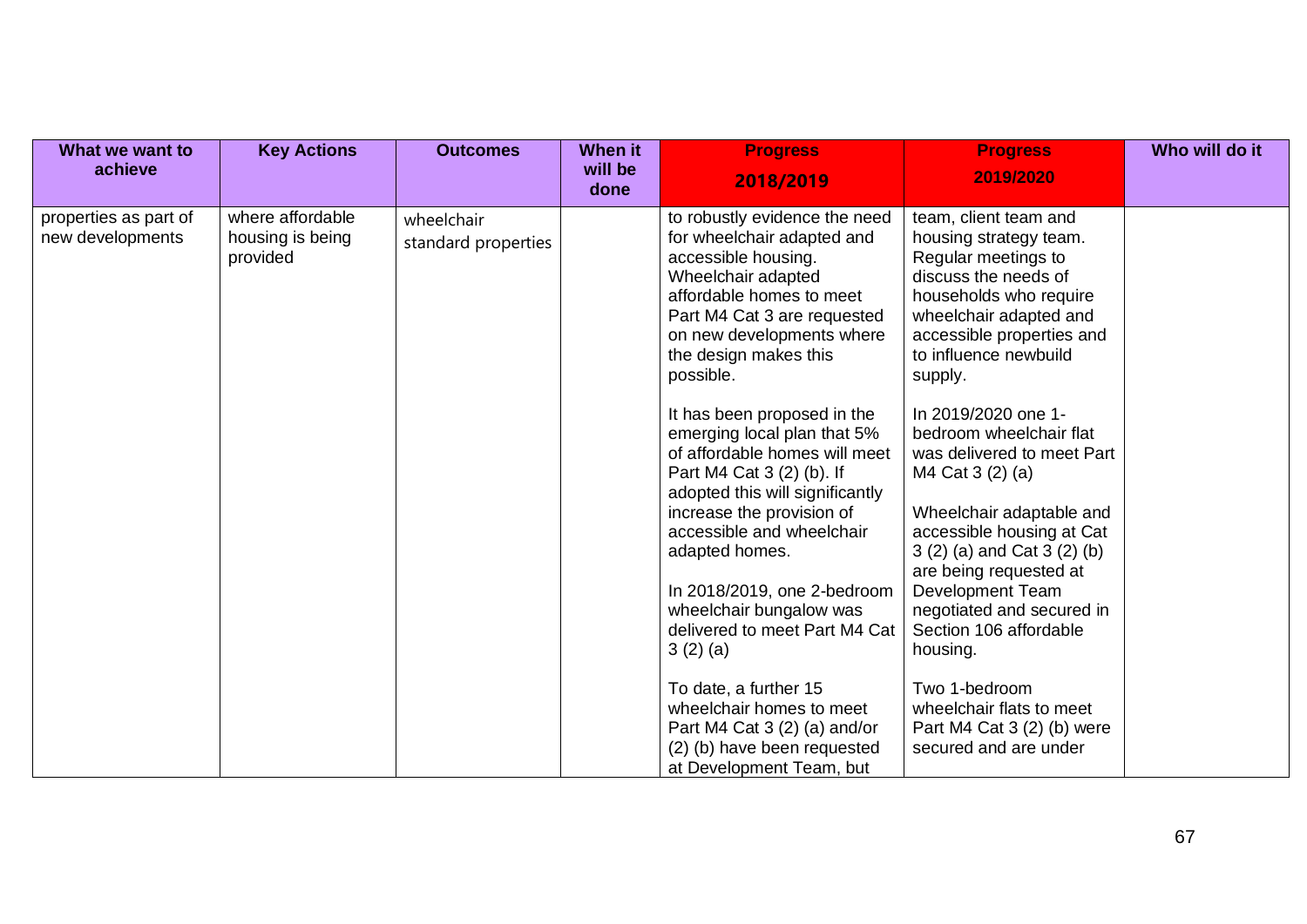| What we want to achieve | Key Actions | Outcomes | When it will be done | Progress 2018/2019 | Progress 2019/2020 | Who will do it |
|---|---|---|---|---|---|---|
| properties as part of new developments | where affordable housing is being provided | wheelchair standard properties | | to robustly evidence the need for wheelchair adapted and accessible housing. Wheelchair adapted affordable homes to meet Part M4 Cat 3 are requested on new developments where the design makes this possible.<br><br>It has been proposed in the emerging local plan that 5% of affordable homes will meet Part M4 Cat 3 (2) (b). If adopted this will significantly increase the provision of accessible and wheelchair adapted homes.<br><br>In 2018/2019, one 2-bedroom wheelchair bungalow was delivered to meet Part M4 Cat 3 (2) (a)<br><br>To date, a further 15 wheelchair homes to meet Part M4 Cat 3 (2) (a) and/or (2) (b) have been requested at Development Team, but | team, client team and housing strategy team. Regular meetings to discuss the needs of households who require wheelchair adapted and accessible properties and to influence newbuild supply.<br><br>In 2019/2020 one 1-bedroom wheelchair flat was delivered to meet Part M4 Cat 3 (2) (a)<br><br>Wheelchair adaptable and accessible housing at Cat 3 (2) (a) and Cat 3 (2) (b) are being requested at Development Team negotiated and secured in Section 106 affordable housing.<br><br>Two 1-bedroom wheelchair flats to meet Part M4 Cat 3 (2) (b) were secured and are under | |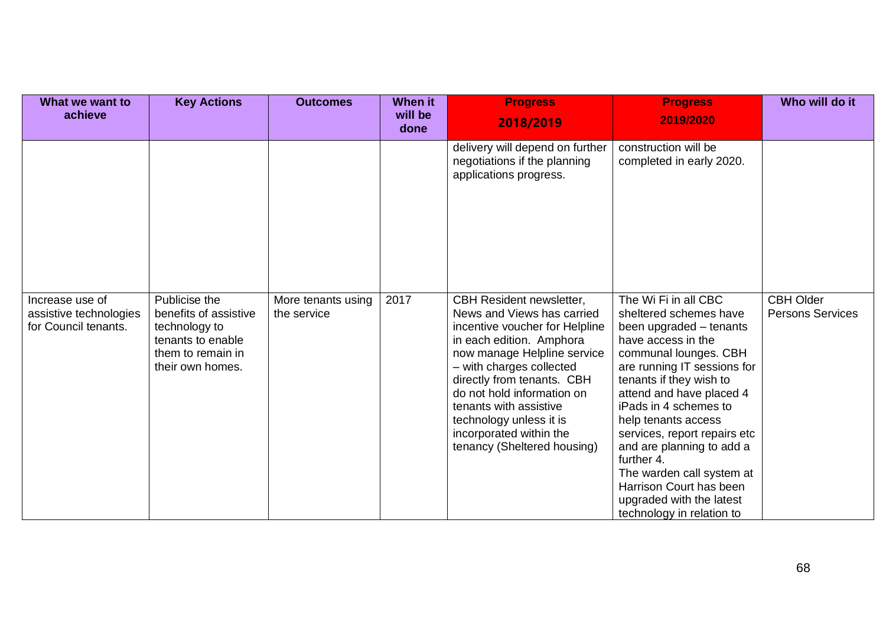| What we want to achieve | Key Actions | Outcomes | When it will be done | Progress 2018/2019 | Progress 2019/2020 | Who will do it |
|---|---|---|---|---|---|---|
| | | | | delivery will depend on further negotiations if the planning applications progress. | construction will be completed in early 2020. | |
| Increase use of assistive technologies for Council tenants. | Publicise the benefits of assistive technology to tenants to enable them to remain in their own homes. | More tenants using the service | 2017 | CBH Resident newsletter, News and Views has carried incentive voucher for Helpline in each edition. Amphora now manage Helpline service – with charges collected directly from tenants. CBH do not hold information on tenants with assistive technology unless it is incorporated within the tenancy (Sheltered housing) | The Wi Fi in all CBC sheltered schemes have been upgraded – tenants have access in the communal lounges. CBH are running IT sessions for tenants if they wish to attend and have placed 4 iPads in 4 schemes to help tenants access services, report repairs etc and are planning to add a further 4.<br>The warden call system at Harrison Court has been upgraded with the latest technology in relation to | CBH Older Persons Services |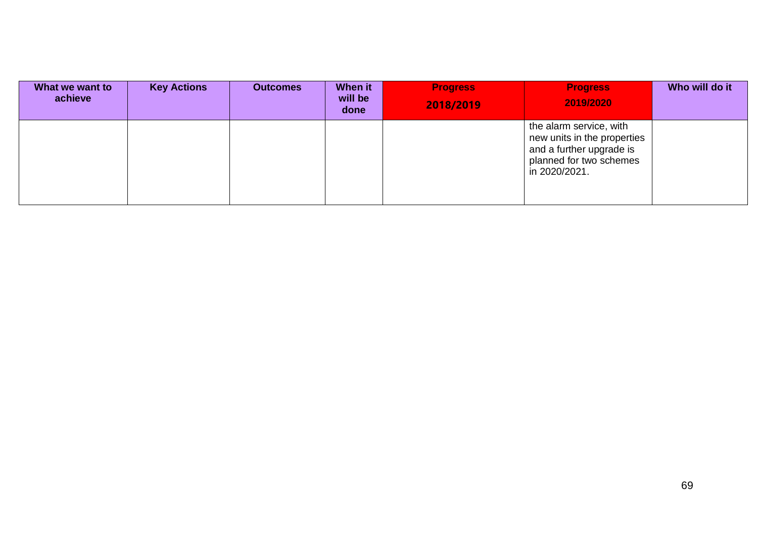| What we want to achieve | Key Actions | Outcomes | When it will be done | Progress 2018/2019 | Progress 2019/2020 | Who will do it |
|---|---|---|---|---|---|---|
| | | | | | the alarm service, with new units in the properties and a further upgrade is planned for two schemes in 2020/2021. | |